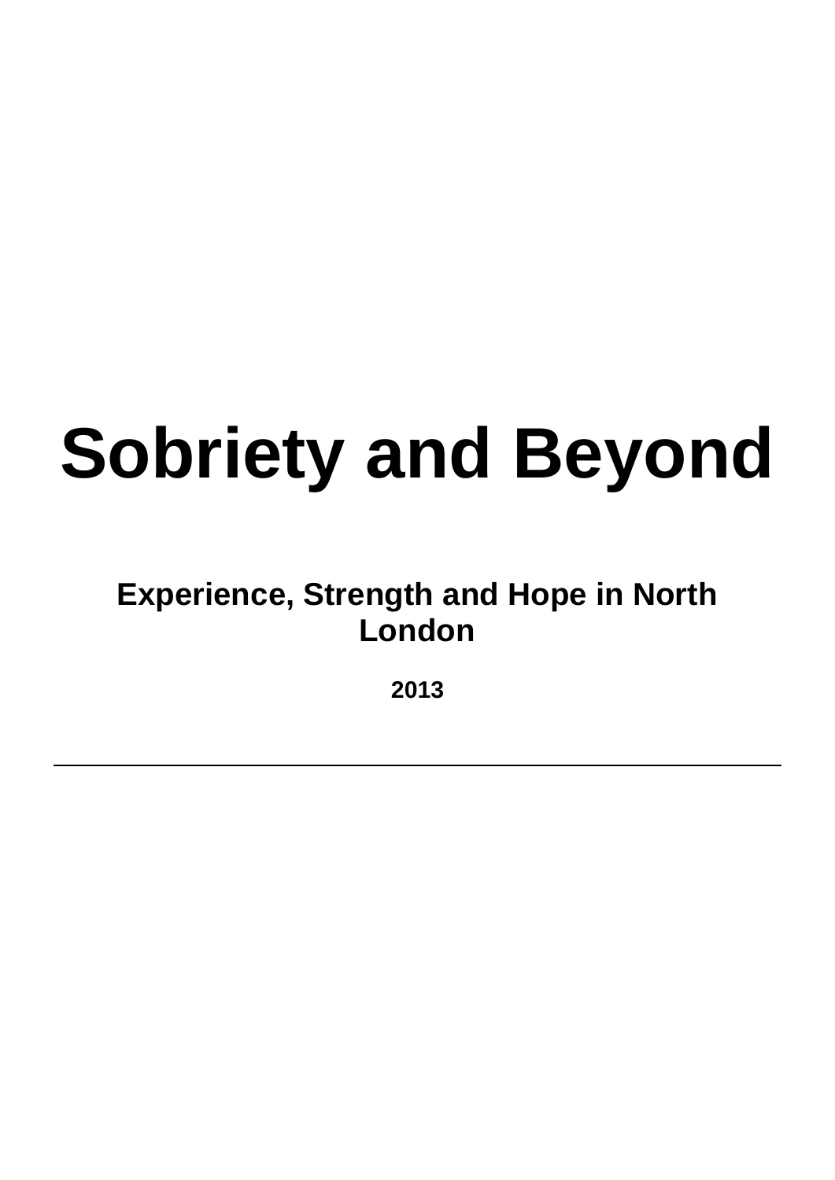# Sobriety and Beyond

## Experience, Strength and Hope in North London

**2013**

---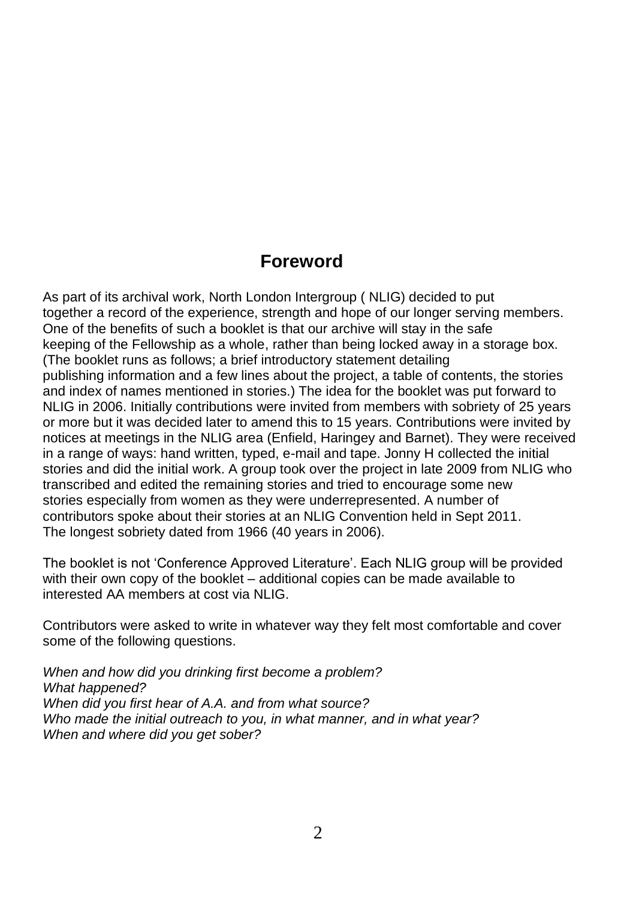## Foreword

As part of its archival work, North London Intergroup ( NLIG) decided to put together a record of the experience, strength and hope of our longer serving members. One of the benefits of such a booklet is that our archive will stay in the safe keeping of the Fellowship as a whole, rather than being locked away in a storage box. (The booklet runs as follows; a brief introductory statement detailing publishing information and a few lines about the project, a table of contents, the stories and index of names mentioned in stories.) The idea for the booklet was put forward to NLIG in 2006. Initially contributions were invited from members with sobriety of 25 years or more but it was decided later to amend this to 15 years. Contributions were invited by notices at meetings in the NLIG area (Enfield, Haringey and Barnet). They were received in a range of ways: hand written, typed, e-mail and tape. Jonny H collected the initial stories and did the initial work. A group took over the project in late 2009 from NLIG who transcribed and edited the remaining stories and tried to encourage some new stories especially from women as they were underrepresented. A number of contributors spoke about their stories at an NLIG Convention held in Sept 2011. The longest sobriety dated from 1966 (40 years in 2006).

The booklet is not 'Conference Approved Literature'. Each NLIG group will be provided with their own copy of the booklet – additional copies can be made available to interested AA members at cost via NLIG.

Contributors were asked to write in whatever way they felt most comfortable and cover some of the following questions.

*When and how did you drinking first become a problem?*
*What happened?*
*When did you first hear of A.A. and from what source?*
*Who made the initial outreach to you, in what manner, and in what year?*
*When and where did you get sober?*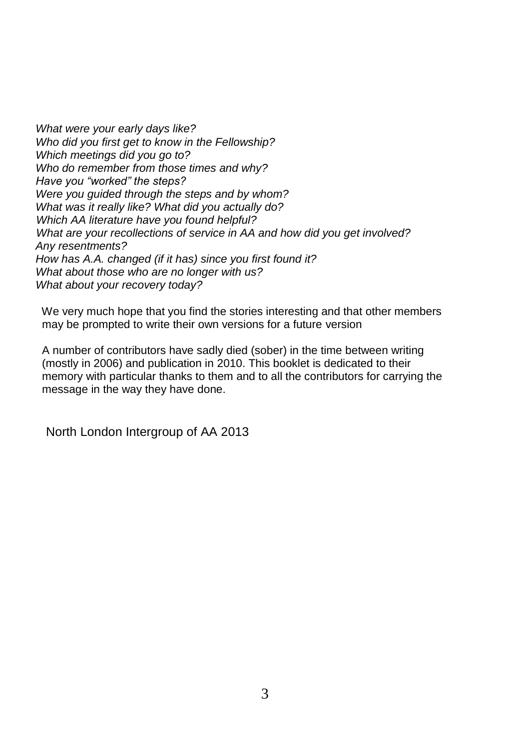*What were your early days like?*
*Who did you first get to know in the Fellowship?*
*Which meetings did you go to?*
*Who do remember from those times and why?*
*Have you "worked" the steps?*
*Were you guided through the steps and by whom?*
*What was it really like? What did you actually do?*
*Which AA literature have you found helpful?*
*What are your recollections of service in AA and how did you get involved?*
*Any resentments?*
*How has A.A. changed (if it has) since you first found it?*
*What about those who are no longer with us?*
*What about your recovery today?*

We very much hope that you find the stories interesting and that other members may be prompted to write their own versions for a future version

A number of contributors have sadly died (sober) in the time between writing (mostly in 2006) and publication in 2010. This booklet is dedicated to their memory with particular thanks to them and to all the contributors for carrying the message in the way they have done.

North London Intergroup of AA 2013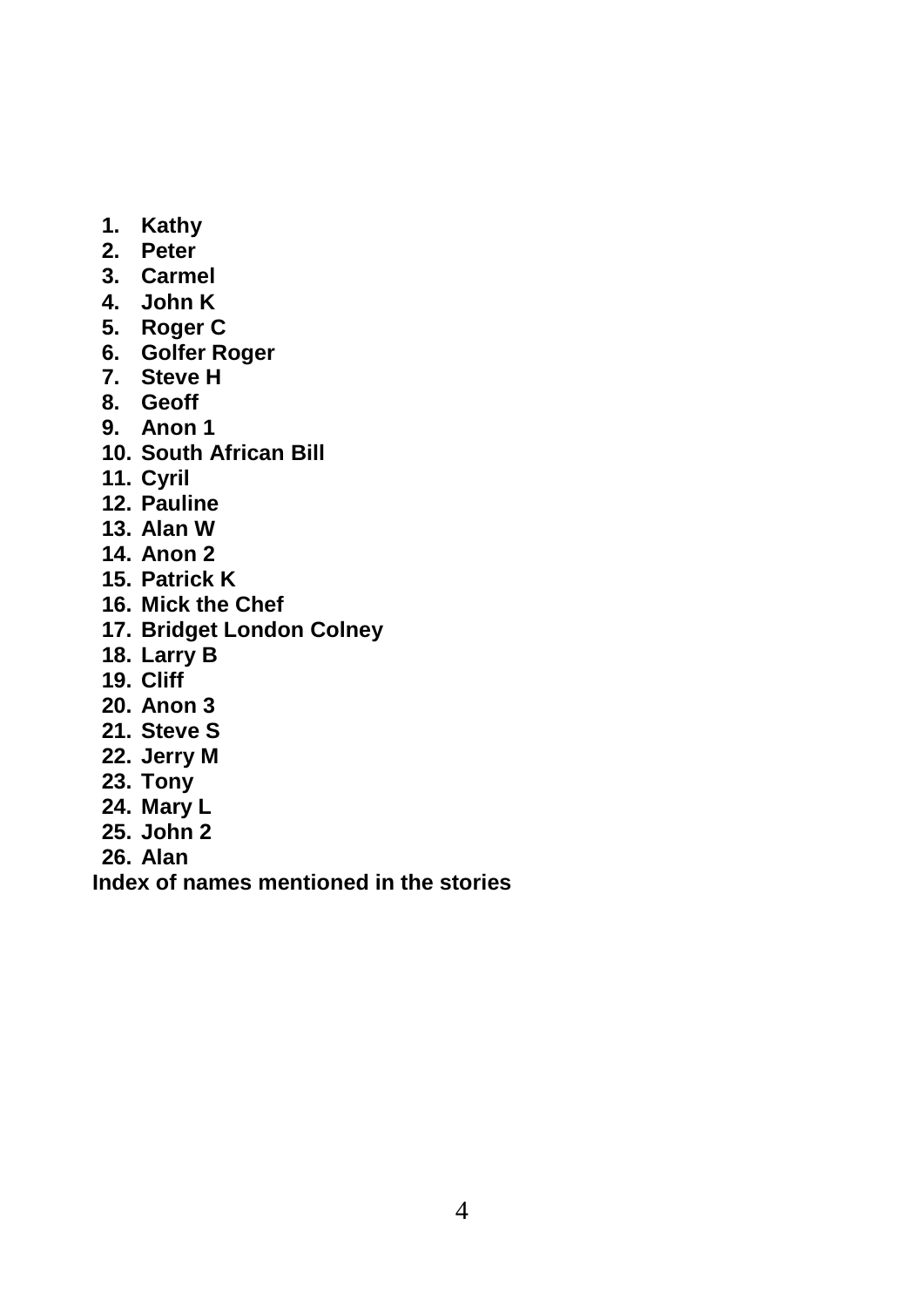1. **Kathy**
2. **Peter**
3. **Carmel**
4. **John K**
5. **Roger C**
6. **Golfer Roger**
7. **Steve H**
8. **Geoff**
9. **Anon 1**
10. **South African Bill**
11. **Cyril**
12. **Pauline**
13. **Alan W**
14. **Anon 2**
15. **Patrick K**
16. **Mick the Chef**
17. **Bridget London Colney**
18. **Larry B**
19. **Cliff**
20. **Anon 3**
21. **Steve S**
22. **Jerry M**
23. **Tony**
24. **Mary L**
25. **John 2**
26. **Alan**

**Index of names mentioned in the stories**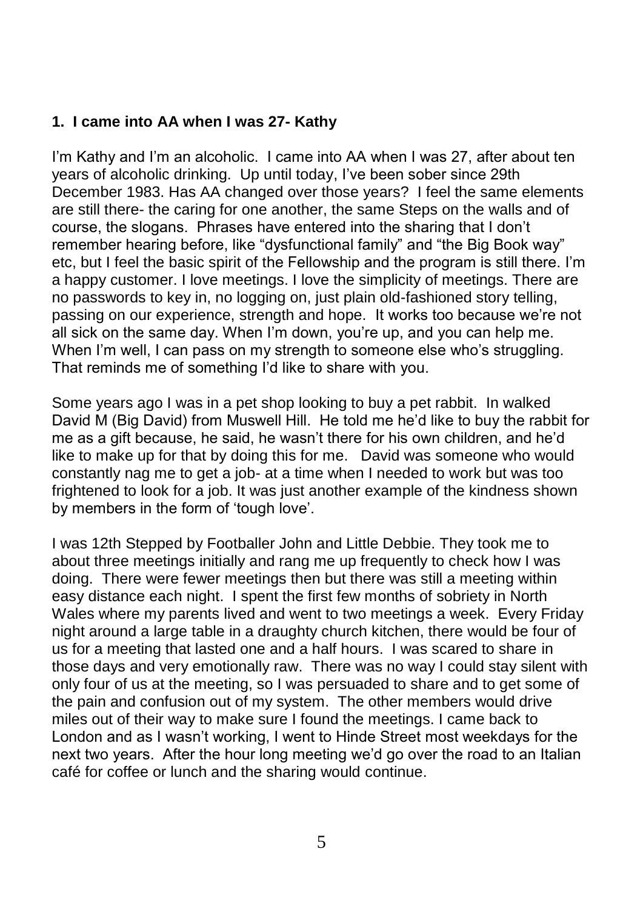### 1. I came into AA when I was 27- Kathy

I'm Kathy and I'm an alcoholic. I came into AA when I was 27, after about ten years of alcoholic drinking. Up until today, I've been sober since 29th December 1983. Has AA changed over those years? I feel the same elements are still there- the caring for one another, the same Steps on the walls and of course, the slogans. Phrases have entered into the sharing that I don't remember hearing before, like "dysfunctional family" and "the Big Book way" etc, but I feel the basic spirit of the Fellowship and the program is still there. I'm a happy customer. I love meetings. I love the simplicity of meetings. There are no passwords to key in, no logging on, just plain old-fashioned story telling, passing on our experience, strength and hope. It works too because we're not all sick on the same day. When I'm down, you're up, and you can help me. When I'm well, I can pass on my strength to someone else who's struggling. That reminds me of something I'd like to share with you.

Some years ago I was in a pet shop looking to buy a pet rabbit. In walked David M (Big David) from Muswell Hill. He told me he'd like to buy the rabbit for me as a gift because, he said, he wasn't there for his own children, and he'd like to make up for that by doing this for me. David was someone who would constantly nag me to get a job- at a time when I needed to work but was too frightened to look for a job. It was just another example of the kindness shown by members in the form of 'tough love'.

I was 12th Stepped by Footballer John and Little Debbie. They took me to about three meetings initially and rang me up frequently to check how I was doing. There were fewer meetings then but there was still a meeting within easy distance each night. I spent the first few months of sobriety in North Wales where my parents lived and went to two meetings a week. Every Friday night around a large table in a draughty church kitchen, there would be four of us for a meeting that lasted one and a half hours. I was scared to share in those days and very emotionally raw. There was no way I could stay silent with only four of us at the meeting, so I was persuaded to share and to get some of the pain and confusion out of my system. The other members would drive miles out of their way to make sure I found the meetings. I came back to London and as I wasn't working, I went to Hinde Street most weekdays for the next two years. After the hour long meeting we'd go over the road to an Italian café for coffee or lunch and the sharing would continue.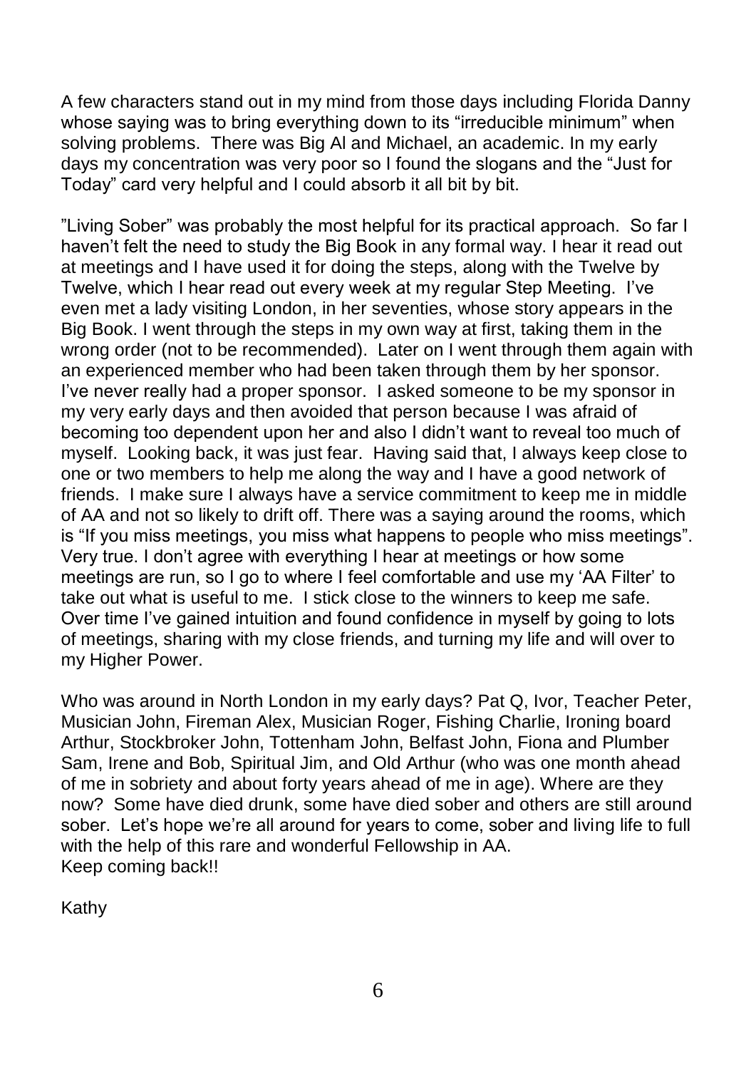A few characters stand out in my mind from those days including Florida Danny whose saying was to bring everything down to its "irreducible minimum" when solving problems. There was Big Al and Michael, an academic. In my early days my concentration was very poor so I found the slogans and the "Just for Today" card very helpful and I could absorb it all bit by bit.

"Living Sober" was probably the most helpful for its practical approach. So far I haven't felt the need to study the Big Book in any formal way. I hear it read out at meetings and I have used it for doing the steps, along with the Twelve by Twelve, which I hear read out every week at my regular Step Meeting. I've even met a lady visiting London, in her seventies, whose story appears in the Big Book. I went through the steps in my own way at first, taking them in the wrong order (not to be recommended). Later on I went through them again with an experienced member who had been taken through them by her sponsor. I've never really had a proper sponsor. I asked someone to be my sponsor in my very early days and then avoided that person because I was afraid of becoming too dependent upon her and also I didn't want to reveal too much of myself. Looking back, it was just fear. Having said that, I always keep close to one or two members to help me along the way and I have a good network of friends. I make sure I always have a service commitment to keep me in middle of AA and not so likely to drift off. There was a saying around the rooms, which is "If you miss meetings, you miss what happens to people who miss meetings". Very true. I don't agree with everything I hear at meetings or how some meetings are run, so I go to where I feel comfortable and use my 'AA Filter' to take out what is useful to me. I stick close to the winners to keep me safe. Over time I've gained intuition and found confidence in myself by going to lots of meetings, sharing with my close friends, and turning my life and will over to my Higher Power.

Who was around in North London in my early days? Pat Q, Ivor, Teacher Peter, Musician John, Fireman Alex, Musician Roger, Fishing Charlie, Ironing board Arthur, Stockbroker John, Tottenham John, Belfast John, Fiona and Plumber Sam, Irene and Bob, Spiritual Jim, and Old Arthur (who was one month ahead of me in sobriety and about forty years ahead of me in age). Where are they now? Some have died drunk, some have died sober and others are still around sober. Let's hope we're all around for years to come, sober and living life to full with the help of this rare and wonderful Fellowship in AA.
Keep coming back!!

Kathy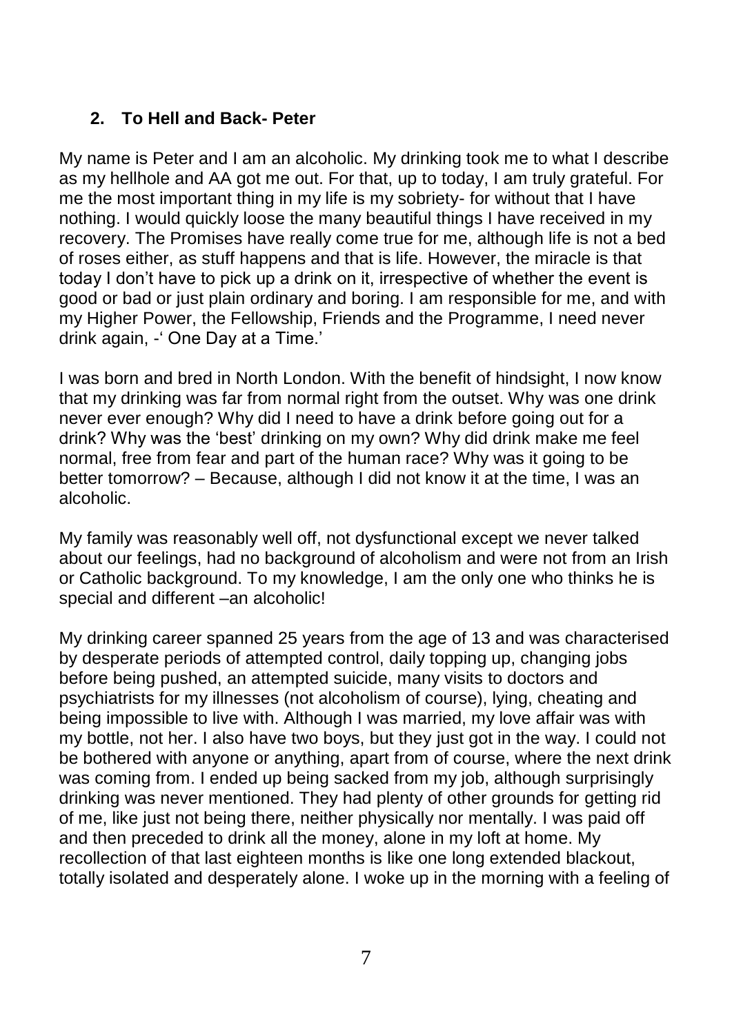## 2. To Hell and Back- Peter

My name is Peter and I am an alcoholic. My drinking took me to what I describe as my hellhole and AA got me out. For that, up to today, I am truly grateful. For me the most important thing in my life is my sobriety- for without that I have nothing. I would quickly loose the many beautiful things I have received in my recovery. The Promises have really come true for me, although life is not a bed of roses either, as stuff happens and that is life. However, the miracle is that today I don't have to pick up a drink on it, irrespective of whether the event is good or bad or just plain ordinary and boring. I am responsible for me, and with my Higher Power, the Fellowship, Friends and the Programme, I need never drink again, -' One Day at a Time.'

I was born and bred in North London. With the benefit of hindsight, I now know that my drinking was far from normal right from the outset. Why was one drink never ever enough? Why did I need to have a drink before going out for a drink? Why was the 'best' drinking on my own? Why did drink make me feel normal, free from fear and part of the human race? Why was it going to be better tomorrow? – Because, although I did not know it at the time, I was an alcoholic.

My family was reasonably well off, not dysfunctional except we never talked about our feelings, had no background of alcoholism and were not from an Irish or Catholic background. To my knowledge, I am the only one who thinks he is special and different –an alcoholic!

My drinking career spanned 25 years from the age of 13 and was characterised by desperate periods of attempted control, daily topping up, changing jobs before being pushed, an attempted suicide, many visits to doctors and psychiatrists for my illnesses (not alcoholism of course), lying, cheating and being impossible to live with. Although I was married, my love affair was with my bottle, not her. I also have two boys, but they just got in the way. I could not be bothered with anyone or anything, apart from of course, where the next drink was coming from. I ended up being sacked from my job, although surprisingly drinking was never mentioned. They had plenty of other grounds for getting rid of me, like just not being there, neither physically nor mentally. I was paid off and then preceded to drink all the money, alone in my loft at home. My recollection of that last eighteen months is like one long extended blackout, totally isolated and desperately alone. I woke up in the morning with a feeling of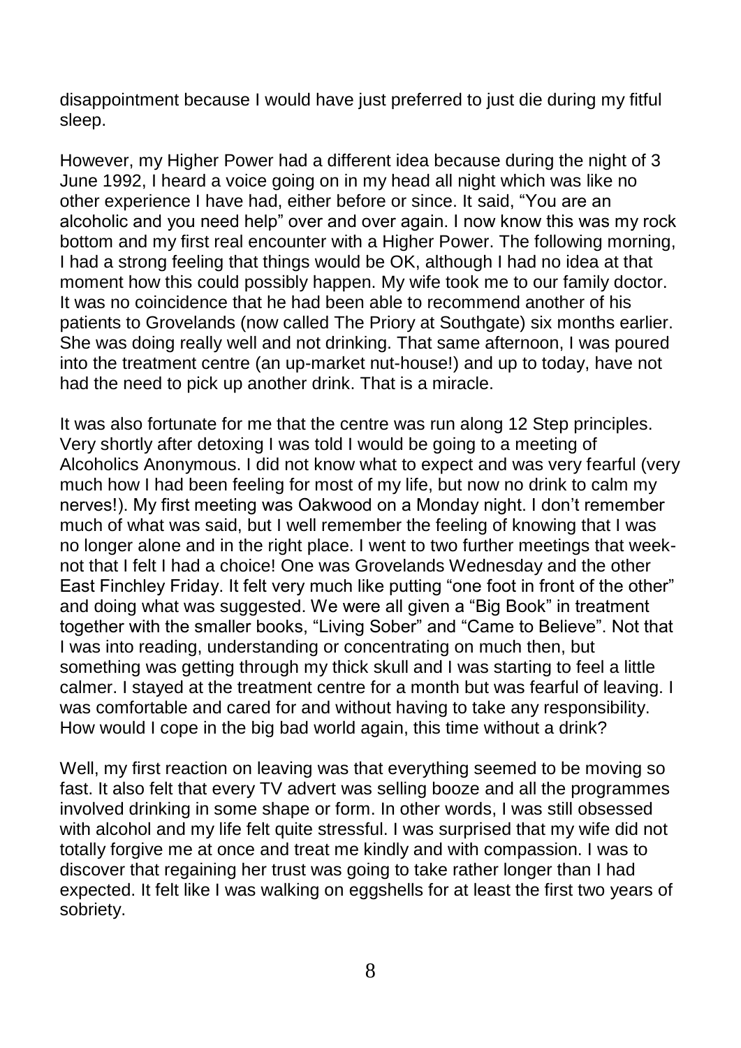disappointment because I would have just preferred to just die during my fitful sleep.

However, my Higher Power had a different idea because during the night of 3 June 1992, I heard a voice going on in my head all night which was like no other experience I have had, either before or since. It said, “You are an alcoholic and you need help” over and over again. I now know this was my rock bottom and my first real encounter with a Higher Power. The following morning, I had a strong feeling that things would be OK, although I had no idea at that moment how this could possibly happen. My wife took me to our family doctor. It was no coincidence that he had been able to recommend another of his patients to Grovelands (now called The Priory at Southgate) six months earlier. She was doing really well and not drinking. That same afternoon, I was poured into the treatment centre (an up-market nut-house!) and up to today, have not had the need to pick up another drink. That is a miracle.

It was also fortunate for me that the centre was run along 12 Step principles. Very shortly after detoxing I was told I would be going to a meeting of Alcoholics Anonymous. I did not know what to expect and was very fearful (very much how I had been feeling for most of my life, but now no drink to calm my nerves!). My first meeting was Oakwood on a Monday night. I don’t remember much of what was said, but I well remember the feeling of knowing that I was no longer alone and in the right place. I went to two further meetings that week-not that I felt I had a choice! One was Grovelands Wednesday and the other East Finchley Friday. It felt very much like putting “one foot in front of the other” and doing what was suggested. We were all given a “Big Book” in treatment together with the smaller books, “Living Sober” and “Came to Believe”. Not that I was into reading, understanding or concentrating on much then, but something was getting through my thick skull and I was starting to feel a little calmer. I stayed at the treatment centre for a month but was fearful of leaving. I was comfortable and cared for and without having to take any responsibility. How would I cope in the big bad world again, this time without a drink?

Well, my first reaction on leaving was that everything seemed to be moving so fast. It also felt that every TV advert was selling booze and all the programmes involved drinking in some shape or form. In other words, I was still obsessed with alcohol and my life felt quite stressful. I was surprised that my wife did not totally forgive me at once and treat me kindly and with compassion. I was to discover that regaining her trust was going to take rather longer than I had expected. It felt like I was walking on eggshells for at least the first two years of sobriety.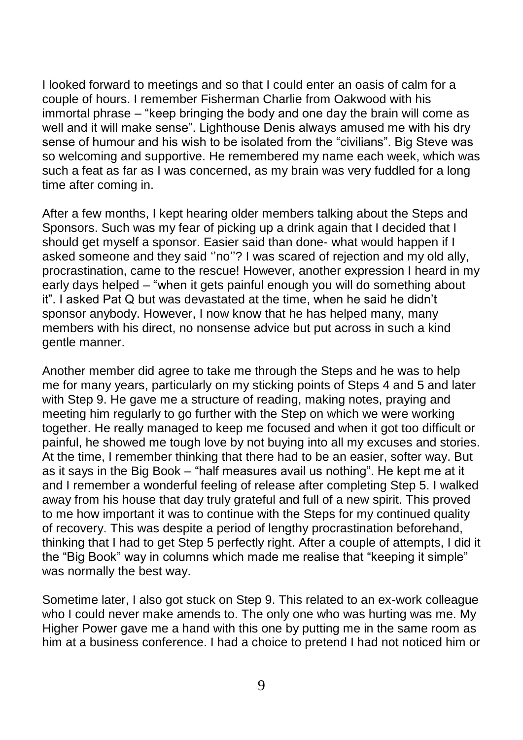I looked forward to meetings and so that I could enter an oasis of calm for a couple of hours. I remember Fisherman Charlie from Oakwood with his immortal phrase – "keep bringing the body and one day the brain will come as well and it will make sense". Lighthouse Denis always amused me with his dry sense of humour and his wish to be isolated from the "civilians". Big Steve was so welcoming and supportive. He remembered my name each week, which was such a feat as far as I was concerned, as my brain was very fuddled for a long time after coming in.

After a few months, I kept hearing older members talking about the Steps and Sponsors. Such was my fear of picking up a drink again that I decided that I should get myself a sponsor. Easier said than done- what would happen if I asked someone and they said ''no''? I was scared of rejection and my old ally, procrastination, came to the rescue! However, another expression I heard in my early days helped – "when it gets painful enough you will do something about it". I asked Pat Q but was devastated at the time, when he said he didn't sponsor anybody. However, I now know that he has helped many, many members with his direct, no nonsense advice but put across in such a kind gentle manner.

Another member did agree to take me through the Steps and he was to help me for many years, particularly on my sticking points of Steps 4 and 5 and later with Step 9. He gave me a structure of reading, making notes, praying and meeting him regularly to go further with the Step on which we were working together. He really managed to keep me focused and when it got too difficult or painful, he showed me tough love by not buying into all my excuses and stories. At the time, I remember thinking that there had to be an easier, softer way. But as it says in the Big Book – "half measures avail us nothing". He kept me at it and I remember a wonderful feeling of release after completing Step 5. I walked away from his house that day truly grateful and full of a new spirit. This proved to me how important it was to continue with the Steps for my continued quality of recovery. This was despite a period of lengthy procrastination beforehand, thinking that I had to get Step 5 perfectly right. After a couple of attempts, I did it the "Big Book" way in columns which made me realise that "keeping it simple" was normally the best way.

Sometime later, I also got stuck on Step 9. This related to an ex-work colleague who I could never make amends to. The only one who was hurting was me. My Higher Power gave me a hand with this one by putting me in the same room as him at a business conference. I had a choice to pretend I had not noticed him or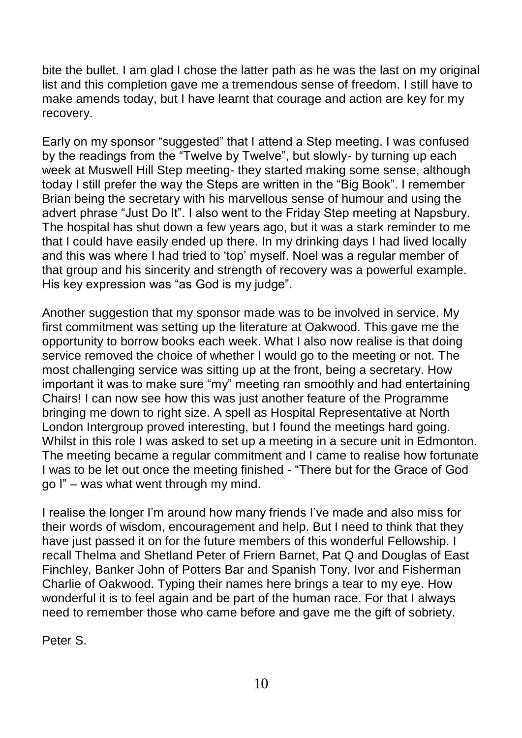bite the bullet. I am glad I chose the latter path as he was the last on my original list and this completion gave me a tremendous sense of freedom. I still have to make amends today, but I have learnt that courage and action are key for my recovery.

Early on my sponsor "suggested" that I attend a Step meeting. I was confused by the readings from the "Twelve by Twelve", but slowly- by turning up each week at Muswell Hill Step meeting- they started making some sense, although today I still prefer the way the Steps are written in the "Big Book". I remember Brian being the secretary with his marvellous sense of humour and using the advert phrase "Just Do It". I also went to the Friday Step meeting at Napsbury. The hospital has shut down a few years ago, but it was a stark reminder to me that I could have easily ended up there. In my drinking days I had lived locally and this was where I had tried to 'top' myself. Noel was a regular member of that group and his sincerity and strength of recovery was a powerful example. His key expression was "as God is my judge".

Another suggestion that my sponsor made was to be involved in service. My first commitment was setting up the literature at Oakwood. This gave me the opportunity to borrow books each week. What I also now realise is that doing service removed the choice of whether I would go to the meeting or not. The most challenging service was sitting up at the front, being a secretary. How important it was to make sure "my" meeting ran smoothly and had entertaining Chairs! I can now see how this was just another feature of the Programme bringing me down to right size. A spell as Hospital Representative at North London Intergroup proved interesting, but I found the meetings hard going. Whilst in this role I was asked to set up a meeting in a secure unit in Edmonton. The meeting became a regular commitment and I came to realise how fortunate I was to be let out once the meeting finished - "There but for the Grace of God go I" – was what went through my mind.

I realise the longer I'm around how many friends I've made and also miss for their words of wisdom, encouragement and help. But I need to think that they have just passed it on for the future members of this wonderful Fellowship. I recall Thelma and Shetland Peter of Friern Barnet, Pat Q and Douglas of East Finchley, Banker John of Potters Bar and Spanish Tony, Ivor and Fisherman Charlie of Oakwood. Typing their names here brings a tear to my eye. How wonderful it is to feel again and be part of the human race. For that I always need to remember those who came before and gave me the gift of sobriety.

Peter S.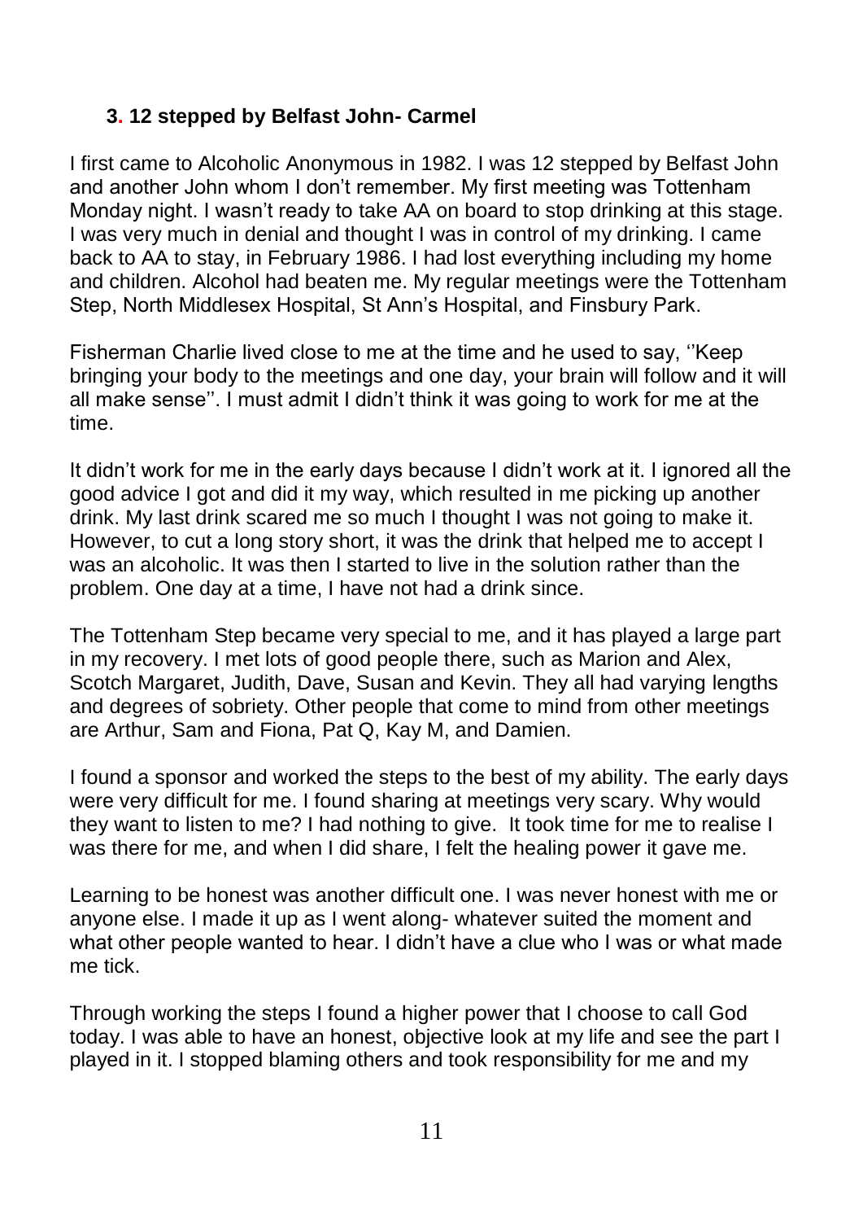### 3. 12 stepped by Belfast John- Carmel

I first came to Alcoholic Anonymous in 1982. I was 12 stepped by Belfast John and another John whom I don't remember. My first meeting was Tottenham Monday night. I wasn't ready to take AA on board to stop drinking at this stage. I was very much in denial and thought I was in control of my drinking. I came back to AA to stay, in February 1986. I had lost everything including my home and children. Alcohol had beaten me. My regular meetings were the Tottenham Step, North Middlesex Hospital, St Ann's Hospital, and Finsbury Park.

Fisherman Charlie lived close to me at the time and he used to say, ''Keep bringing your body to the meetings and one day, your brain will follow and it will all make sense''. I must admit I didn't think it was going to work for me at the time.

It didn't work for me in the early days because I didn't work at it. I ignored all the good advice I got and did it my way, which resulted in me picking up another drink. My last drink scared me so much I thought I was not going to make it. However, to cut a long story short, it was the drink that helped me to accept I was an alcoholic. It was then I started to live in the solution rather than the problem. One day at a time, I have not had a drink since.

The Tottenham Step became very special to me, and it has played a large part in my recovery. I met lots of good people there, such as Marion and Alex, Scotch Margaret, Judith, Dave, Susan and Kevin. They all had varying lengths and degrees of sobriety. Other people that come to mind from other meetings are Arthur, Sam and Fiona, Pat Q, Kay M, and Damien.

I found a sponsor and worked the steps to the best of my ability. The early days were very difficult for me. I found sharing at meetings very scary. Why would they want to listen to me? I had nothing to give. It took time for me to realise I was there for me, and when I did share, I felt the healing power it gave me.

Learning to be honest was another difficult one. I was never honest with me or anyone else. I made it up as I went along- whatever suited the moment and what other people wanted to hear. I didn't have a clue who I was or what made me tick.

Through working the steps I found a higher power that I choose to call God today. I was able to have an honest, objective look at my life and see the part I played in it. I stopped blaming others and took responsibility for me and my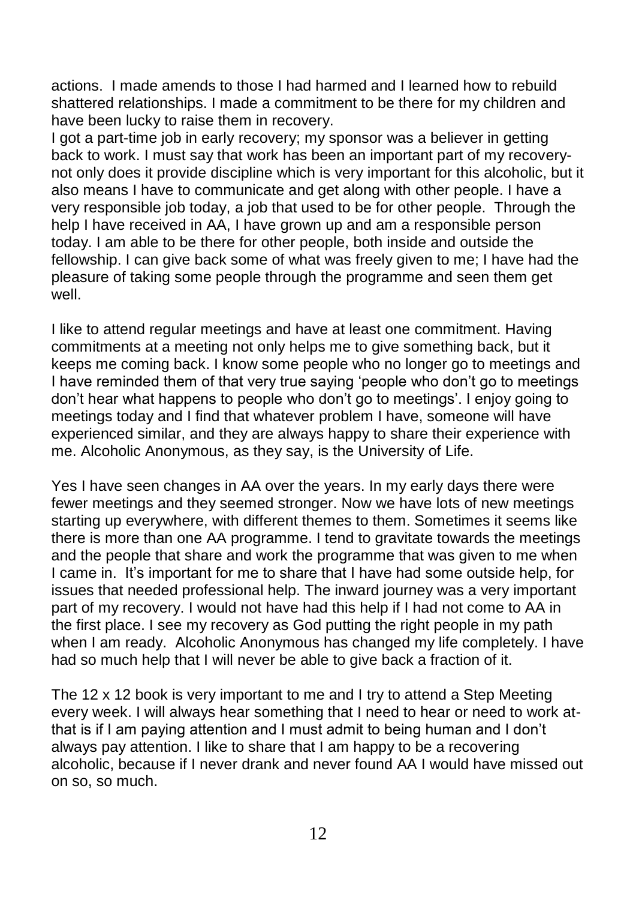actions. I made amends to those I had harmed and I learned how to rebuild shattered relationships. I made a commitment to be there for my children and have been lucky to raise them in recovery.
I got a part-time job in early recovery; my sponsor was a believer in getting back to work. I must say that work has been an important part of my recovery- not only does it provide discipline which is very important for this alcoholic, but it also means I have to communicate and get along with other people. I have a very responsible job today, a job that used to be for other people. Through the help I have received in AA, I have grown up and am a responsible person today. I am able to be there for other people, both inside and outside the fellowship. I can give back some of what was freely given to me; I have had the pleasure of taking some people through the programme and seen them get well.

I like to attend regular meetings and have at least one commitment. Having commitments at a meeting not only helps me to give something back, but it keeps me coming back. I know some people who no longer go to meetings and I have reminded them of that very true saying 'people who don't go to meetings don't hear what happens to people who don't go to meetings'. I enjoy going to meetings today and I find that whatever problem I have, someone will have experienced similar, and they are always happy to share their experience with me. Alcoholic Anonymous, as they say, is the University of Life.

Yes I have seen changes in AA over the years. In my early days there were fewer meetings and they seemed stronger. Now we have lots of new meetings starting up everywhere, with different themes to them. Sometimes it seems like there is more than one AA programme. I tend to gravitate towards the meetings and the people that share and work the programme that was given to me when I came in. It's important for me to share that I have had some outside help, for issues that needed professional help. The inward journey was a very important part of my recovery. I would not have had this help if I had not come to AA in the first place. I see my recovery as God putting the right people in my path when I am ready. Alcoholic Anonymous has changed my life completely. I have had so much help that I will never be able to give back a fraction of it.

The 12 x 12 book is very important to me and I try to attend a Step Meeting every week. I will always hear something that I need to hear or need to work at- that is if I am paying attention and I must admit to being human and I don't always pay attention. I like to share that I am happy to be a recovering alcoholic, because if I never drank and never found AA I would have missed out on so, so much.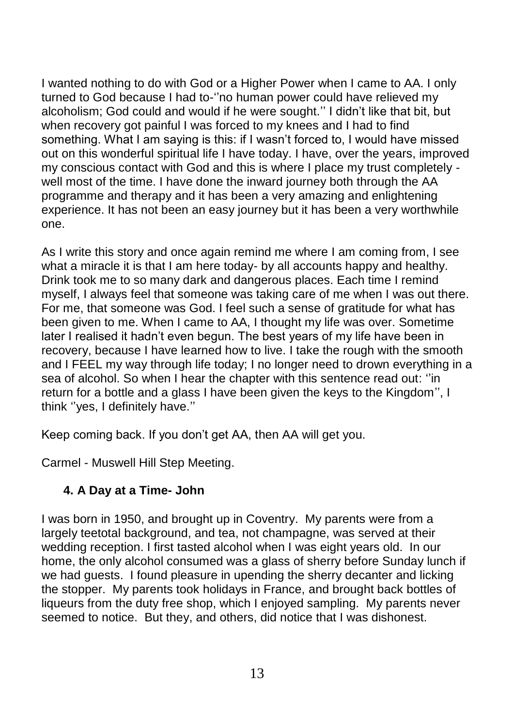I wanted nothing to do with God or a Higher Power when I came to AA. I only turned to God because I had to-''no human power could have relieved my alcoholism; God could and would if he were sought.'' I didn't like that bit, but when recovery got painful I was forced to my knees and I had to find something. What I am saying is this: if I wasn't forced to, I would have missed out on this wonderful spiritual life I have today. I have, over the years, improved my conscious contact with God and this is where I place my trust completely - well most of the time. I have done the inward journey both through the AA programme and therapy and it has been a very amazing and enlightening experience. It has not been an easy journey but it has been a very worthwhile one.

As I write this story and once again remind me where I am coming from, I see what a miracle it is that I am here today- by all accounts happy and healthy. Drink took me to so many dark and dangerous places. Each time I remind myself, I always feel that someone was taking care of me when I was out there. For me, that someone was God. I feel such a sense of gratitude for what has been given to me. When I came to AA, I thought my life was over. Sometime later I realised it hadn't even begun. The best years of my life have been in recovery, because I have learned how to live. I take the rough with the smooth and I FEEL my way through life today; I no longer need to drown everything in a sea of alcohol. So when I hear the chapter with this sentence read out: ''in return for a bottle and a glass I have been given the keys to the Kingdom'', I think ''yes, I definitely have.''

Keep coming back. If you don't get AA, then AA will get you.

Carmel - Muswell Hill Step Meeting.

### 4. A Day at a Time- John

I was born in 1950, and brought up in Coventry. My parents were from a largely teetotal background, and tea, not champagne, was served at their wedding reception. I first tasted alcohol when I was eight years old. In our home, the only alcohol consumed was a glass of sherry before Sunday lunch if we had guests. I found pleasure in upending the sherry decanter and licking the stopper. My parents took holidays in France, and brought back bottles of liqueurs from the duty free shop, which I enjoyed sampling. My parents never seemed to notice. But they, and others, did notice that I was dishonest.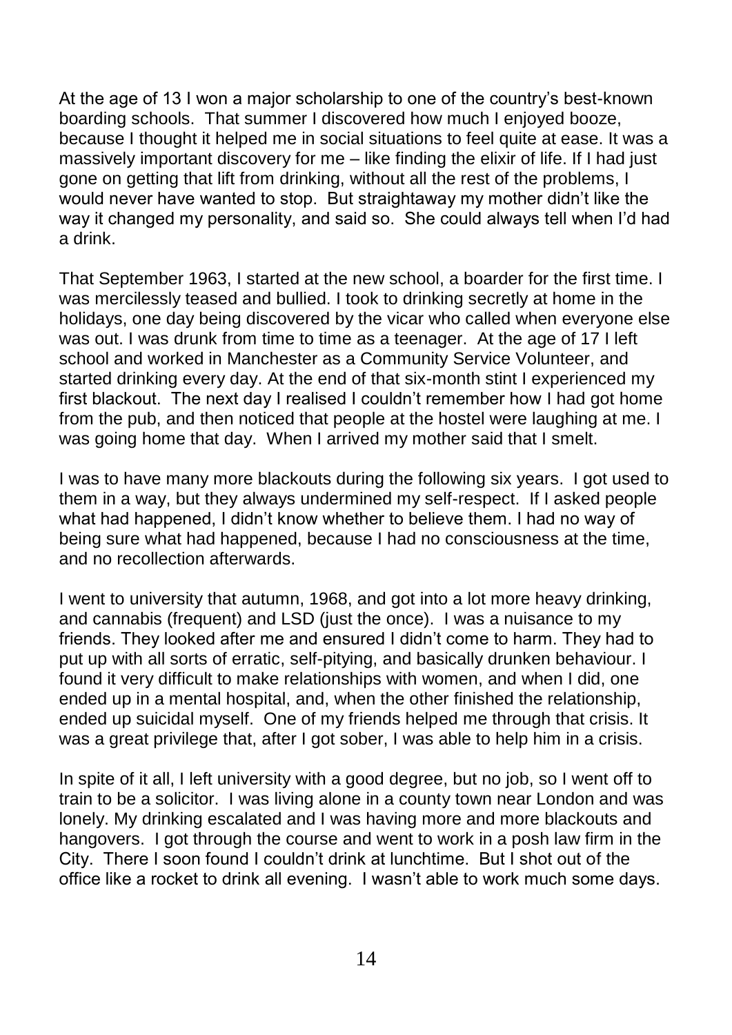At the age of 13 I won a major scholarship to one of the country's best-known boarding schools. That summer I discovered how much I enjoyed booze, because I thought it helped me in social situations to feel quite at ease. It was a massively important discovery for me – like finding the elixir of life. If I had just gone on getting that lift from drinking, without all the rest of the problems, I would never have wanted to stop. But straightaway my mother didn't like the way it changed my personality, and said so. She could always tell when I'd had a drink.

That September 1963, I started at the new school, a boarder for the first time. I was mercilessly teased and bullied. I took to drinking secretly at home in the holidays, one day being discovered by the vicar who called when everyone else was out. I was drunk from time to time as a teenager. At the age of 17 I left school and worked in Manchester as a Community Service Volunteer, and started drinking every day. At the end of that six-month stint I experienced my first blackout. The next day I realised I couldn't remember how I had got home from the pub, and then noticed that people at the hostel were laughing at me. I was going home that day. When I arrived my mother said that I smelt.

I was to have many more blackouts during the following six years. I got used to them in a way, but they always undermined my self-respect. If I asked people what had happened, I didn't know whether to believe them. I had no way of being sure what had happened, because I had no consciousness at the time, and no recollection afterwards.

I went to university that autumn, 1968, and got into a lot more heavy drinking, and cannabis (frequent) and LSD (just the once). I was a nuisance to my friends. They looked after me and ensured I didn't come to harm. They had to put up with all sorts of erratic, self-pitying, and basically drunken behaviour. I found it very difficult to make relationships with women, and when I did, one ended up in a mental hospital, and, when the other finished the relationship, ended up suicidal myself. One of my friends helped me through that crisis. It was a great privilege that, after I got sober, I was able to help him in a crisis.

In spite of it all, I left university with a good degree, but no job, so I went off to train to be a solicitor. I was living alone in a county town near London and was lonely. My drinking escalated and I was having more and more blackouts and hangovers. I got through the course and went to work in a posh law firm in the City. There I soon found I couldn't drink at lunchtime. But I shot out of the office like a rocket to drink all evening. I wasn't able to work much some days.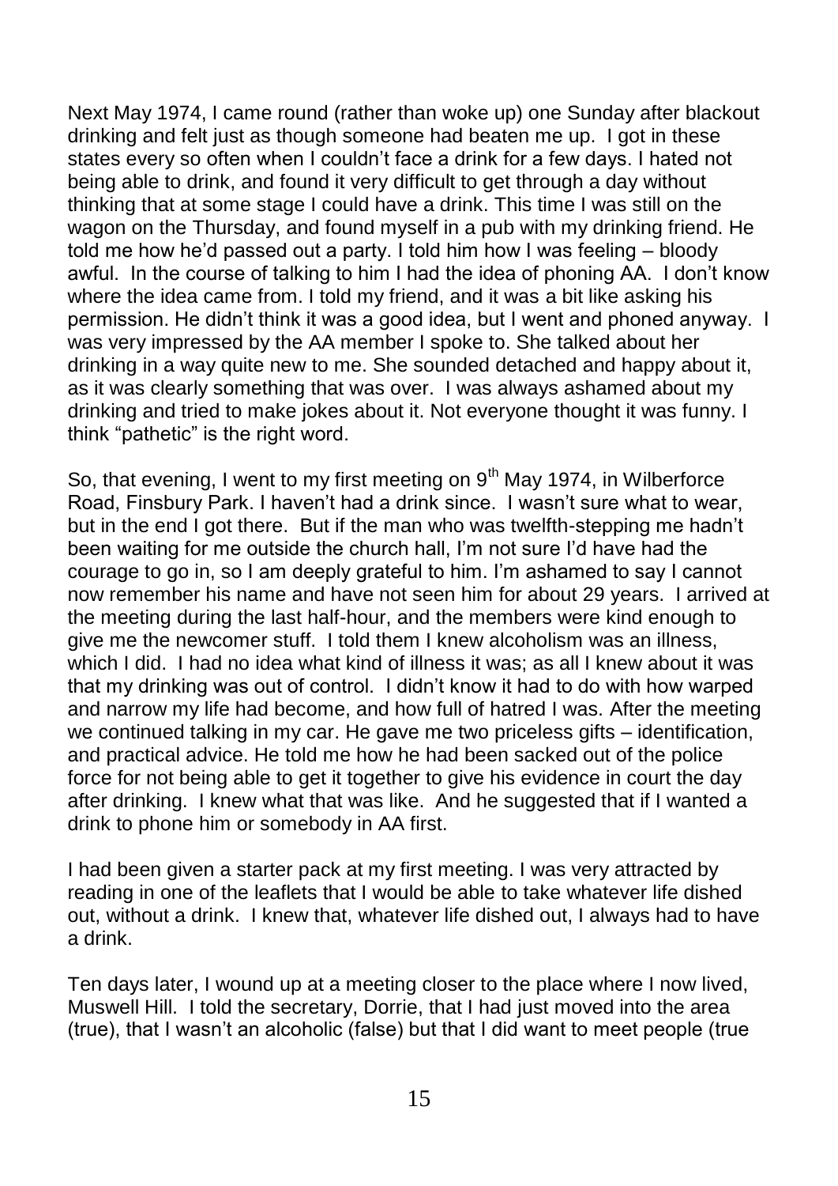Next May 1974, I came round (rather than woke up) one Sunday after blackout drinking and felt just as though someone had beaten me up. I got in these states every so often when I couldn't face a drink for a few days. I hated not being able to drink, and found it very difficult to get through a day without thinking that at some stage I could have a drink. This time I was still on the wagon on the Thursday, and found myself in a pub with my drinking friend. He told me how he'd passed out a party. I told him how I was feeling – bloody awful. In the course of talking to him I had the idea of phoning AA. I don't know where the idea came from. I told my friend, and it was a bit like asking his permission. He didn't think it was a good idea, but I went and phoned anyway. I was very impressed by the AA member I spoke to. She talked about her drinking in a way quite new to me. She sounded detached and happy about it, as it was clearly something that was over. I was always ashamed about my drinking and tried to make jokes about it. Not everyone thought it was funny. I think "pathetic" is the right word.

So, that evening, I went to my first meeting on 9th May 1974, in Wilberforce Road, Finsbury Park. I haven't had a drink since. I wasn't sure what to wear, but in the end I got there. But if the man who was twelfth-stepping me hadn't been waiting for me outside the church hall, I'm not sure I'd have had the courage to go in, so I am deeply grateful to him. I'm ashamed to say I cannot now remember his name and have not seen him for about 29 years. I arrived at the meeting during the last half-hour, and the members were kind enough to give me the newcomer stuff. I told them I knew alcoholism was an illness, which I did. I had no idea what kind of illness it was; as all I knew about it was that my drinking was out of control. I didn't know it had to do with how warped and narrow my life had become, and how full of hatred I was. After the meeting we continued talking in my car. He gave me two priceless gifts – identification, and practical advice. He told me how he had been sacked out of the police force for not being able to get it together to give his evidence in court the day after drinking. I knew what that was like. And he suggested that if I wanted a drink to phone him or somebody in AA first.

I had been given a starter pack at my first meeting. I was very attracted by reading in one of the leaflets that I would be able to take whatever life dished out, without a drink. I knew that, whatever life dished out, I always had to have a drink.

Ten days later, I wound up at a meeting closer to the place where I now lived, Muswell Hill. I told the secretary, Dorrie, that I had just moved into the area (true), that I wasn't an alcoholic (false) but that I did want to meet people (true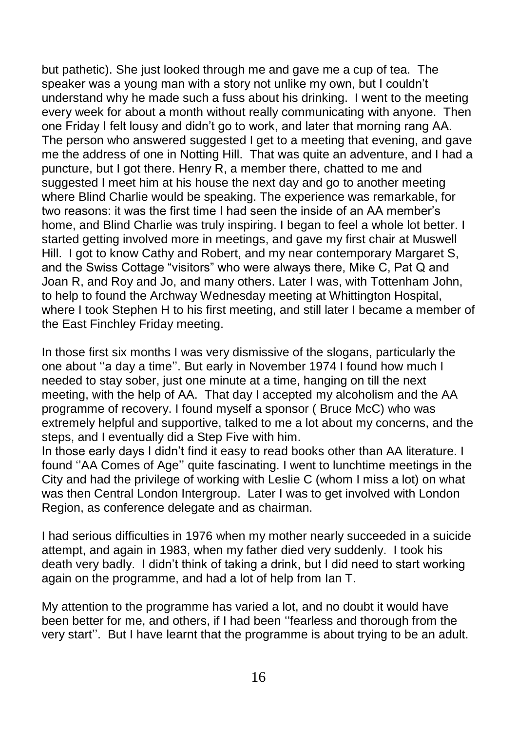but pathetic). She just looked through me and gave me a cup of tea. The speaker was a young man with a story not unlike my own, but I couldn't understand why he made such a fuss about his drinking. I went to the meeting every week for about a month without really communicating with anyone. Then one Friday I felt lousy and didn't go to work, and later that morning rang AA. The person who answered suggested I get to a meeting that evening, and gave me the address of one in Notting Hill. That was quite an adventure, and I had a puncture, but I got there. Henry R, a member there, chatted to me and suggested I meet him at his house the next day and go to another meeting where Blind Charlie would be speaking. The experience was remarkable, for two reasons: it was the first time I had seen the inside of an AA member's home, and Blind Charlie was truly inspiring. I began to feel a whole lot better. I started getting involved more in meetings, and gave my first chair at Muswell Hill. I got to know Cathy and Robert, and my near contemporary Margaret S, and the Swiss Cottage "visitors" who were always there, Mike C, Pat Q and Joan R, and Roy and Jo, and many others. Later I was, with Tottenham John, to help to found the Archway Wednesday meeting at Whittington Hospital, where I took Stephen H to his first meeting, and still later I became a member of the East Finchley Friday meeting.

In those first six months I was very dismissive of the slogans, particularly the one about ''a day a time''. But early in November 1974 I found how much I needed to stay sober, just one minute at a time, hanging on till the next meeting, with the help of AA. That day I accepted my alcoholism and the AA programme of recovery. I found myself a sponsor ( Bruce McC) who was extremely helpful and supportive, talked to me a lot about my concerns, and the steps, and I eventually did a Step Five with him.

In those early days I didn't find it easy to read books other than AA literature. I found ''AA Comes of Age'' quite fascinating. I went to lunchtime meetings in the City and had the privilege of working with Leslie C (whom I miss a lot) on what was then Central London Intergroup. Later I was to get involved with London Region, as conference delegate and as chairman.

I had serious difficulties in 1976 when my mother nearly succeeded in a suicide attempt, and again in 1983, when my father died very suddenly. I took his death very badly. I didn't think of taking a drink, but I did need to start working again on the programme, and had a lot of help from Ian T.

My attention to the programme has varied a lot, and no doubt it would have been better for me, and others, if I had been ''fearless and thorough from the very start''. But I have learnt that the programme is about trying to be an adult.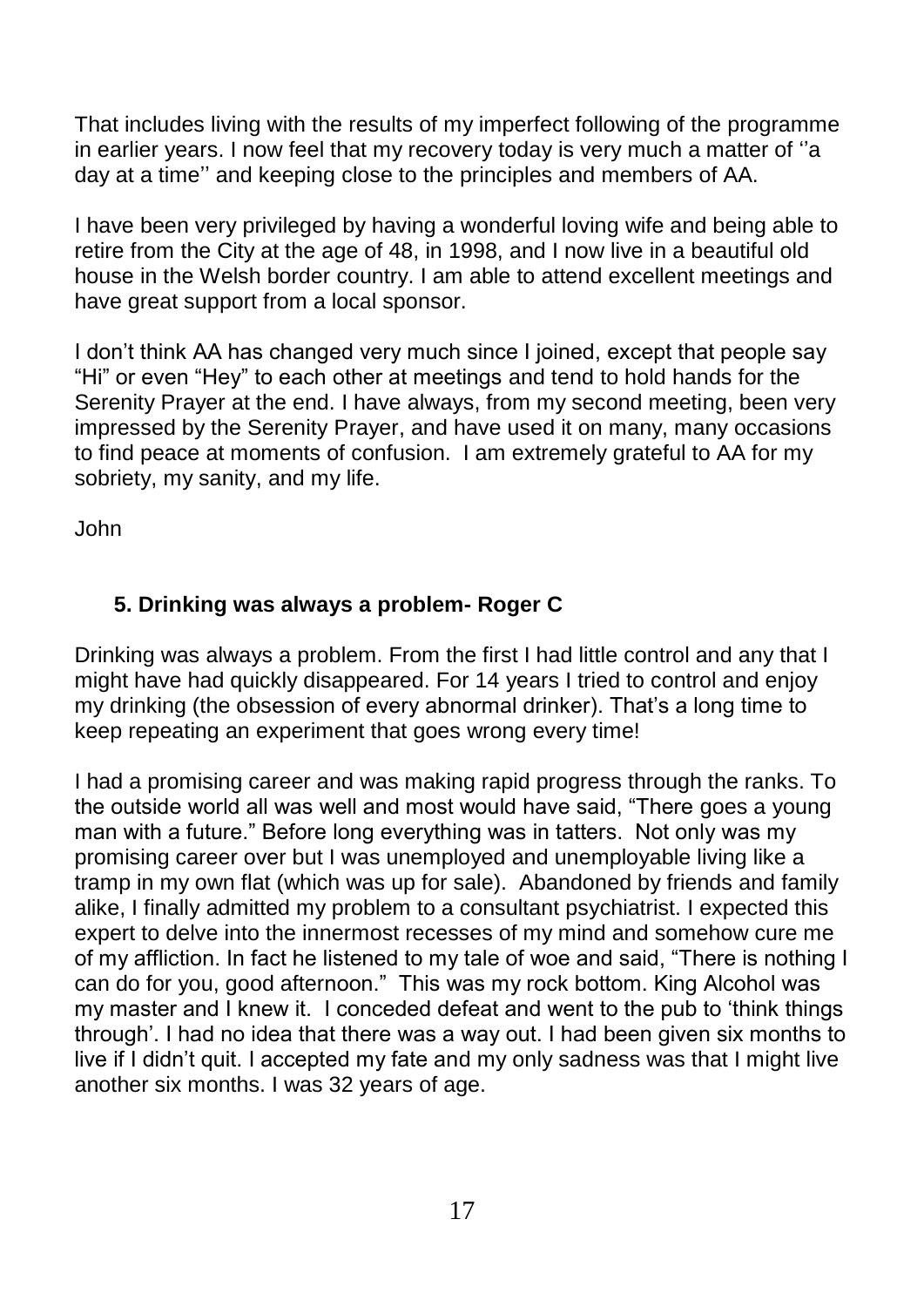That includes living with the results of my imperfect following of the programme in earlier years. I now feel that my recovery today is very much a matter of ''a day at a time'' and keeping close to the principles and members of AA.

I have been very privileged by having a wonderful loving wife and being able to retire from the City at the age of 48, in 1998, and I now live in a beautiful old house in the Welsh border country. I am able to attend excellent meetings and have great support from a local sponsor.

I don't think AA has changed very much since I joined, except that people say "Hi" or even "Hey" to each other at meetings and tend to hold hands for the Serenity Prayer at the end. I have always, from my second meeting, been very impressed by the Serenity Prayer, and have used it on many, many occasions to find peace at moments of confusion. I am extremely grateful to AA for my sobriety, my sanity, and my life.

John

## 5. Drinking was always a problem- Roger C

Drinking was always a problem. From the first I had little control and any that I might have had quickly disappeared. For 14 years I tried to control and enjoy my drinking (the obsession of every abnormal drinker). That's a long time to keep repeating an experiment that goes wrong every time!

I had a promising career and was making rapid progress through the ranks. To the outside world all was well and most would have said, "There goes a young man with a future." Before long everything was in tatters. Not only was my promising career over but I was unemployed and unemployable living like a tramp in my own flat (which was up for sale). Abandoned by friends and family alike, I finally admitted my problem to a consultant psychiatrist. I expected this expert to delve into the innermost recesses of my mind and somehow cure me of my affliction. In fact he listened to my tale of woe and said, "There is nothing I can do for you, good afternoon." This was my rock bottom. King Alcohol was my master and I knew it. I conceded defeat and went to the pub to 'think things through'. I had no idea that there was a way out. I had been given six months to live if I didn't quit. I accepted my fate and my only sadness was that I might live another six months. I was 32 years of age.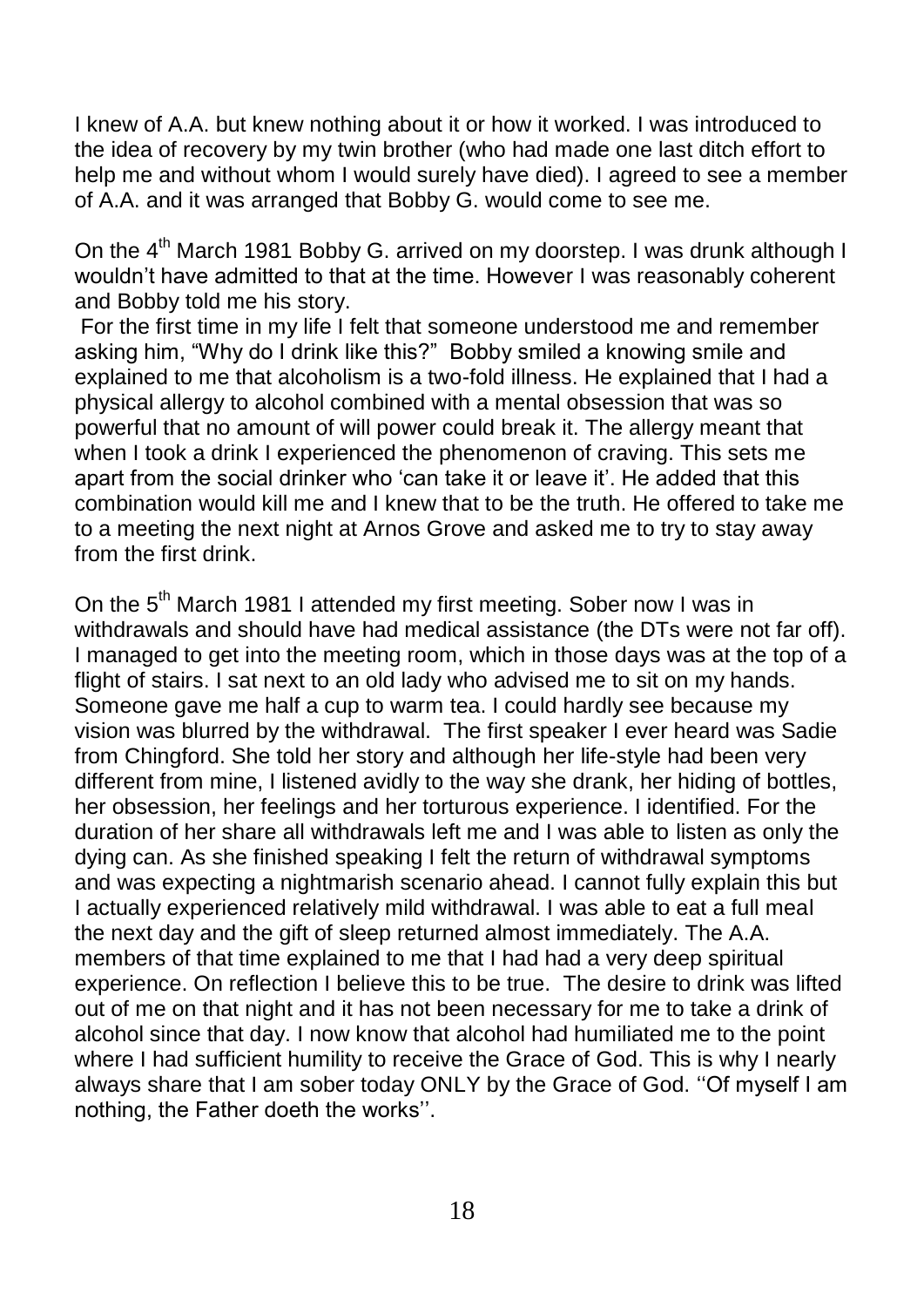I knew of A.A. but knew nothing about it or how it worked. I was introduced to the idea of recovery by my twin brother (who had made one last ditch effort to help me and without whom I would surely have died). I agreed to see a member of A.A. and it was arranged that Bobby G. would come to see me.

On the 4th March 1981 Bobby G. arrived on my doorstep. I was drunk although I wouldn't have admitted to that at the time. However I was reasonably coherent and Bobby told me his story.

For the first time in my life I felt that someone understood me and remember asking him, "Why do I drink like this?" Bobby smiled a knowing smile and explained to me that alcoholism is a two-fold illness. He explained that I had a physical allergy to alcohol combined with a mental obsession that was so powerful that no amount of will power could break it. The allergy meant that when I took a drink I experienced the phenomenon of craving. This sets me apart from the social drinker who 'can take it or leave it'. He added that this combination would kill me and I knew that to be the truth. He offered to take me to a meeting the next night at Arnos Grove and asked me to try to stay away from the first drink.

On the 5th March 1981 I attended my first meeting. Sober now I was in withdrawals and should have had medical assistance (the DTs were not far off). I managed to get into the meeting room, which in those days was at the top of a flight of stairs. I sat next to an old lady who advised me to sit on my hands. Someone gave me half a cup to warm tea. I could hardly see because my vision was blurred by the withdrawal. The first speaker I ever heard was Sadie from Chingford. She told her story and although her life-style had been very different from mine, I listened avidly to the way she drank, her hiding of bottles, her obsession, her feelings and her torturous experience. I identified. For the duration of her share all withdrawals left me and I was able to listen as only the dying can. As she finished speaking I felt the return of withdrawal symptoms and was expecting a nightmarish scenario ahead. I cannot fully explain this but I actually experienced relatively mild withdrawal. I was able to eat a full meal the next day and the gift of sleep returned almost immediately. The A.A. members of that time explained to me that I had had a very deep spiritual experience. On reflection I believe this to be true. The desire to drink was lifted out of me on that night and it has not been necessary for me to take a drink of alcohol since that day. I now know that alcohol had humiliated me to the point where I had sufficient humility to receive the Grace of God. This is why I nearly always share that I am sober today ONLY by the Grace of God. ''Of myself I am nothing, the Father doeth the works''.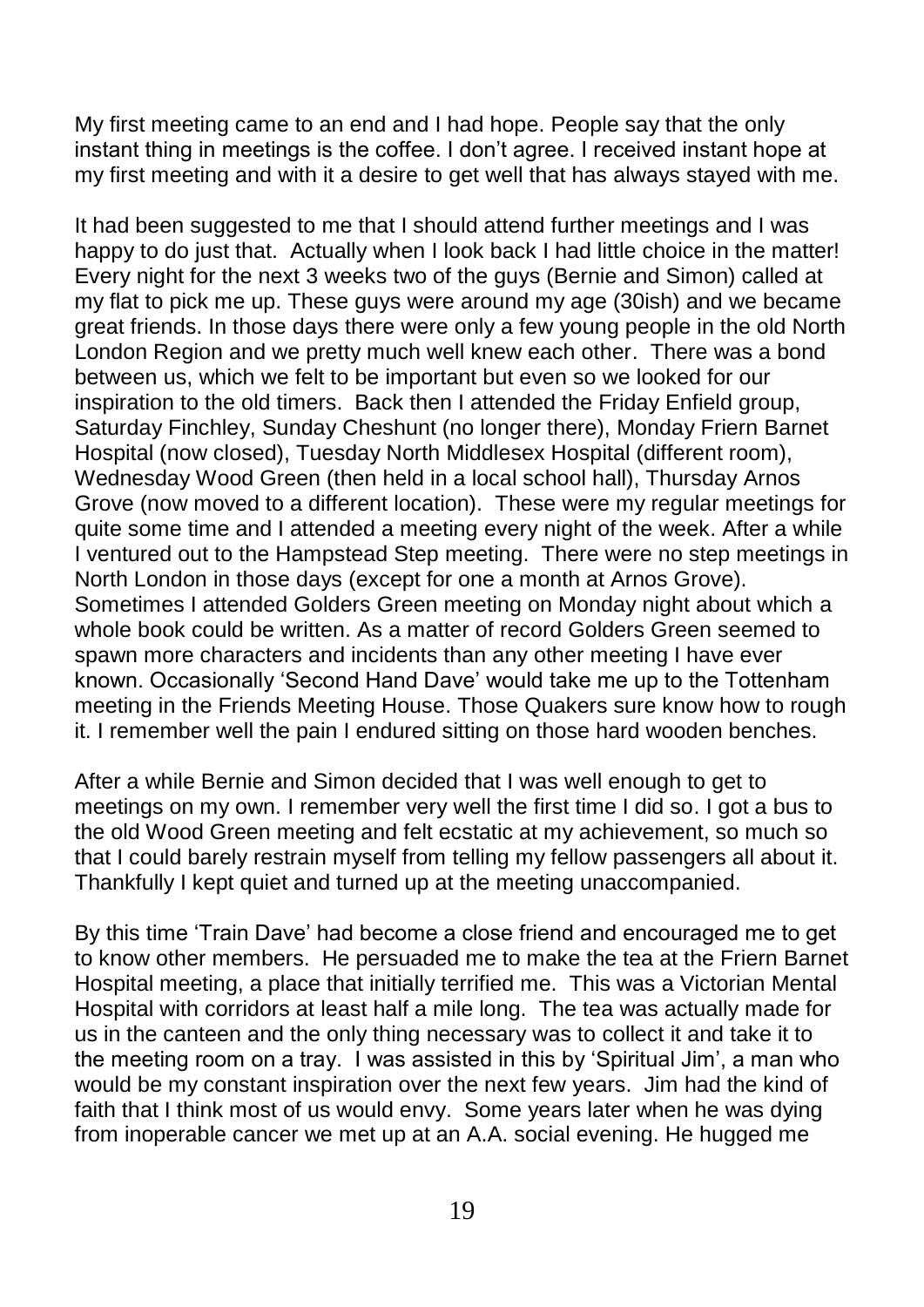My first meeting came to an end and I had hope. People say that the only instant thing in meetings is the coffee. I don't agree. I received instant hope at my first meeting and with it a desire to get well that has always stayed with me.

It had been suggested to me that I should attend further meetings and I was happy to do just that. Actually when I look back I had little choice in the matter! Every night for the next 3 weeks two of the guys (Bernie and Simon) called at my flat to pick me up. These guys were around my age (30ish) and we became great friends. In those days there were only a few young people in the old North London Region and we pretty much well knew each other. There was a bond between us, which we felt to be important but even so we looked for our inspiration to the old timers. Back then I attended the Friday Enfield group, Saturday Finchley, Sunday Cheshunt (no longer there), Monday Friern Barnet Hospital (now closed), Tuesday North Middlesex Hospital (different room), Wednesday Wood Green (then held in a local school hall), Thursday Arnos Grove (now moved to a different location). These were my regular meetings for quite some time and I attended a meeting every night of the week. After a while I ventured out to the Hampstead Step meeting. There were no step meetings in North London in those days (except for one a month at Arnos Grove). Sometimes I attended Golders Green meeting on Monday night about which a whole book could be written. As a matter of record Golders Green seemed to spawn more characters and incidents than any other meeting I have ever known. Occasionally 'Second Hand Dave' would take me up to the Tottenham meeting in the Friends Meeting House. Those Quakers sure know how to rough it. I remember well the pain I endured sitting on those hard wooden benches.

After a while Bernie and Simon decided that I was well enough to get to meetings on my own. I remember very well the first time I did so. I got a bus to the old Wood Green meeting and felt ecstatic at my achievement, so much so that I could barely restrain myself from telling my fellow passengers all about it. Thankfully I kept quiet and turned up at the meeting unaccompanied.

By this time 'Train Dave' had become a close friend and encouraged me to get to know other members. He persuaded me to make the tea at the Friern Barnet Hospital meeting, a place that initially terrified me. This was a Victorian Mental Hospital with corridors at least half a mile long. The tea was actually made for us in the canteen and the only thing necessary was to collect it and take it to the meeting room on a tray. I was assisted in this by 'Spiritual Jim', a man who would be my constant inspiration over the next few years. Jim had the kind of faith that I think most of us would envy. Some years later when he was dying from inoperable cancer we met up at an A.A. social evening. He hugged me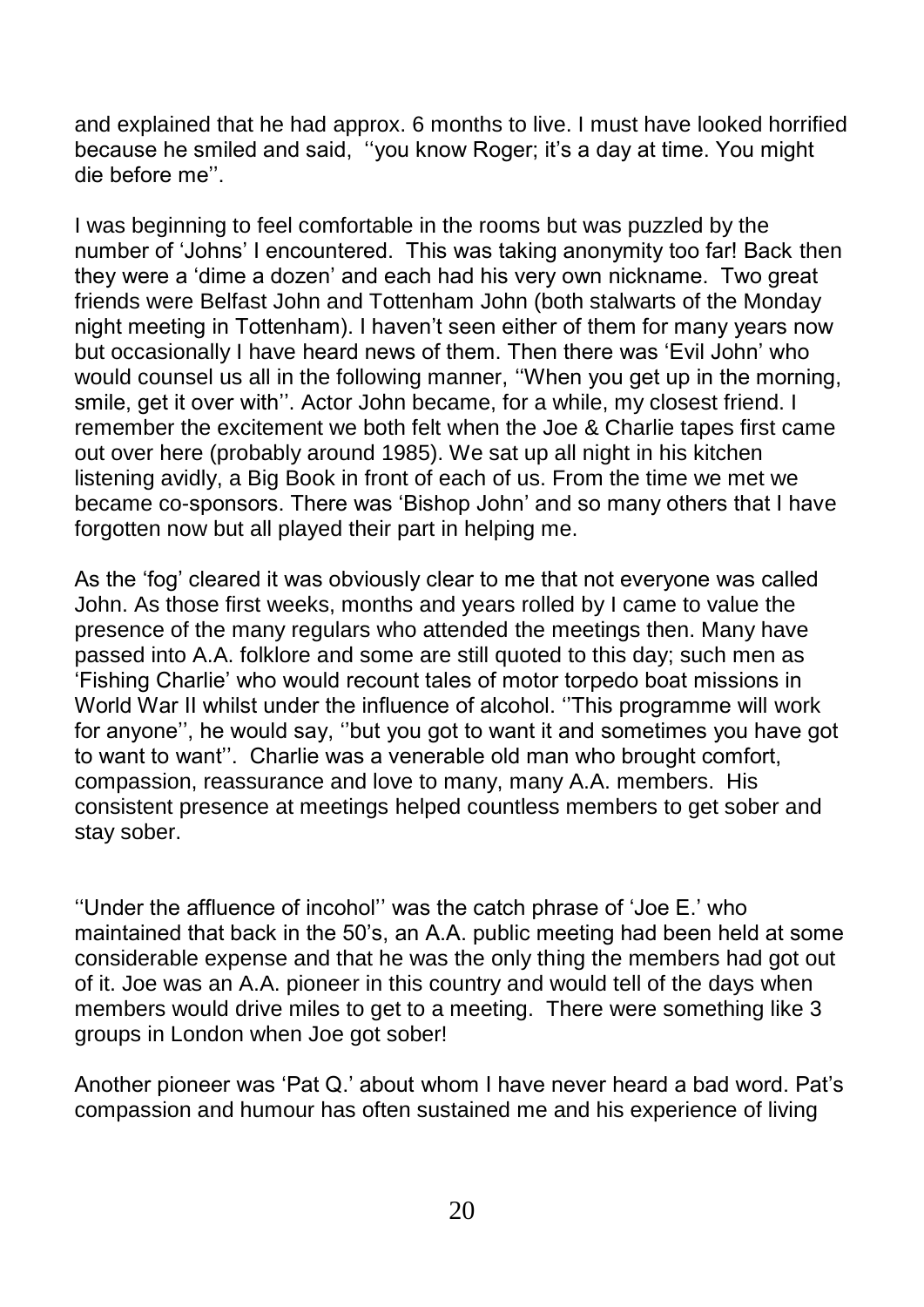and explained that he had approx. 6 months to live. I must have looked horrified because he smiled and said, ''you know Roger; it's a day at time. You might die before me''.

I was beginning to feel comfortable in the rooms but was puzzled by the number of 'Johns' I encountered. This was taking anonymity too far! Back then they were a 'dime a dozen' and each had his very own nickname. Two great friends were Belfast John and Tottenham John (both stalwarts of the Monday night meeting in Tottenham). I haven't seen either of them for many years now but occasionally I have heard news of them. Then there was 'Evil John' who would counsel us all in the following manner, ''When you get up in the morning, smile, get it over with''. Actor John became, for a while, my closest friend. I remember the excitement we both felt when the Joe & Charlie tapes first came out over here (probably around 1985). We sat up all night in his kitchen listening avidly, a Big Book in front of each of us. From the time we met we became co-sponsors. There was 'Bishop John' and so many others that I have forgotten now but all played their part in helping me.

As the 'fog' cleared it was obviously clear to me that not everyone was called John. As those first weeks, months and years rolled by I came to value the presence of the many regulars who attended the meetings then. Many have passed into A.A. folklore and some are still quoted to this day; such men as 'Fishing Charlie' who would recount tales of motor torpedo boat missions in World War II whilst under the influence of alcohol. ''This programme will work for anyone'', he would say, ''but you got to want it and sometimes you have got to want to want''. Charlie was a venerable old man who brought comfort, compassion, reassurance and love to many, many A.A. members. His consistent presence at meetings helped countless members to get sober and stay sober.

''Under the affluence of incohol'' was the catch phrase of 'Joe E.' who maintained that back in the 50's, an A.A. public meeting had been held at some considerable expense and that he was the only thing the members had got out of it. Joe was an A.A. pioneer in this country and would tell of the days when members would drive miles to get to a meeting. There were something like 3 groups in London when Joe got sober!

Another pioneer was 'Pat Q.' about whom I have never heard a bad word. Pat's compassion and humour has often sustained me and his experience of living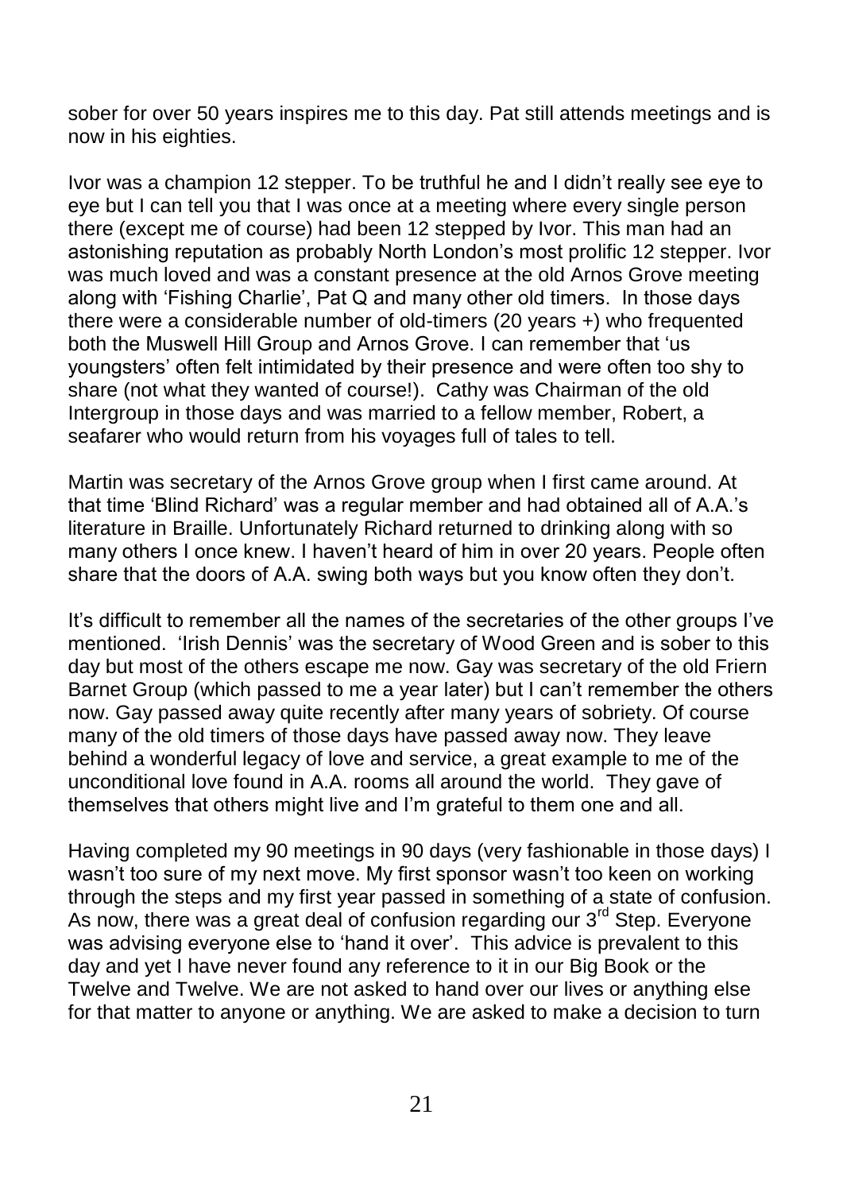sober for over 50 years inspires me to this day. Pat still attends meetings and is now in his eighties.

Ivor was a champion 12 stepper. To be truthful he and I didn't really see eye to eye but I can tell you that I was once at a meeting where every single person there (except me of course) had been 12 stepped by Ivor. This man had an astonishing reputation as probably North London's most prolific 12 stepper. Ivor was much loved and was a constant presence at the old Arnos Grove meeting along with 'Fishing Charlie', Pat Q and many other old timers. In those days there were a considerable number of old-timers (20 years +) who frequented both the Muswell Hill Group and Arnos Grove. I can remember that 'us youngsters' often felt intimidated by their presence and were often too shy to share (not what they wanted of course!). Cathy was Chairman of the old Intergroup in those days and was married to a fellow member, Robert, a seafarer who would return from his voyages full of tales to tell.

Martin was secretary of the Arnos Grove group when I first came around. At that time 'Blind Richard' was a regular member and had obtained all of A.A.'s literature in Braille. Unfortunately Richard returned to drinking along with so many others I once knew. I haven't heard of him in over 20 years. People often share that the doors of A.A. swing both ways but you know often they don't.

It's difficult to remember all the names of the secretaries of the other groups I've mentioned. 'Irish Dennis' was the secretary of Wood Green and is sober to this day but most of the others escape me now. Gay was secretary of the old Friern Barnet Group (which passed to me a year later) but I can't remember the others now. Gay passed away quite recently after many years of sobriety. Of course many of the old timers of those days have passed away now. They leave behind a wonderful legacy of love and service, a great example to me of the unconditional love found in A.A. rooms all around the world. They gave of themselves that others might live and I'm grateful to them one and all.

Having completed my 90 meetings in 90 days (very fashionable in those days) I wasn't too sure of my next move. My first sponsor wasn't too keen on working through the steps and my first year passed in something of a state of confusion. As now, there was a great deal of confusion regarding our 3rd Step. Everyone was advising everyone else to 'hand it over'. This advice is prevalent to this day and yet I have never found any reference to it in our Big Book or the Twelve and Twelve. We are not asked to hand over our lives or anything else for that matter to anyone or anything. We are asked to make a decision to turn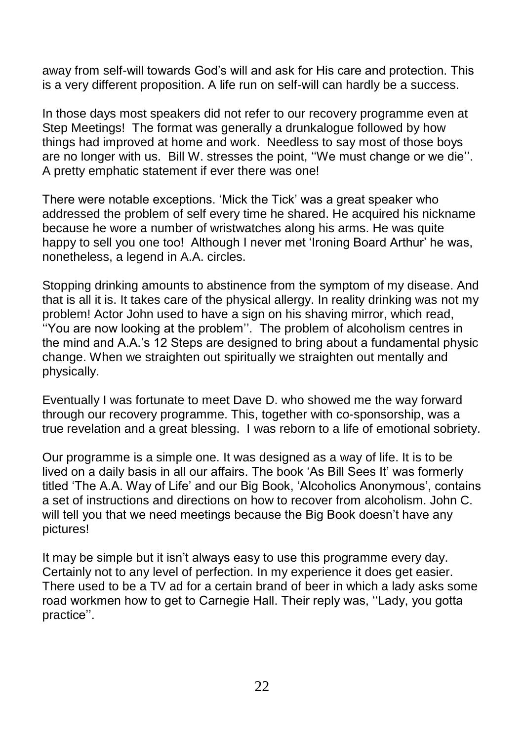away from self-will towards God's will and ask for His care and protection. This is a very different proposition. A life run on self-will can hardly be a success.

In those days most speakers did not refer to our recovery programme even at Step Meetings! The format was generally a drunkalogue followed by how things had improved at home and work. Needless to say most of those boys are no longer with us. Bill W. stresses the point, ''We must change or we die''. A pretty emphatic statement if ever there was one!

There were notable exceptions. 'Mick the Tick' was a great speaker who addressed the problem of self every time he shared. He acquired his nickname because he wore a number of wristwatches along his arms. He was quite happy to sell you one too! Although I never met 'Ironing Board Arthur' he was, nonetheless, a legend in A.A. circles.

Stopping drinking amounts to abstinence from the symptom of my disease. And that is all it is. It takes care of the physical allergy. In reality drinking was not my problem! Actor John used to have a sign on his shaving mirror, which read, ''You are now looking at the problem''. The problem of alcoholism centres in the mind and A.A.'s 12 Steps are designed to bring about a fundamental physic change. When we straighten out spiritually we straighten out mentally and physically.

Eventually I was fortunate to meet Dave D. who showed me the way forward through our recovery programme. This, together with co-sponsorship, was a true revelation and a great blessing. I was reborn to a life of emotional sobriety.

Our programme is a simple one. It was designed as a way of life. It is to be lived on a daily basis in all our affairs. The book 'As Bill Sees It' was formerly titled 'The A.A. Way of Life' and our Big Book, 'Alcoholics Anonymous', contains a set of instructions and directions on how to recover from alcoholism. John C. will tell you that we need meetings because the Big Book doesn't have any pictures!

It may be simple but it isn't always easy to use this programme every day. Certainly not to any level of perfection. In my experience it does get easier. There used to be a TV ad for a certain brand of beer in which a lady asks some road workmen how to get to Carnegie Hall. Their reply was, ''Lady, you gotta practice''.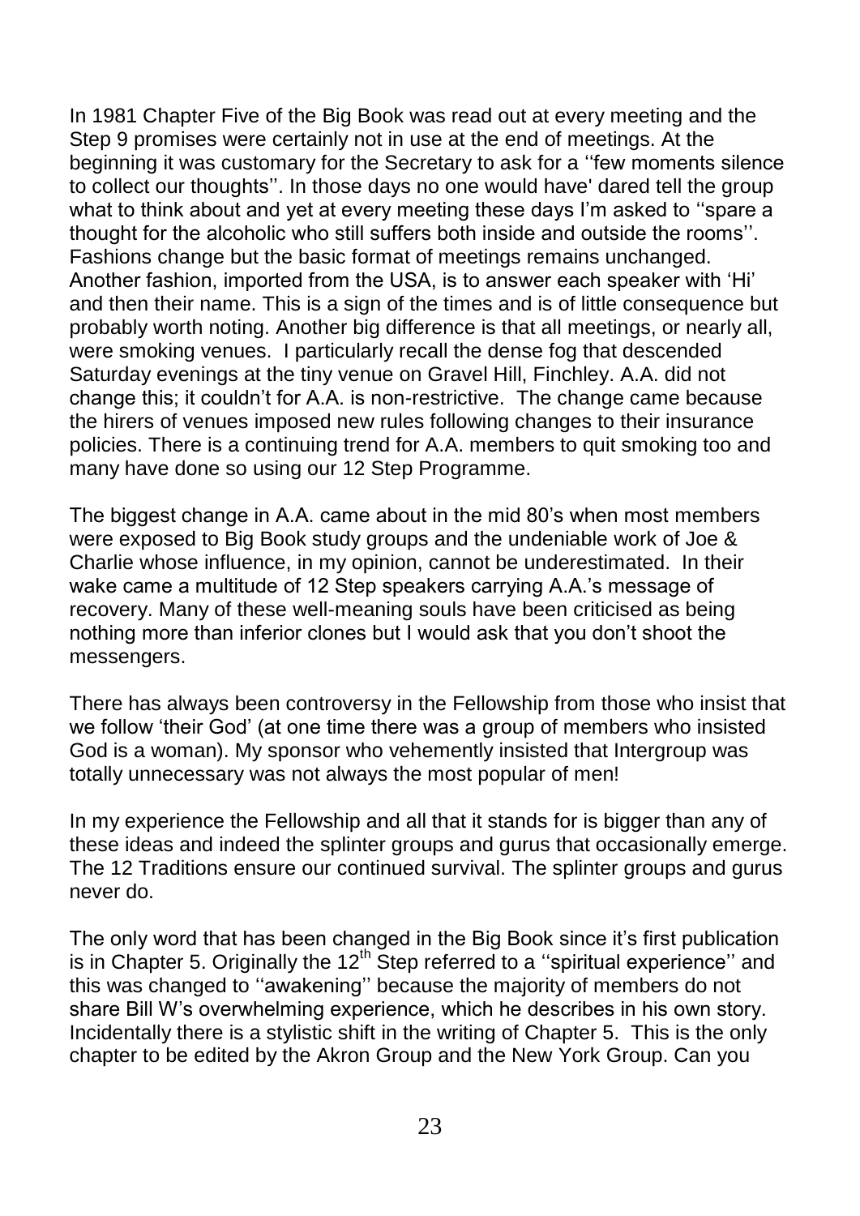In 1981 Chapter Five of the Big Book was read out at every meeting and the Step 9 promises were certainly not in use at the end of meetings. At the beginning it was customary for the Secretary to ask for a ''few moments silence to collect our thoughts''. In those days no one would have' dared tell the group what to think about and yet at every meeting these days I'm asked to ''spare a thought for the alcoholic who still suffers both inside and outside the rooms''. Fashions change but the basic format of meetings remains unchanged. Another fashion, imported from the USA, is to answer each speaker with 'Hi' and then their name. This is a sign of the times and is of little consequence but probably worth noting. Another big difference is that all meetings, or nearly all, were smoking venues. I particularly recall the dense fog that descended Saturday evenings at the tiny venue on Gravel Hill, Finchley. A.A. did not change this; it couldn't for A.A. is non-restrictive. The change came because the hirers of venues imposed new rules following changes to their insurance policies. There is a continuing trend for A.A. members to quit smoking too and many have done so using our 12 Step Programme.

The biggest change in A.A. came about in the mid 80's when most members were exposed to Big Book study groups and the undeniable work of Joe & Charlie whose influence, in my opinion, cannot be underestimated. In their wake came a multitude of 12 Step speakers carrying A.A.'s message of recovery. Many of these well-meaning souls have been criticised as being nothing more than inferior clones but I would ask that you don't shoot the messengers.

There has always been controversy in the Fellowship from those who insist that we follow 'their God' (at one time there was a group of members who insisted God is a woman). My sponsor who vehemently insisted that Intergroup was totally unnecessary was not always the most popular of men!

In my experience the Fellowship and all that it stands for is bigger than any of these ideas and indeed the splinter groups and gurus that occasionally emerge. The 12 Traditions ensure our continued survival. The splinter groups and gurus never do.

The only word that has been changed in the Big Book since it's first publication is in Chapter 5. Originally the 12th Step referred to a ''spiritual experience'' and this was changed to ''awakening'' because the majority of members do not share Bill W's overwhelming experience, which he describes in his own story. Incidentally there is a stylistic shift in the writing of Chapter 5. This is the only chapter to be edited by the Akron Group and the New York Group. Can you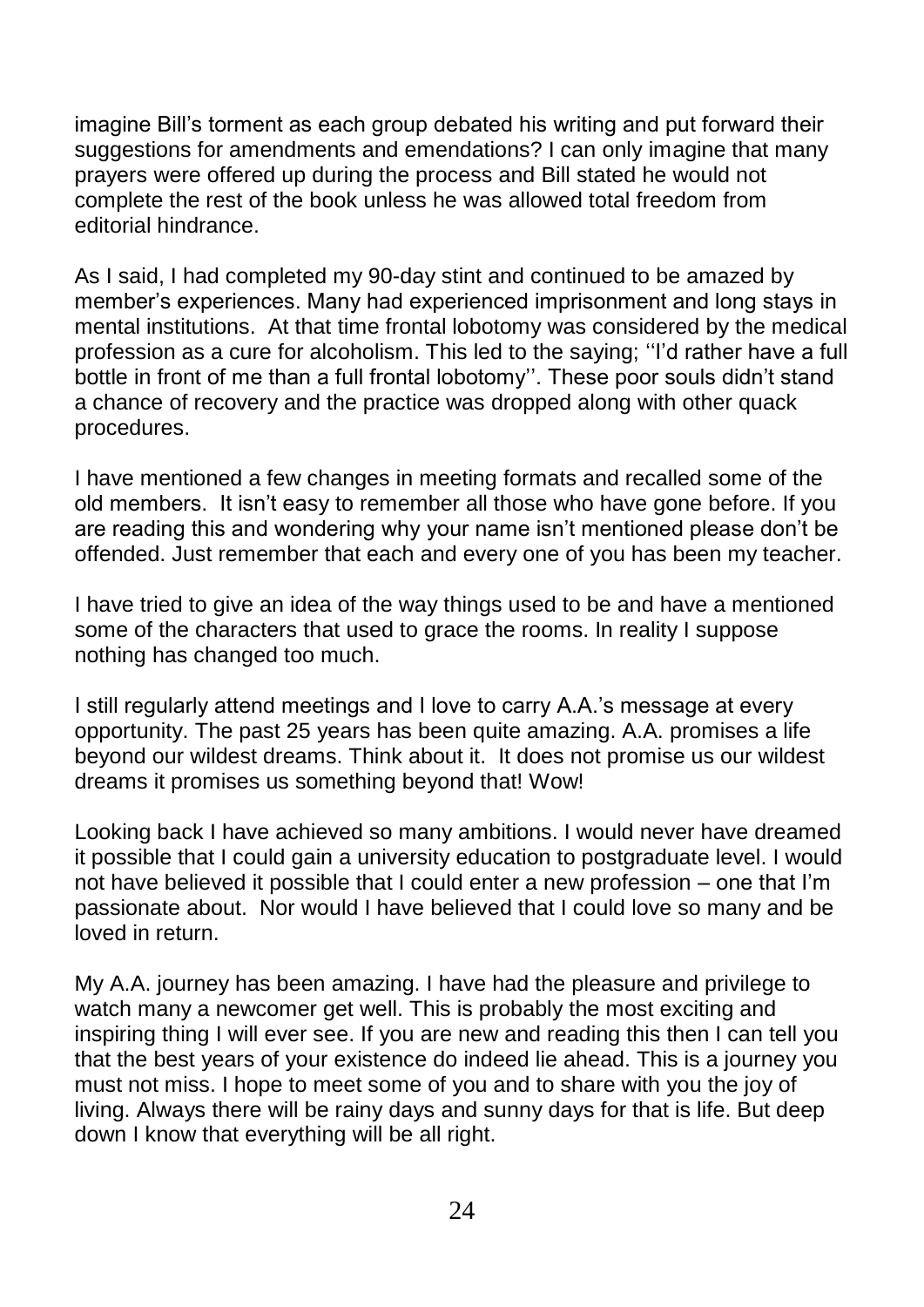imagine Bill's torment as each group debated his writing and put forward their suggestions for amendments and emendations? I can only imagine that many prayers were offered up during the process and Bill stated he would not complete the rest of the book unless he was allowed total freedom from editorial hindrance.

As I said, I had completed my 90-day stint and continued to be amazed by member's experiences. Many had experienced imprisonment and long stays in mental institutions. At that time frontal lobotomy was considered by the medical profession as a cure for alcoholism. This led to the saying; ''I'd rather have a full bottle in front of me than a full frontal lobotomy''. These poor souls didn't stand a chance of recovery and the practice was dropped along with other quack procedures.

I have mentioned a few changes in meeting formats and recalled some of the old members. It isn't easy to remember all those who have gone before. If you are reading this and wondering why your name isn't mentioned please don't be offended. Just remember that each and every one of you has been my teacher.

I have tried to give an idea of the way things used to be and have a mentioned some of the characters that used to grace the rooms. In reality I suppose nothing has changed too much.

I still regularly attend meetings and I love to carry A.A.'s message at every opportunity. The past 25 years has been quite amazing. A.A. promises a life beyond our wildest dreams. Think about it. It does not promise us our wildest dreams it promises us something beyond that! Wow!

Looking back I have achieved so many ambitions. I would never have dreamed it possible that I could gain a university education to postgraduate level. I would not have believed it possible that I could enter a new profession – one that I'm passionate about. Nor would I have believed that I could love so many and be loved in return.

My A.A. journey has been amazing. I have had the pleasure and privilege to watch many a newcomer get well. This is probably the most exciting and inspiring thing I will ever see. If you are new and reading this then I can tell you that the best years of your existence do indeed lie ahead. This is a journey you must not miss. I hope to meet some of you and to share with you the joy of living. Always there will be rainy days and sunny days for that is life. But deep down I know that everything will be all right.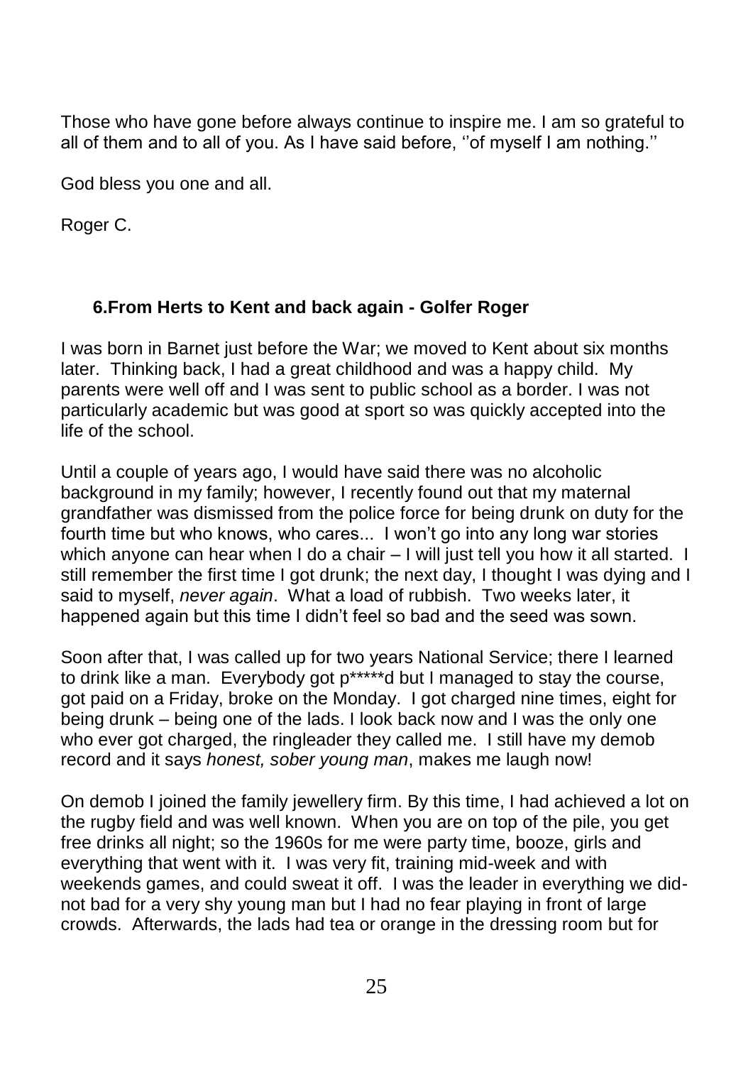Those who have gone before always continue to inspire me. I am so grateful to all of them and to all of you. As I have said before, ''of myself I am nothing.''

God bless you one and all.

Roger C.

### 6.From Herts to Kent and back again - Golfer Roger

I was born in Barnet just before the War; we moved to Kent about six months later. Thinking back, I had a great childhood and was a happy child. My parents were well off and I was sent to public school as a border. I was not particularly academic but was good at sport so was quickly accepted into the life of the school.

Until a couple of years ago, I would have said there was no alcoholic background in my family; however, I recently found out that my maternal grandfather was dismissed from the police force for being drunk on duty for the fourth time but who knows, who cares... I won't go into any long war stories which anyone can hear when I do a chair – I will just tell you how it all started. I still remember the first time I got drunk; the next day, I thought I was dying and I said to myself, *never again*. What a load of rubbish. Two weeks later, it happened again but this time I didn't feel so bad and the seed was sown.

Soon after that, I was called up for two years National Service; there I learned to drink like a man. Everybody got p*****d but I managed to stay the course, got paid on a Friday, broke on the Monday. I got charged nine times, eight for being drunk – being one of the lads. I look back now and I was the only one who ever got charged, the ringleader they called me. I still have my demob record and it says *honest, sober young man*, makes me laugh now!

On demob I joined the family jewellery firm. By this time, I had achieved a lot on the rugby field and was well known. When you are on top of the pile, you get free drinks all night; so the 1960s for me were party time, booze, girls and everything that went with it. I was very fit, training mid-week and with weekends games, and could sweat it off. I was the leader in everything we did-not bad for a very shy young man but I had no fear playing in front of large crowds. Afterwards, the lads had tea or orange in the dressing room but for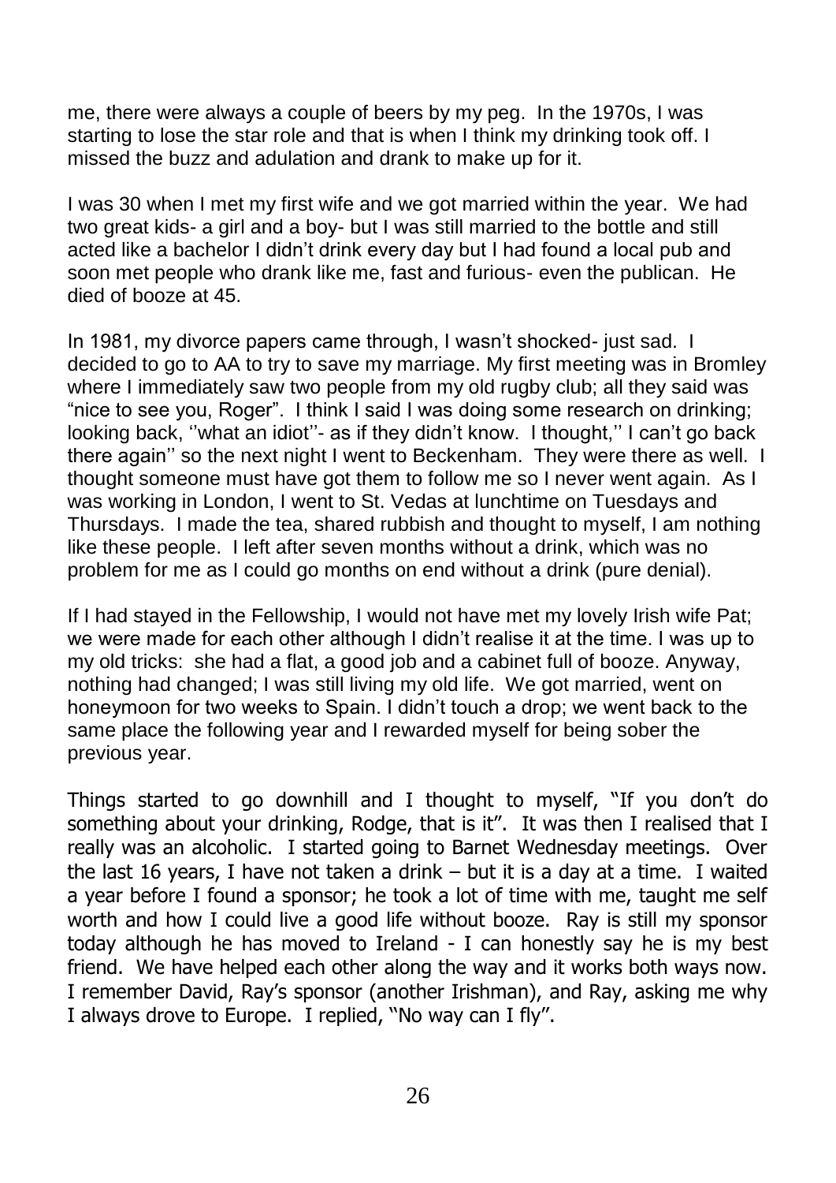me, there were always a couple of beers by my peg. In the 1970s, I was starting to lose the star role and that is when I think my drinking took off. I missed the buzz and adulation and drank to make up for it.

I was 30 when I met my first wife and we got married within the year. We had two great kids- a girl and a boy- but I was still married to the bottle and still acted like a bachelor I didn't drink every day but I had found a local pub and soon met people who drank like me, fast and furious- even the publican. He died of booze at 45.

In 1981, my divorce papers came through, I wasn't shocked- just sad. I decided to go to AA to try to save my marriage. My first meeting was in Bromley where I immediately saw two people from my old rugby club; all they said was "nice to see you, Roger". I think I said I was doing some research on drinking; looking back, ''what an idiot''- as if they didn't know. I thought,'' I can't go back there again'' so the next night I went to Beckenham. They were there as well. I thought someone must have got them to follow me so I never went again. As I was working in London, I went to St. Vedas at lunchtime on Tuesdays and Thursdays. I made the tea, shared rubbish and thought to myself, I am nothing like these people. I left after seven months without a drink, which was no problem for me as I could go months on end without a drink (pure denial).

If I had stayed in the Fellowship, I would not have met my lovely Irish wife Pat; we were made for each other although I didn't realise it at the time. I was up to my old tricks: she had a flat, a good job and a cabinet full of booze. Anyway, nothing had changed; I was still living my old life. We got married, went on honeymoon for two weeks to Spain. I didn't touch a drop; we went back to the same place the following year and I rewarded myself for being sober the previous year.

Things started to go downhill and I thought to myself, "If you don't do something about your drinking, Rodge, that is it". It was then I realised that I really was an alcoholic. I started going to Barnet Wednesday meetings. Over the last 16 years, I have not taken a drink – but it is a day at a time. I waited a year before I found a sponsor; he took a lot of time with me, taught me self worth and how I could live a good life without booze. Ray is still my sponsor today although he has moved to Ireland - I can honestly say he is my best friend. We have helped each other along the way and it works both ways now. I remember David, Ray's sponsor (another Irishman), and Ray, asking me why I always drove to Europe. I replied, "No way can I fly".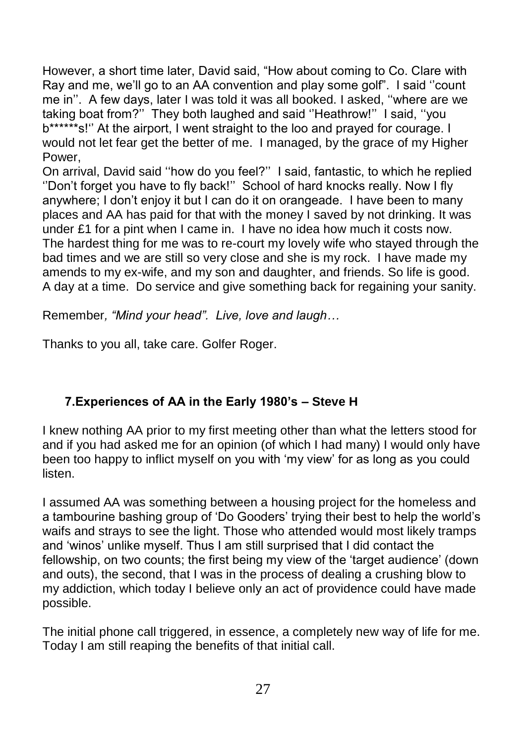However, a short time later, David said, “How about coming to Co. Clare with Ray and me, we’ll go to an AA convention and play some golf”. I said ‘’count me in’’. A few days, later I was told it was all booked. I asked, ‘‘where are we taking boat from?’’ They both laughed and said ‘’Heathrow!’’ I said, ‘‘you b******s!’’ At the airport, I went straight to the loo and prayed for courage. I would not let fear get the better of me. I managed, by the grace of my Higher Power,

On arrival, David said ‘’how do you feel?’’ I said, fantastic, to which he replied ‘’Don’t forget you have to fly back!’’ School of hard knocks really. Now I fly anywhere; I don’t enjoy it but I can do it on orangeade. I have been to many places and AA has paid for that with the money I saved by not drinking. It was under £1 for a pint when I came in. I have no idea how much it costs now. The hardest thing for me was to re-court my lovely wife who stayed through the bad times and we are still so very close and she is my rock. I have made my amends to my ex-wife, and my son and daughter, and friends. So life is good. A day at a time. Do service and give something back for regaining your sanity.

Remember*, “Mind your head”. Live, love and laugh…*

Thanks to you all, take care. Golfer Roger.

### 7. Experiences of AA in the Early 1980’s – Steve H

I knew nothing AA prior to my first meeting other than what the letters stood for and if you had asked me for an opinion (of which I had many) I would only have been too happy to inflict myself on you with ‘my view’ for as long as you could listen.

I assumed AA was something between a housing project for the homeless and a tambourine bashing group of ‘Do Gooders’ trying their best to help the world’s waifs and strays to see the light. Those who attended would most likely tramps and ‘winos’ unlike myself. Thus I am still surprised that I did contact the fellowship, on two counts; the first being my view of the ‘target audience’ (down and outs), the second, that I was in the process of dealing a crushing blow to my addiction, which today I believe only an act of providence could have made possible.

The initial phone call triggered, in essence, a completely new way of life for me. Today I am still reaping the benefits of that initial call.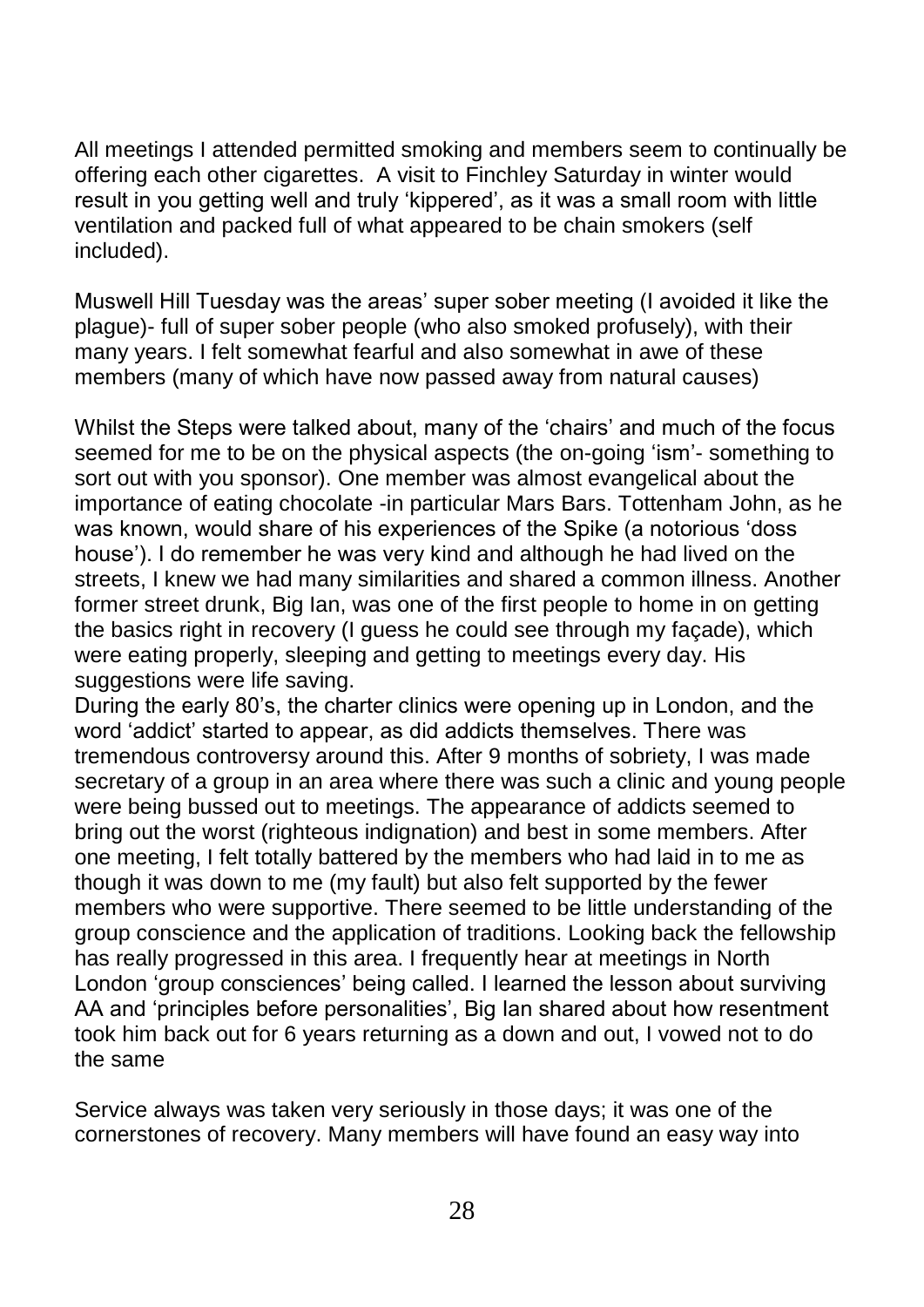All meetings I attended permitted smoking and members seem to continually be offering each other cigarettes. A visit to Finchley Saturday in winter would result in you getting well and truly 'kippered', as it was a small room with little ventilation and packed full of what appeared to be chain smokers (self included).

Muswell Hill Tuesday was the areas' super sober meeting (I avoided it like the plague)- full of super sober people (who also smoked profusely), with their many years. I felt somewhat fearful and also somewhat in awe of these members (many of which have now passed away from natural causes)

Whilst the Steps were talked about, many of the 'chairs' and much of the focus seemed for me to be on the physical aspects (the on-going 'ism'- something to sort out with you sponsor). One member was almost evangelical about the importance of eating chocolate -in particular Mars Bars. Tottenham John, as he was known, would share of his experiences of the Spike (a notorious 'doss house'). I do remember he was very kind and although he had lived on the streets, I knew we had many similarities and shared a common illness. Another former street drunk, Big Ian, was one of the first people to home in on getting the basics right in recovery (I guess he could see through my façade), which were eating properly, sleeping and getting to meetings every day. His suggestions were life saving.

During the early 80's, the charter clinics were opening up in London, and the word 'addict' started to appear, as did addicts themselves. There was tremendous controversy around this. After 9 months of sobriety, I was made secretary of a group in an area where there was such a clinic and young people were being bussed out to meetings. The appearance of addicts seemed to bring out the worst (righteous indignation) and best in some members. After one meeting, I felt totally battered by the members who had laid in to me as though it was down to me (my fault) but also felt supported by the fewer members who were supportive. There seemed to be little understanding of the group conscience and the application of traditions. Looking back the fellowship has really progressed in this area. I frequently hear at meetings in North London 'group consciences' being called. I learned the lesson about surviving AA and 'principles before personalities', Big Ian shared about how resentment took him back out for 6 years returning as a down and out, I vowed not to do the same

Service always was taken very seriously in those days; it was one of the cornerstones of recovery. Many members will have found an easy way into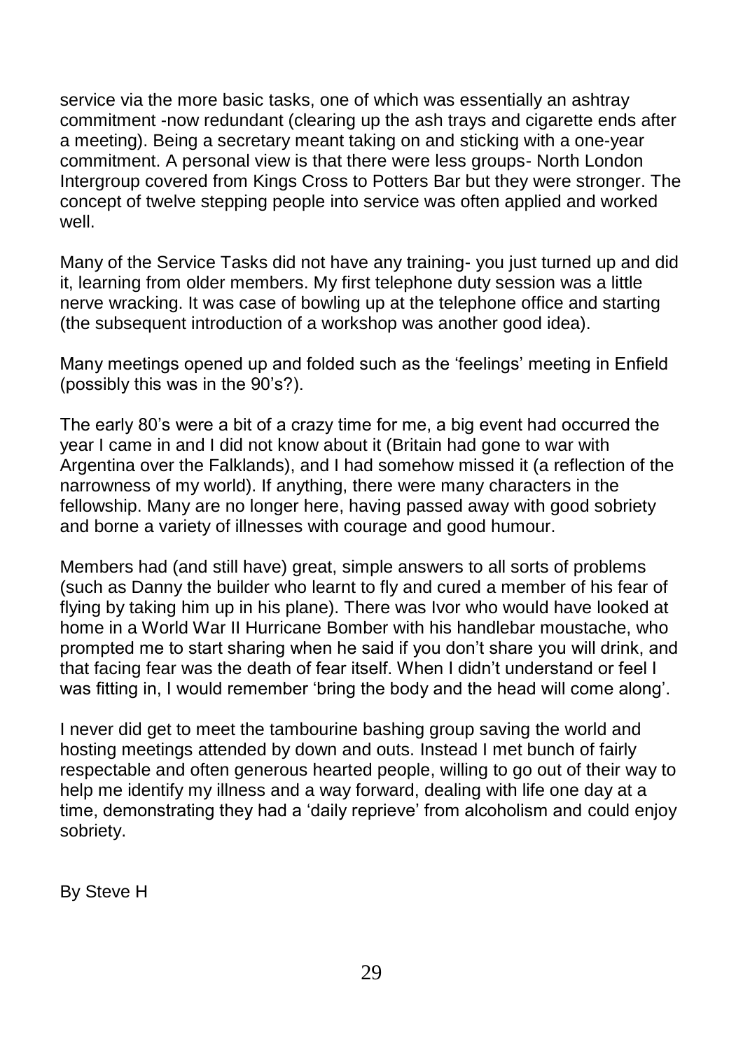service via the more basic tasks, one of which was essentially an ashtray commitment -now redundant (clearing up the ash trays and cigarette ends after a meeting). Being a secretary meant taking on and sticking with a one-year commitment. A personal view is that there were less groups- North London Intergroup covered from Kings Cross to Potters Bar but they were stronger. The concept of twelve stepping people into service was often applied and worked well.

Many of the Service Tasks did not have any training- you just turned up and did it, learning from older members. My first telephone duty session was a little nerve wracking. It was case of bowling up at the telephone office and starting (the subsequent introduction of a workshop was another good idea).

Many meetings opened up and folded such as the 'feelings' meeting in Enfield (possibly this was in the 90's?).

The early 80's were a bit of a crazy time for me, a big event had occurred the year I came in and I did not know about it (Britain had gone to war with Argentina over the Falklands), and I had somehow missed it (a reflection of the narrowness of my world). If anything, there were many characters in the fellowship. Many are no longer here, having passed away with good sobriety and borne a variety of illnesses with courage and good humour.

Members had (and still have) great, simple answers to all sorts of problems (such as Danny the builder who learnt to fly and cured a member of his fear of flying by taking him up in his plane). There was Ivor who would have looked at home in a World War II Hurricane Bomber with his handlebar moustache, who prompted me to start sharing when he said if you don't share you will drink, and that facing fear was the death of fear itself. When I didn't understand or feel I was fitting in, I would remember 'bring the body and the head will come along'.

I never did get to meet the tambourine bashing group saving the world and hosting meetings attended by down and outs. Instead I met bunch of fairly respectable and often generous hearted people, willing to go out of their way to help me identify my illness and a way forward, dealing with life one day at a time, demonstrating they had a 'daily reprieve' from alcoholism and could enjoy sobriety.

By Steve H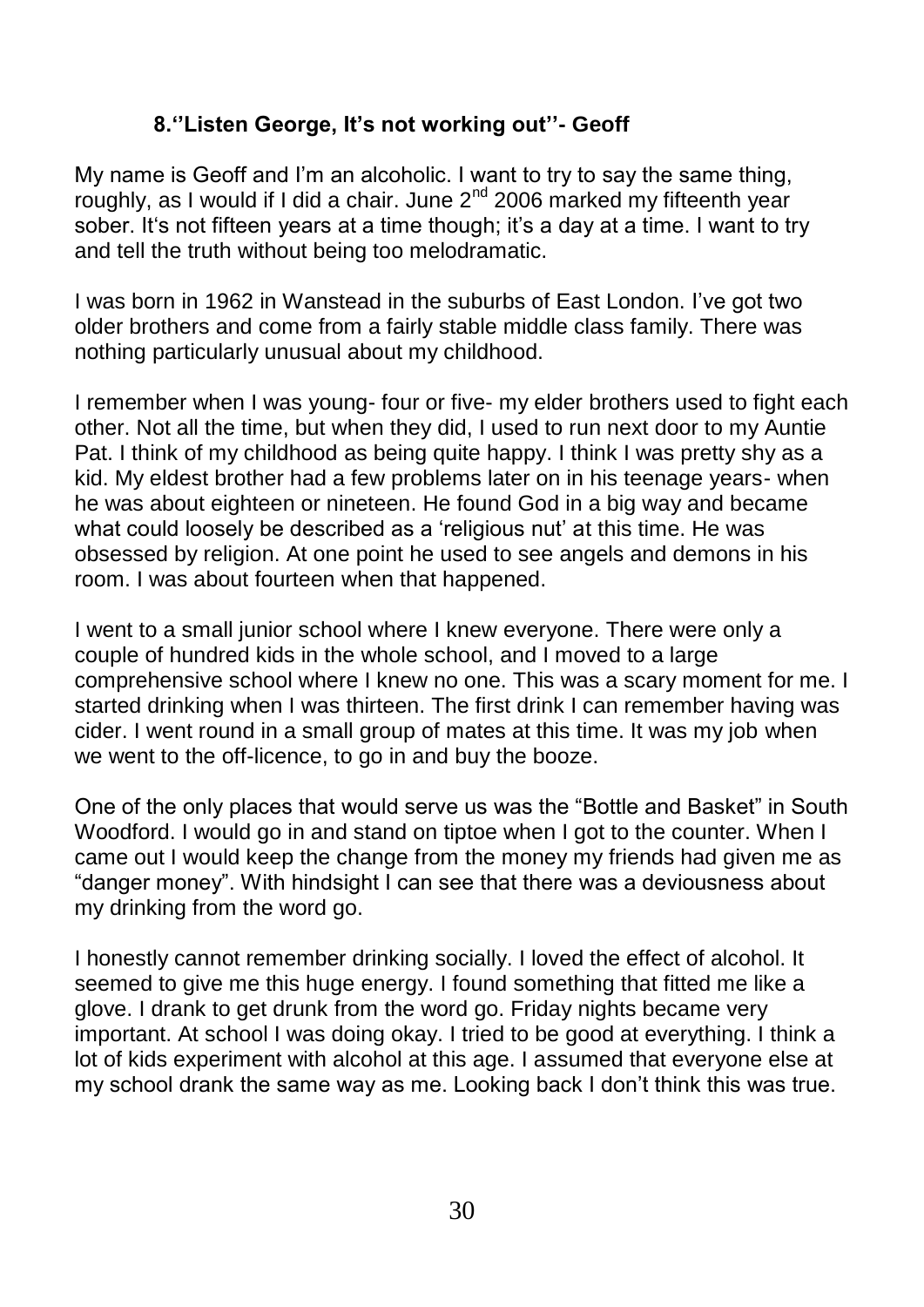### 8.''Listen George, It's not working out''- Geoff

My name is Geoff and I'm an alcoholic. I want to try to say the same thing, roughly, as I would if I did a chair. June 2nd 2006 marked my fifteenth year sober. It's not fifteen years at a time though; it's a day at a time. I want to try and tell the truth without being too melodramatic.

I was born in 1962 in Wanstead in the suburbs of East London. I've got two older brothers and come from a fairly stable middle class family. There was nothing particularly unusual about my childhood.

I remember when I was young- four or five- my elder brothers used to fight each other. Not all the time, but when they did, I used to run next door to my Auntie Pat. I think of my childhood as being quite happy. I think I was pretty shy as a kid. My eldest brother had a few problems later on in his teenage years- when he was about eighteen or nineteen. He found God in a big way and became what could loosely be described as a 'religious nut' at this time. He was obsessed by religion. At one point he used to see angels and demons in his room. I was about fourteen when that happened.

I went to a small junior school where I knew everyone. There were only a couple of hundred kids in the whole school, and I moved to a large comprehensive school where I knew no one. This was a scary moment for me. I started drinking when I was thirteen. The first drink I can remember having was cider. I went round in a small group of mates at this time. It was my job when we went to the off-licence, to go in and buy the booze.

One of the only places that would serve us was the "Bottle and Basket" in South Woodford. I would go in and stand on tiptoe when I got to the counter. When I came out I would keep the change from the money my friends had given me as "danger money". With hindsight I can see that there was a deviousness about my drinking from the word go.

I honestly cannot remember drinking socially. I loved the effect of alcohol. It seemed to give me this huge energy. I found something that fitted me like a glove. I drank to get drunk from the word go. Friday nights became very important. At school I was doing okay. I tried to be good at everything. I think a lot of kids experiment with alcohol at this age. I assumed that everyone else at my school drank the same way as me. Looking back I don't think this was true.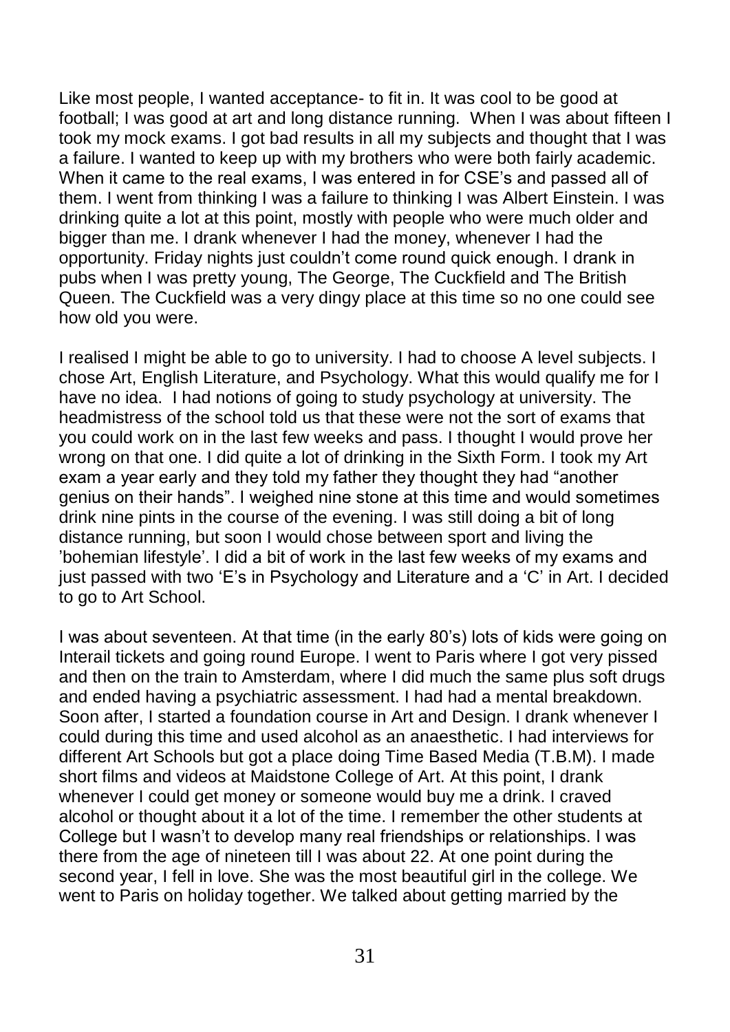Like most people, I wanted acceptance- to fit in. It was cool to be good at football; I was good at art and long distance running. When I was about fifteen I took my mock exams. I got bad results in all my subjects and thought that I was a failure. I wanted to keep up with my brothers who were both fairly academic. When it came to the real exams, I was entered in for CSE's and passed all of them. I went from thinking I was a failure to thinking I was Albert Einstein. I was drinking quite a lot at this point, mostly with people who were much older and bigger than me. I drank whenever I had the money, whenever I had the opportunity. Friday nights just couldn't come round quick enough. I drank in pubs when I was pretty young, The George, The Cuckfield and The British Queen. The Cuckfield was a very dingy place at this time so no one could see how old you were.

I realised I might be able to go to university. I had to choose A level subjects. I chose Art, English Literature, and Psychology. What this would qualify me for I have no idea. I had notions of going to study psychology at university. The headmistress of the school told us that these were not the sort of exams that you could work on in the last few weeks and pass. I thought I would prove her wrong on that one. I did quite a lot of drinking in the Sixth Form. I took my Art exam a year early and they told my father they thought they had "another genius on their hands". I weighed nine stone at this time and would sometimes drink nine pints in the course of the evening. I was still doing a bit of long distance running, but soon I would chose between sport and living the 'bohemian lifestyle'. I did a bit of work in the last few weeks of my exams and just passed with two 'E's in Psychology and Literature and a 'C' in Art. I decided to go to Art School.

I was about seventeen. At that time (in the early 80's) lots of kids were going on Interail tickets and going round Europe. I went to Paris where I got very pissed and then on the train to Amsterdam, where I did much the same plus soft drugs and ended having a psychiatric assessment. I had had a mental breakdown. Soon after, I started a foundation course in Art and Design. I drank whenever I could during this time and used alcohol as an anaesthetic. I had interviews for different Art Schools but got a place doing Time Based Media (T.B.M). I made short films and videos at Maidstone College of Art. At this point, I drank whenever I could get money or someone would buy me a drink. I craved alcohol or thought about it a lot of the time. I remember the other students at College but I wasn't to develop many real friendships or relationships. I was there from the age of nineteen till I was about 22. At one point during the second year, I fell in love. She was the most beautiful girl in the college. We went to Paris on holiday together. We talked about getting married by the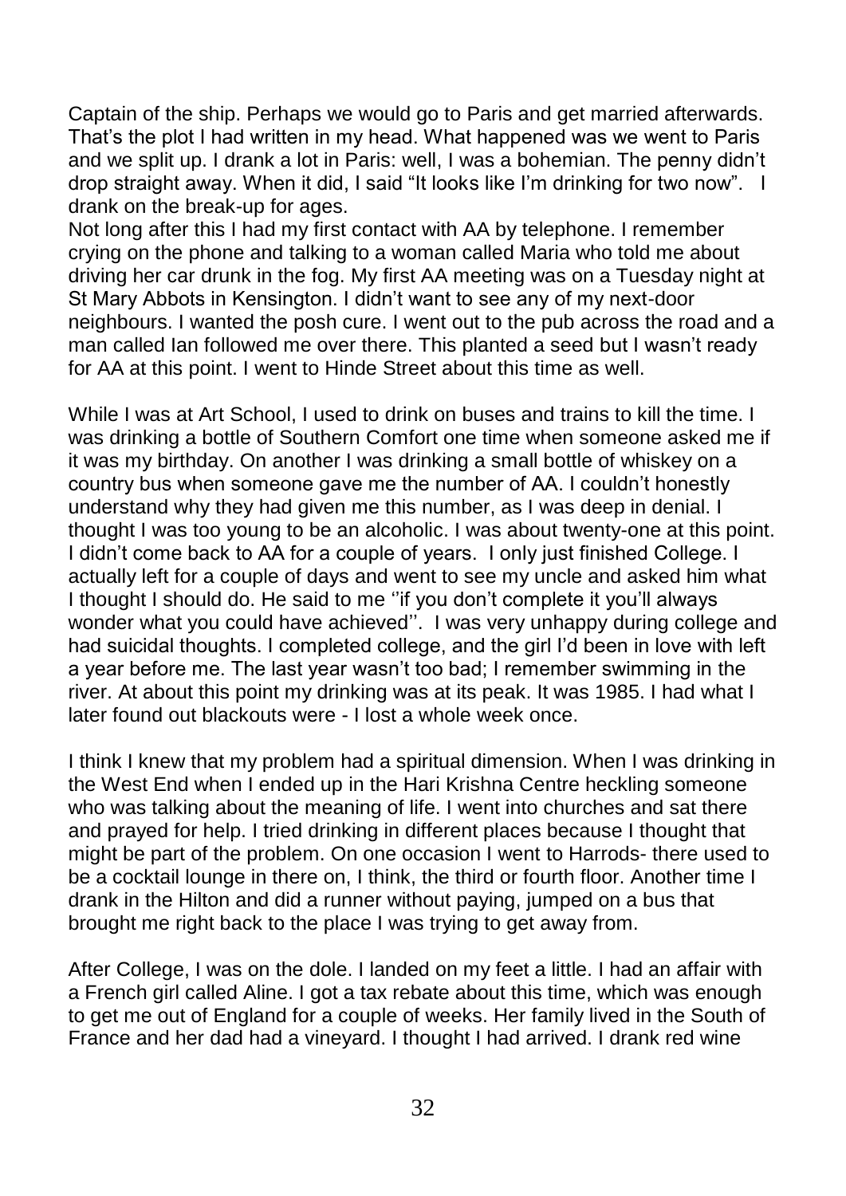Captain of the ship. Perhaps we would go to Paris and get married afterwards. That's the plot I had written in my head. What happened was we went to Paris and we split up. I drank a lot in Paris: well, I was a bohemian. The penny didn't drop straight away. When it did, I said "It looks like I'm drinking for two now". I drank on the break-up for ages.
Not long after this I had my first contact with AA by telephone. I remember crying on the phone and talking to a woman called Maria who told me about driving her car drunk in the fog. My first AA meeting was on a Tuesday night at St Mary Abbots in Kensington. I didn't want to see any of my next-door neighbours. I wanted the posh cure. I went out to the pub across the road and a man called Ian followed me over there. This planted a seed but I wasn't ready for AA at this point. I went to Hinde Street about this time as well.

While I was at Art School, I used to drink on buses and trains to kill the time. I was drinking a bottle of Southern Comfort one time when someone asked me if it was my birthday. On another I was drinking a small bottle of whiskey on a country bus when someone gave me the number of AA. I couldn't honestly understand why they had given me this number, as I was deep in denial. I thought I was too young to be an alcoholic. I was about twenty-one at this point. I didn't come back to AA for a couple of years. I only just finished College. I actually left for a couple of days and went to see my uncle and asked him what I thought I should do. He said to me ''if you don't complete it you'll always wonder what you could have achieved''. I was very unhappy during college and had suicidal thoughts. I completed college, and the girl I'd been in love with left a year before me. The last year wasn't too bad; I remember swimming in the river. At about this point my drinking was at its peak. It was 1985. I had what I later found out blackouts were - I lost a whole week once.

I think I knew that my problem had a spiritual dimension. When I was drinking in the West End when I ended up in the Hari Krishna Centre heckling someone who was talking about the meaning of life. I went into churches and sat there and prayed for help. I tried drinking in different places because I thought that might be part of the problem. On one occasion I went to Harrods- there used to be a cocktail lounge in there on, I think, the third or fourth floor. Another time I drank in the Hilton and did a runner without paying, jumped on a bus that brought me right back to the place I was trying to get away from.

After College, I was on the dole. I landed on my feet a little. I had an affair with a French girl called Aline. I got a tax rebate about this time, which was enough to get me out of England for a couple of weeks. Her family lived in the South of France and her dad had a vineyard. I thought I had arrived. I drank red wine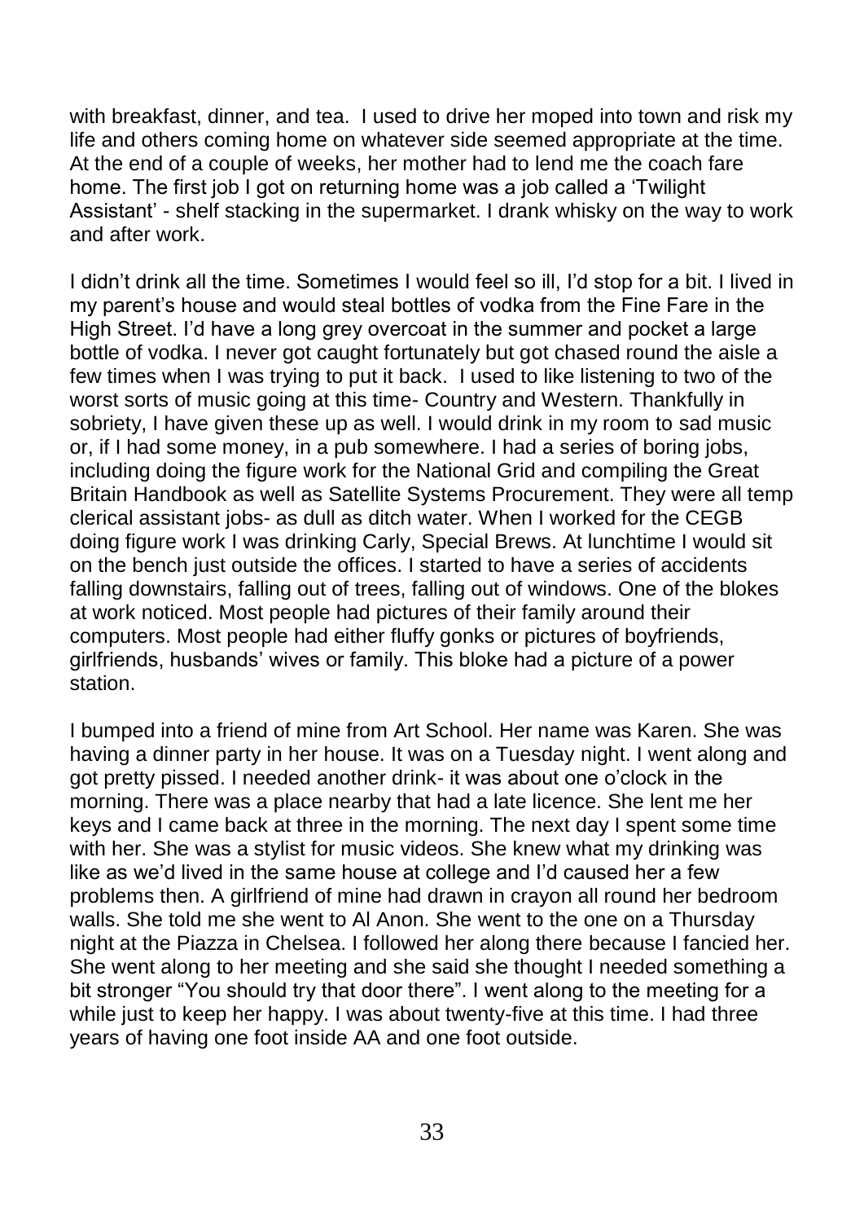with breakfast, dinner, and tea. I used to drive her moped into town and risk my life and others coming home on whatever side seemed appropriate at the time. At the end of a couple of weeks, her mother had to lend me the coach fare home. The first job I got on returning home was a job called a 'Twilight Assistant' - shelf stacking in the supermarket. I drank whisky on the way to work and after work.

I didn't drink all the time. Sometimes I would feel so ill, I'd stop for a bit. I lived in my parent's house and would steal bottles of vodka from the Fine Fare in the High Street. I'd have a long grey overcoat in the summer and pocket a large bottle of vodka. I never got caught fortunately but got chased round the aisle a few times when I was trying to put it back. I used to like listening to two of the worst sorts of music going at this time- Country and Western. Thankfully in sobriety, I have given these up as well. I would drink in my room to sad music or, if I had some money, in a pub somewhere. I had a series of boring jobs, including doing the figure work for the National Grid and compiling the Great Britain Handbook as well as Satellite Systems Procurement. They were all temp clerical assistant jobs- as dull as ditch water. When I worked for the CEGB doing figure work I was drinking Carly, Special Brews. At lunchtime I would sit on the bench just outside the offices. I started to have a series of accidents falling downstairs, falling out of trees, falling out of windows. One of the blokes at work noticed. Most people had pictures of their family around their computers. Most people had either fluffy gonks or pictures of boyfriends, girlfriends, husbands' wives or family. This bloke had a picture of a power station.

I bumped into a friend of mine from Art School. Her name was Karen. She was having a dinner party in her house. It was on a Tuesday night. I went along and got pretty pissed. I needed another drink- it was about one o'clock in the morning. There was a place nearby that had a late licence. She lent me her keys and I came back at three in the morning. The next day I spent some time with her. She was a stylist for music videos. She knew what my drinking was like as we'd lived in the same house at college and I'd caused her a few problems then. A girlfriend of mine had drawn in crayon all round her bedroom walls. She told me she went to Al Anon. She went to the one on a Thursday night at the Piazza in Chelsea. I followed her along there because I fancied her. She went along to her meeting and she said she thought I needed something a bit stronger "You should try that door there". I went along to the meeting for a while just to keep her happy. I was about twenty-five at this time. I had three years of having one foot inside AA and one foot outside.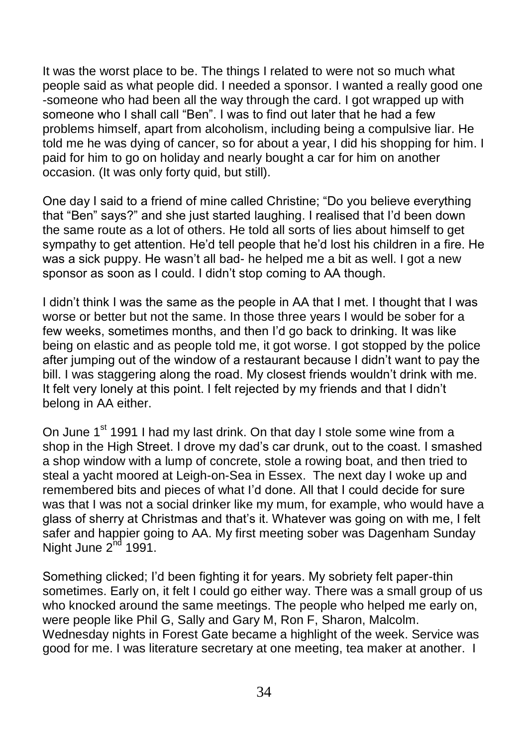It was the worst place to be. The things I related to were not so much what people said as what people did. I needed a sponsor. I wanted a really good one -someone who had been all the way through the card. I got wrapped up with someone who I shall call "Ben". I was to find out later that he had a few problems himself, apart from alcoholism, including being a compulsive liar. He told me he was dying of cancer, so for about a year, I did his shopping for him. I paid for him to go on holiday and nearly bought a car for him on another occasion. (It was only forty quid, but still).

One day I said to a friend of mine called Christine; "Do you believe everything that "Ben" says?" and she just started laughing. I realised that I'd been down the same route as a lot of others. He told all sorts of lies about himself to get sympathy to get attention. He'd tell people that he'd lost his children in a fire. He was a sick puppy. He wasn't all bad- he helped me a bit as well. I got a new sponsor as soon as I could. I didn't stop coming to AA though.

I didn't think I was the same as the people in AA that I met. I thought that I was worse or better but not the same. In those three years I would be sober for a few weeks, sometimes months, and then I'd go back to drinking. It was like being on elastic and as people told me, it got worse. I got stopped by the police after jumping out of the window of a restaurant because I didn't want to pay the bill. I was staggering along the road. My closest friends wouldn't drink with me. It felt very lonely at this point. I felt rejected by my friends and that I didn't belong in AA either.

On June 1st 1991 I had my last drink. On that day I stole some wine from a shop in the High Street. I drove my dad's car drunk, out to the coast. I smashed a shop window with a lump of concrete, stole a rowing boat, and then tried to steal a yacht moored at Leigh-on-Sea in Essex. The next day I woke up and remembered bits and pieces of what I'd done. All that I could decide for sure was that I was not a social drinker like my mum, for example, who would have a glass of sherry at Christmas and that's it. Whatever was going on with me, I felt safer and happier going to AA. My first meeting sober was Dagenham Sunday Night June 2nd 1991.

Something clicked; I'd been fighting it for years. My sobriety felt paper-thin sometimes. Early on, it felt I could go either way. There was a small group of us who knocked around the same meetings. The people who helped me early on, were people like Phil G, Sally and Gary M, Ron F, Sharon, Malcolm. Wednesday nights in Forest Gate became a highlight of the week. Service was good for me. I was literature secretary at one meeting, tea maker at another. I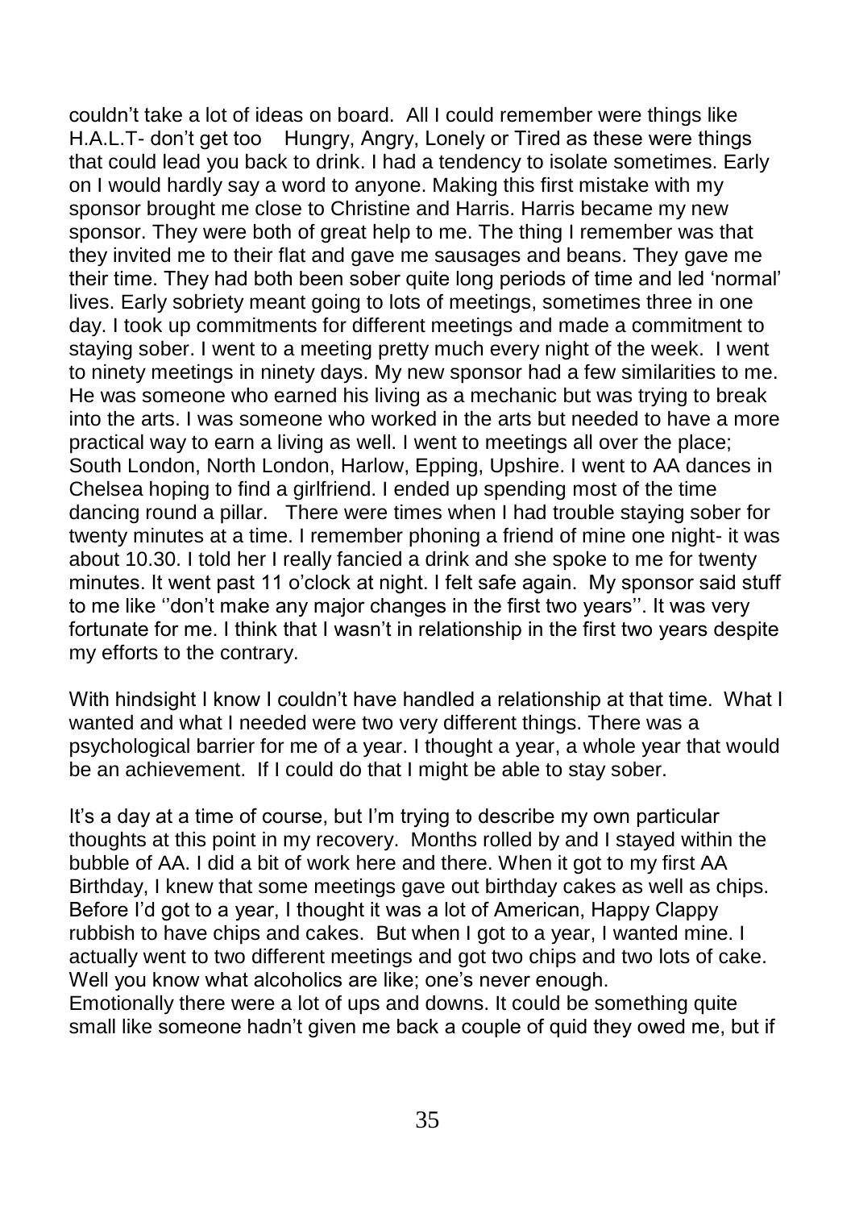couldn't take a lot of ideas on board. All I could remember were things like H.A.L.T- don't get too Hungry, Angry, Lonely or Tired as these were things that could lead you back to drink. I had a tendency to isolate sometimes. Early on I would hardly say a word to anyone. Making this first mistake with my sponsor brought me close to Christine and Harris. Harris became my new sponsor. They were both of great help to me. The thing I remember was that they invited me to their flat and gave me sausages and beans. They gave me their time. They had both been sober quite long periods of time and led 'normal' lives. Early sobriety meant going to lots of meetings, sometimes three in one day. I took up commitments for different meetings and made a commitment to staying sober. I went to a meeting pretty much every night of the week. I went to ninety meetings in ninety days. My new sponsor had a few similarities to me. He was someone who earned his living as a mechanic but was trying to break into the arts. I was someone who worked in the arts but needed to have a more practical way to earn a living as well. I went to meetings all over the place; South London, North London, Harlow, Epping, Upshire. I went to AA dances in Chelsea hoping to find a girlfriend. I ended up spending most of the time dancing round a pillar. There were times when I had trouble staying sober for twenty minutes at a time. I remember phoning a friend of mine one night- it was about 10.30. I told her I really fancied a drink and she spoke to me for twenty minutes. It went past 11 o'clock at night. I felt safe again. My sponsor said stuff to me like ''don't make any major changes in the first two years''. It was very fortunate for me. I think that I wasn't in relationship in the first two years despite my efforts to the contrary.

With hindsight I know I couldn't have handled a relationship at that time. What I wanted and what I needed were two very different things. There was a psychological barrier for me of a year. I thought a year, a whole year that would be an achievement. If I could do that I might be able to stay sober.

It's a day at a time of course, but I'm trying to describe my own particular thoughts at this point in my recovery. Months rolled by and I stayed within the bubble of AA. I did a bit of work here and there. When it got to my first AA Birthday, I knew that some meetings gave out birthday cakes as well as chips. Before I'd got to a year, I thought it was a lot of American, Happy Clappy rubbish to have chips and cakes. But when I got to a year, I wanted mine. I actually went to two different meetings and got two chips and two lots of cake. Well you know what alcoholics are like; one's never enough.
Emotionally there were a lot of ups and downs. It could be something quite small like someone hadn't given me back a couple of quid they owed me, but if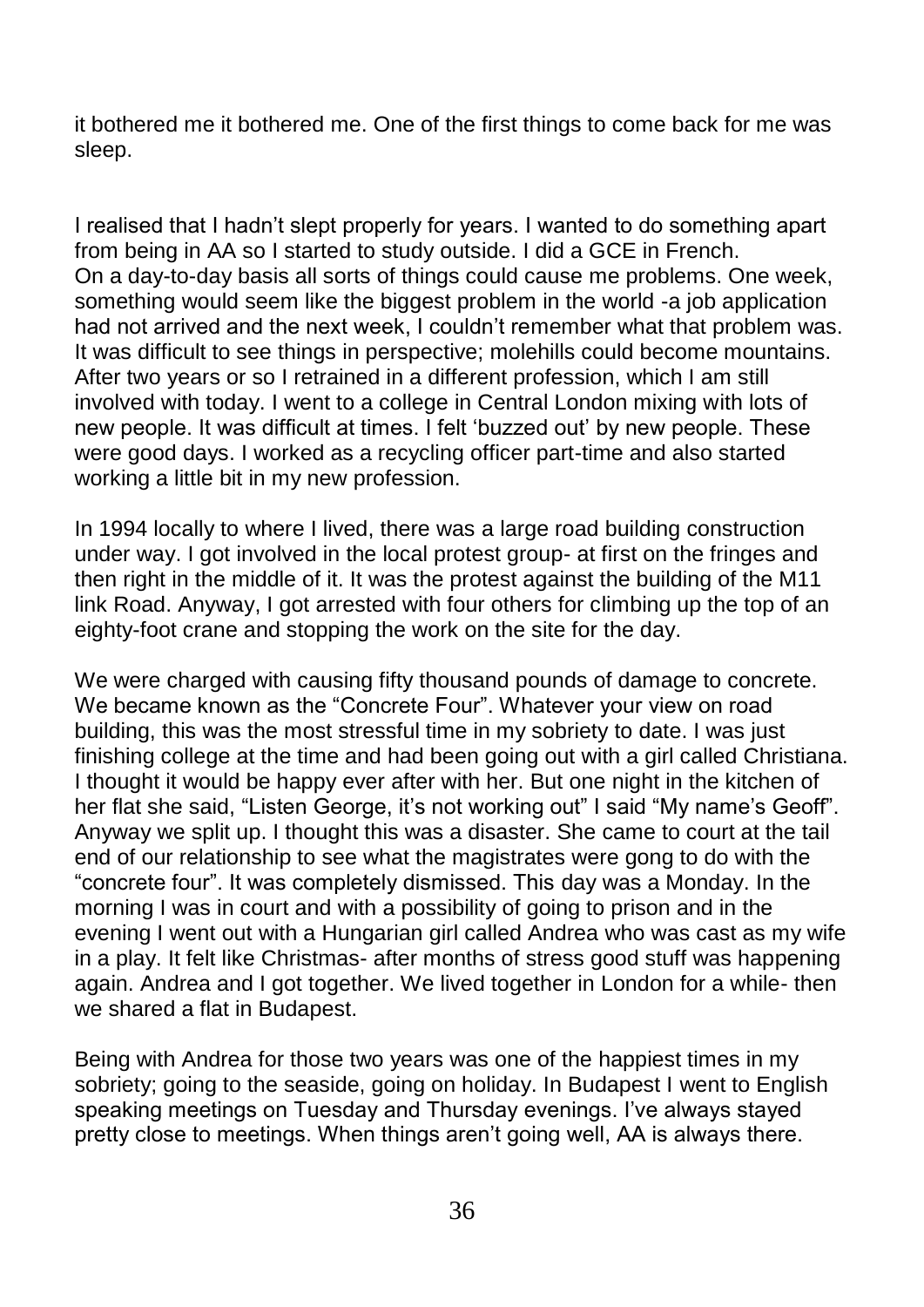it bothered me it bothered me. One of the first things to come back for me was sleep.

I realised that I hadn't slept properly for years. I wanted to do something apart from being in AA so I started to study outside. I did a GCE in French.
On a day-to-day basis all sorts of things could cause me problems. One week, something would seem like the biggest problem in the world -a job application had not arrived and the next week, I couldn't remember what that problem was. It was difficult to see things in perspective; molehills could become mountains. After two years or so I retrained in a different profession, which I am still involved with today. I went to a college in Central London mixing with lots of new people. It was difficult at times. I felt 'buzzed out' by new people. These were good days. I worked as a recycling officer part-time and also started working a little bit in my new profession.

In 1994 locally to where I lived, there was a large road building construction under way. I got involved in the local protest group- at first on the fringes and then right in the middle of it. It was the protest against the building of the M11 link Road. Anyway, I got arrested with four others for climbing up the top of an eighty-foot crane and stopping the work on the site for the day.

We were charged with causing fifty thousand pounds of damage to concrete. We became known as the "Concrete Four". Whatever your view on road building, this was the most stressful time in my sobriety to date. I was just finishing college at the time and had been going out with a girl called Christiana. I thought it would be happy ever after with her. But one night in the kitchen of her flat she said, "Listen George, it's not working out" I said "My name's Geoff". Anyway we split up. I thought this was a disaster. She came to court at the tail end of our relationship to see what the magistrates were gong to do with the "concrete four". It was completely dismissed. This day was a Monday. In the morning I was in court and with a possibility of going to prison and in the evening I went out with a Hungarian girl called Andrea who was cast as my wife in a play. It felt like Christmas- after months of stress good stuff was happening again. Andrea and I got together. We lived together in London for a while- then we shared a flat in Budapest.

Being with Andrea for those two years was one of the happiest times in my sobriety; going to the seaside, going on holiday. In Budapest I went to English speaking meetings on Tuesday and Thursday evenings. I've always stayed pretty close to meetings. When things aren't going well, AA is always there.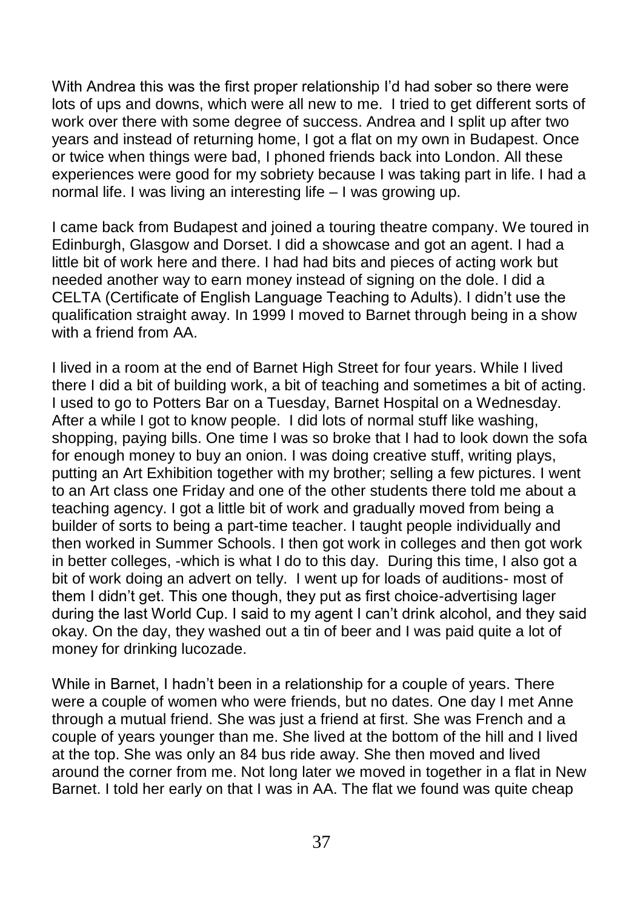With Andrea this was the first proper relationship I'd had sober so there were lots of ups and downs, which were all new to me. I tried to get different sorts of work over there with some degree of success. Andrea and I split up after two years and instead of returning home, I got a flat on my own in Budapest. Once or twice when things were bad, I phoned friends back into London. All these experiences were good for my sobriety because I was taking part in life. I had a normal life. I was living an interesting life – I was growing up.

I came back from Budapest and joined a touring theatre company. We toured in Edinburgh, Glasgow and Dorset. I did a showcase and got an agent. I had a little bit of work here and there. I had had bits and pieces of acting work but needed another way to earn money instead of signing on the dole. I did a CELTA (Certificate of English Language Teaching to Adults). I didn't use the qualification straight away. In 1999 I moved to Barnet through being in a show with a friend from AA.

I lived in a room at the end of Barnet High Street for four years. While I lived there I did a bit of building work, a bit of teaching and sometimes a bit of acting. I used to go to Potters Bar on a Tuesday, Barnet Hospital on a Wednesday. After a while I got to know people. I did lots of normal stuff like washing, shopping, paying bills. One time I was so broke that I had to look down the sofa for enough money to buy an onion. I was doing creative stuff, writing plays, putting an Art Exhibition together with my brother; selling a few pictures. I went to an Art class one Friday and one of the other students there told me about a teaching agency. I got a little bit of work and gradually moved from being a builder of sorts to being a part-time teacher. I taught people individually and then worked in Summer Schools. I then got work in colleges and then got work in better colleges, -which is what I do to this day. During this time, I also got a bit of work doing an advert on telly. I went up for loads of auditions- most of them I didn't get. This one though, they put as first choice-advertising lager during the last World Cup. I said to my agent I can't drink alcohol, and they said okay. On the day, they washed out a tin of beer and I was paid quite a lot of money for drinking lucozade.

While in Barnet, I hadn't been in a relationship for a couple of years. There were a couple of women who were friends, but no dates. One day I met Anne through a mutual friend. She was just a friend at first. She was French and a couple of years younger than me. She lived at the bottom of the hill and I lived at the top. She was only an 84 bus ride away. She then moved and lived around the corner from me. Not long later we moved in together in a flat in New Barnet. I told her early on that I was in AA. The flat we found was quite cheap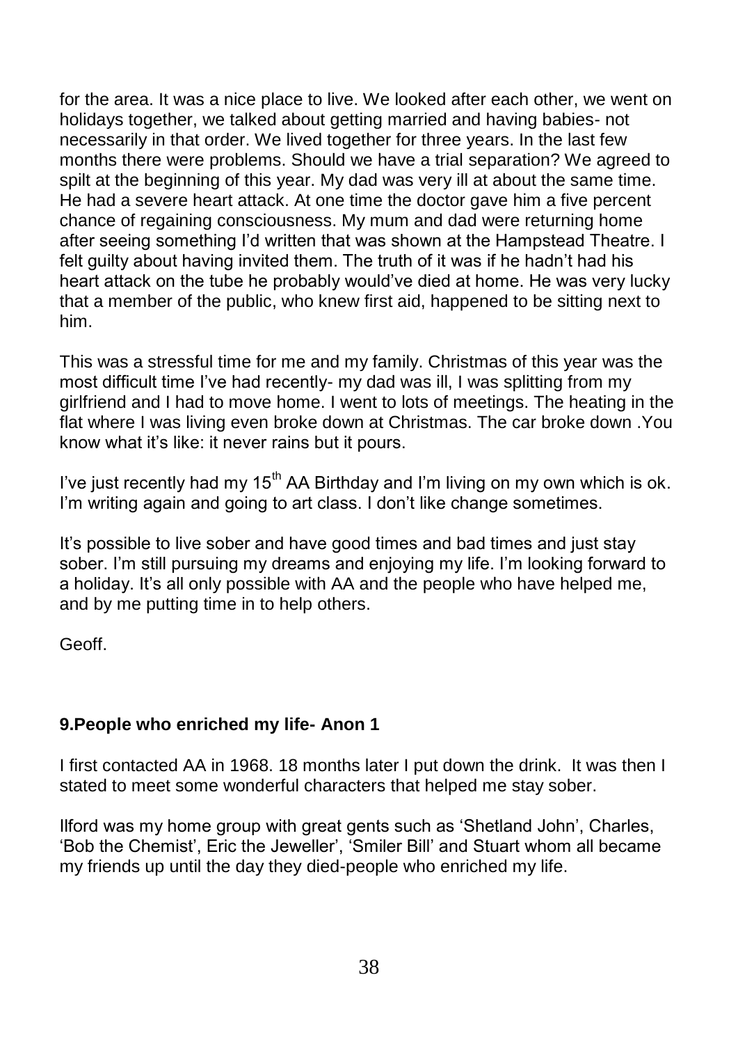for the area. It was a nice place to live. We looked after each other, we went on holidays together, we talked about getting married and having babies- not necessarily in that order. We lived together for three years. In the last few months there were problems. Should we have a trial separation? We agreed to spilt at the beginning of this year. My dad was very ill at about the same time. He had a severe heart attack. At one time the doctor gave him a five percent chance of regaining consciousness. My mum and dad were returning home after seeing something I'd written that was shown at the Hampstead Theatre. I felt guilty about having invited them. The truth of it was if he hadn't had his heart attack on the tube he probably would've died at home. He was very lucky that a member of the public, who knew first aid, happened to be sitting next to him.

This was a stressful time for me and my family. Christmas of this year was the most difficult time I've had recently- my dad was ill, I was splitting from my girlfriend and I had to move home. I went to lots of meetings. The heating in the flat where I was living even broke down at Christmas. The car broke down .You know what it's like: it never rains but it pours.

I've just recently had my 15th AA Birthday and I'm living on my own which is ok. I'm writing again and going to art class. I don't like change sometimes.

It's possible to live sober and have good times and bad times and just stay sober. I'm still pursuing my dreams and enjoying my life. I'm looking forward to a holiday. It's all only possible with AA and the people who have helped me, and by me putting time in to help others.

Geoff.

### 9.People who enriched my life- Anon 1

I first contacted AA in 1968. 18 months later I put down the drink. It was then I stated to meet some wonderful characters that helped me stay sober.

Ilford was my home group with great gents such as 'Shetland John', Charles, 'Bob the Chemist', Eric the Jeweller', 'Smiler Bill' and Stuart whom all became my friends up until the day they died-people who enriched my life.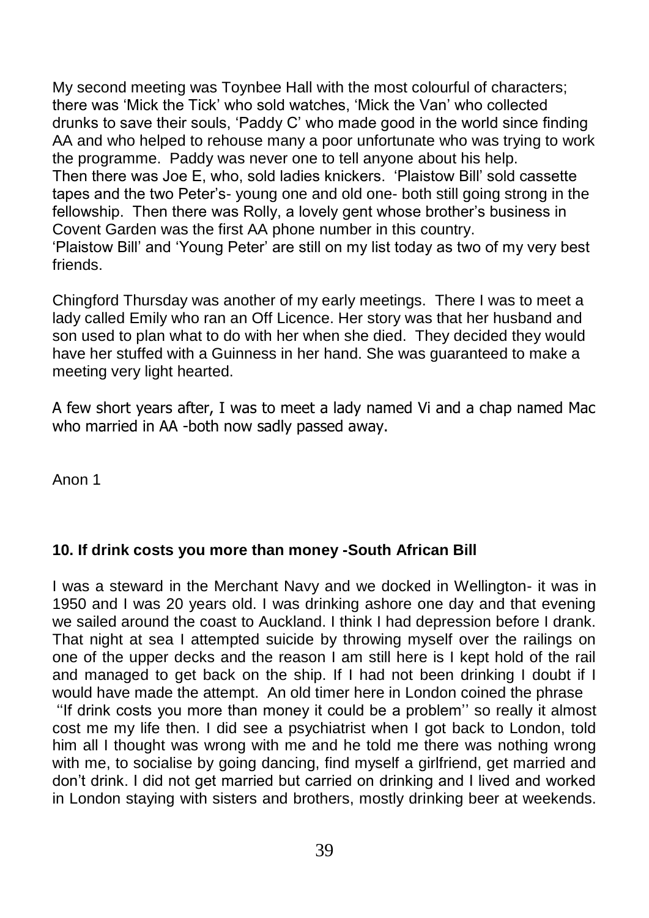My second meeting was Toynbee Hall with the most colourful of characters; there was 'Mick the Tick' who sold watches, 'Mick the Van' who collected drunks to save their souls, 'Paddy C' who made good in the world since finding AA and who helped to rehouse many a poor unfortunate who was trying to work the programme. Paddy was never one to tell anyone about his help.
Then there was Joe E, who, sold ladies knickers. 'Plaistow Bill' sold cassette tapes and the two Peter's- young one and old one- both still going strong in the fellowship. Then there was Rolly, a lovely gent whose brother's business in Covent Garden was the first AA phone number in this country.
'Plaistow Bill' and 'Young Peter' are still on my list today as two of my very best friends.

Chingford Thursday was another of my early meetings. There I was to meet a lady called Emily who ran an Off Licence. Her story was that her husband and son used to plan what to do with her when she died. They decided they would have her stuffed with a Guinness in her hand. She was guaranteed to make a meeting very light hearted.

A few short years after, I was to meet a lady named Vi and a chap named Mac who married in AA -both now sadly passed away.

Anon 1

### 10. If drink costs you more than money -South African Bill

I was a steward in the Merchant Navy and we docked in Wellington- it was in 1950 and I was 20 years old. I was drinking ashore one day and that evening we sailed around the coast to Auckland. I think I had depression before I drank. That night at sea I attempted suicide by throwing myself over the railings on one of the upper decks and the reason I am still here is I kept hold of the rail and managed to get back on the ship. If I had not been drinking I doubt if I would have made the attempt. An old timer here in London coined the phrase
''If drink costs you more than money it could be a problem'' so really it almost cost me my life then. I did see a psychiatrist when I got back to London, told him all I thought was wrong with me and he told me there was nothing wrong with me, to socialise by going dancing, find myself a girlfriend, get married and don't drink. I did not get married but carried on drinking and I lived and worked in London staying with sisters and brothers, mostly drinking beer at weekends.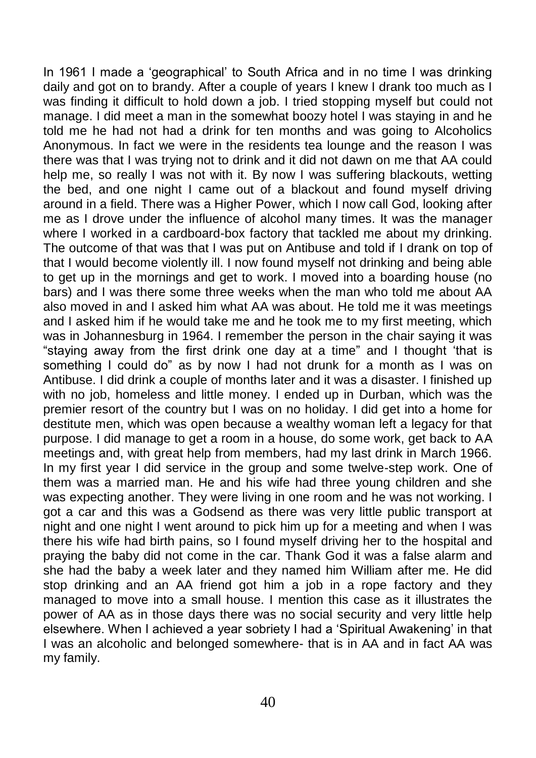In 1961 I made a 'geographical' to South Africa and in no time I was drinking daily and got on to brandy. After a couple of years I knew I drank too much as I was finding it difficult to hold down a job. I tried stopping myself but could not manage. I did meet a man in the somewhat boozy hotel I was staying in and he told me he had not had a drink for ten months and was going to Alcoholics Anonymous. In fact we were in the residents tea lounge and the reason I was there was that I was trying not to drink and it did not dawn on me that AA could help me, so really I was not with it. By now I was suffering blackouts, wetting the bed, and one night I came out of a blackout and found myself driving around in a field. There was a Higher Power, which I now call God, looking after me as I drove under the influence of alcohol many times. It was the manager where I worked in a cardboard-box factory that tackled me about my drinking. The outcome of that was that I was put on Antibuse and told if I drank on top of that I would become violently ill. I now found myself not drinking and being able to get up in the mornings and get to work. I moved into a boarding house (no bars) and I was there some three weeks when the man who told me about AA also moved in and I asked him what AA was about. He told me it was meetings and I asked him if he would take me and he took me to my first meeting, which was in Johannesburg in 1964. I remember the person in the chair saying it was "staying away from the first drink one day at a time" and I thought 'that is something I could do" as by now I had not drunk for a month as I was on Antibuse. I did drink a couple of months later and it was a disaster. I finished up with no job, homeless and little money. I ended up in Durban, which was the premier resort of the country but I was on no holiday. I did get into a home for destitute men, which was open because a wealthy woman left a legacy for that purpose. I did manage to get a room in a house, do some work, get back to AA meetings and, with great help from members, had my last drink in March 1966. In my first year I did service in the group and some twelve-step work. One of them was a married man. He and his wife had three young children and she was expecting another. They were living in one room and he was not working. I got a car and this was a Godsend as there was very little public transport at night and one night I went around to pick him up for a meeting and when I was there his wife had birth pains, so I found myself driving her to the hospital and praying the baby did not come in the car. Thank God it was a false alarm and she had the baby a week later and they named him William after me. He did stop drinking and an AA friend got him a job in a rope factory and they managed to move into a small house. I mention this case as it illustrates the power of AA as in those days there was no social security and very little help elsewhere. When I achieved a year sobriety I had a 'Spiritual Awakening' in that I was an alcoholic and belonged somewhere- that is in AA and in fact AA was my family.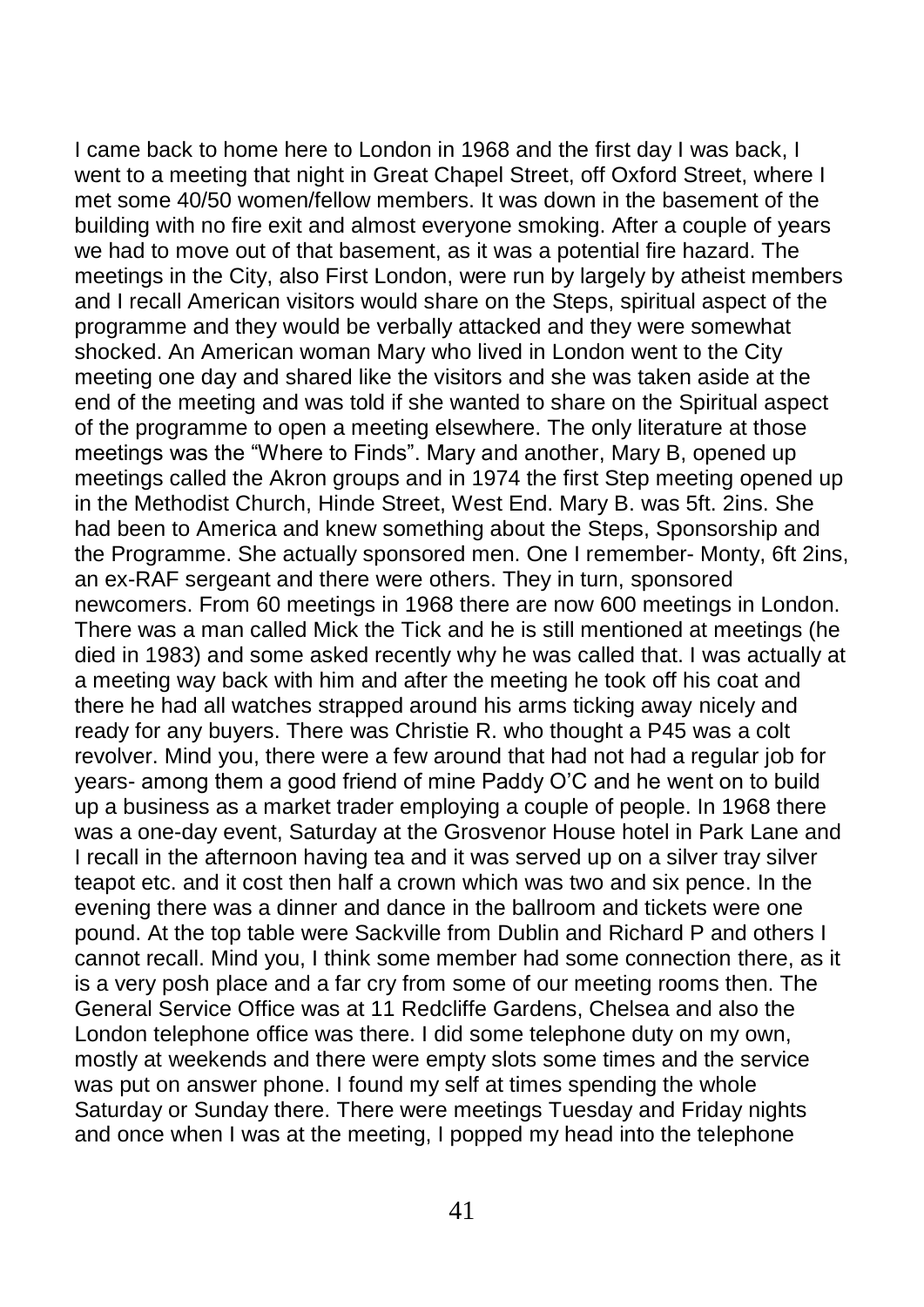I came back to home here to London in 1968 and the first day I was back, I went to a meeting that night in Great Chapel Street, off Oxford Street, where I met some 40/50 women/fellow members. It was down in the basement of the building with no fire exit and almost everyone smoking. After a couple of years we had to move out of that basement, as it was a potential fire hazard. The meetings in the City, also First London, were run by largely by atheist members and I recall American visitors would share on the Steps, spiritual aspect of the programme and they would be verbally attacked and they were somewhat shocked. An American woman Mary who lived in London went to the City meeting one day and shared like the visitors and she was taken aside at the end of the meeting and was told if she wanted to share on the Spiritual aspect of the programme to open a meeting elsewhere. The only literature at those meetings was the "Where to Finds". Mary and another, Mary B, opened up meetings called the Akron groups and in 1974 the first Step meeting opened up in the Methodist Church, Hinde Street, West End. Mary B. was 5ft. 2ins. She had been to America and knew something about the Steps, Sponsorship and the Programme. She actually sponsored men. One I remember- Monty, 6ft 2ins, an ex-RAF sergeant and there were others. They in turn, sponsored newcomers. From 60 meetings in 1968 there are now 600 meetings in London. There was a man called Mick the Tick and he is still mentioned at meetings (he died in 1983) and some asked recently why he was called that. I was actually at a meeting way back with him and after the meeting he took off his coat and there he had all watches strapped around his arms ticking away nicely and ready for any buyers. There was Christie R. who thought a P45 was a colt revolver. Mind you, there were a few around that had not had a regular job for years- among them a good friend of mine Paddy O'C and he went on to build up a business as a market trader employing a couple of people. In 1968 there was a one-day event, Saturday at the Grosvenor House hotel in Park Lane and I recall in the afternoon having tea and it was served up on a silver tray silver teapot etc. and it cost then half a crown which was two and six pence. In the evening there was a dinner and dance in the ballroom and tickets were one pound. At the top table were Sackville from Dublin and Richard P and others I cannot recall. Mind you, I think some member had some connection there, as it is a very posh place and a far cry from some of our meeting rooms then. The General Service Office was at 11 Redcliffe Gardens, Chelsea and also the London telephone office was there. I did some telephone duty on my own, mostly at weekends and there were empty slots some times and the service was put on answer phone. I found my self at times spending the whole Saturday or Sunday there. There were meetings Tuesday and Friday nights and once when I was at the meeting, I popped my head into the telephone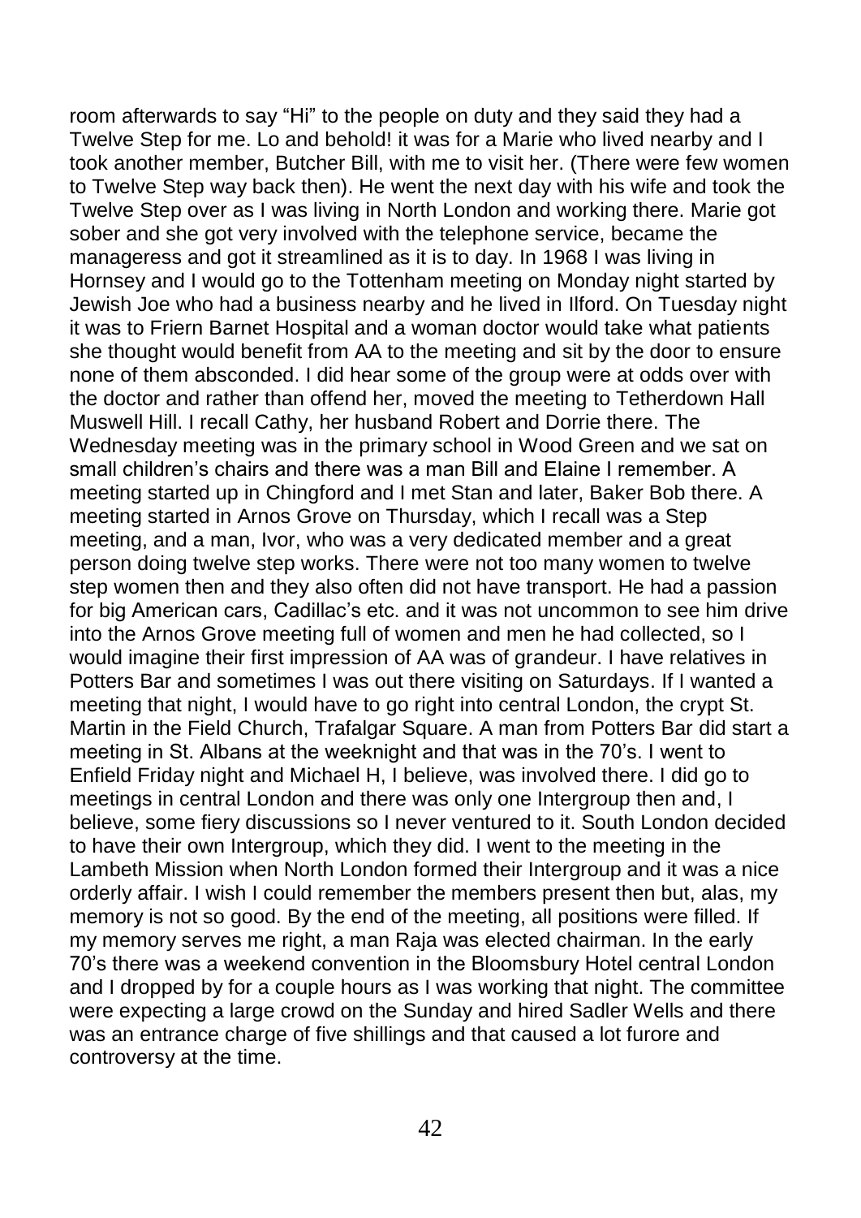room afterwards to say "Hi" to the people on duty and they said they had a Twelve Step for me. Lo and behold! it was for a Marie who lived nearby and I took another member, Butcher Bill, with me to visit her. (There were few women to Twelve Step way back then). He went the next day with his wife and took the Twelve Step over as I was living in North London and working there. Marie got sober and she got very involved with the telephone service, became the manageress and got it streamlined as it is to day. In 1968 I was living in Hornsey and I would go to the Tottenham meeting on Monday night started by Jewish Joe who had a business nearby and he lived in Ilford. On Tuesday night it was to Friern Barnet Hospital and a woman doctor would take what patients she thought would benefit from AA to the meeting and sit by the door to ensure none of them absconded. I did hear some of the group were at odds over with the doctor and rather than offend her, moved the meeting to Tetherdown Hall Muswell Hill. I recall Cathy, her husband Robert and Dorrie there. The Wednesday meeting was in the primary school in Wood Green and we sat on small children's chairs and there was a man Bill and Elaine I remember. A meeting started up in Chingford and I met Stan and later, Baker Bob there. A meeting started in Arnos Grove on Thursday, which I recall was a Step meeting, and a man, Ivor, who was a very dedicated member and a great person doing twelve step works. There were not too many women to twelve step women then and they also often did not have transport. He had a passion for big American cars, Cadillac's etc. and it was not uncommon to see him drive into the Arnos Grove meeting full of women and men he had collected, so I would imagine their first impression of AA was of grandeur. I have relatives in Potters Bar and sometimes I was out there visiting on Saturdays. If I wanted a meeting that night, I would have to go right into central London, the crypt St. Martin in the Field Church, Trafalgar Square. A man from Potters Bar did start a meeting in St. Albans at the weeknight and that was in the 70's. I went to Enfield Friday night and Michael H, I believe, was involved there. I did go to meetings in central London and there was only one Intergroup then and, I believe, some fiery discussions so I never ventured to it. South London decided to have their own Intergroup, which they did. I went to the meeting in the Lambeth Mission when North London formed their Intergroup and it was a nice orderly affair. I wish I could remember the members present then but, alas, my memory is not so good. By the end of the meeting, all positions were filled. If my memory serves me right, a man Raja was elected chairman. In the early 70's there was a weekend convention in the Bloomsbury Hotel central London and I dropped by for a couple hours as I was working that night. The committee were expecting a large crowd on the Sunday and hired Sadler Wells and there was an entrance charge of five shillings and that caused a lot furore and controversy at the time.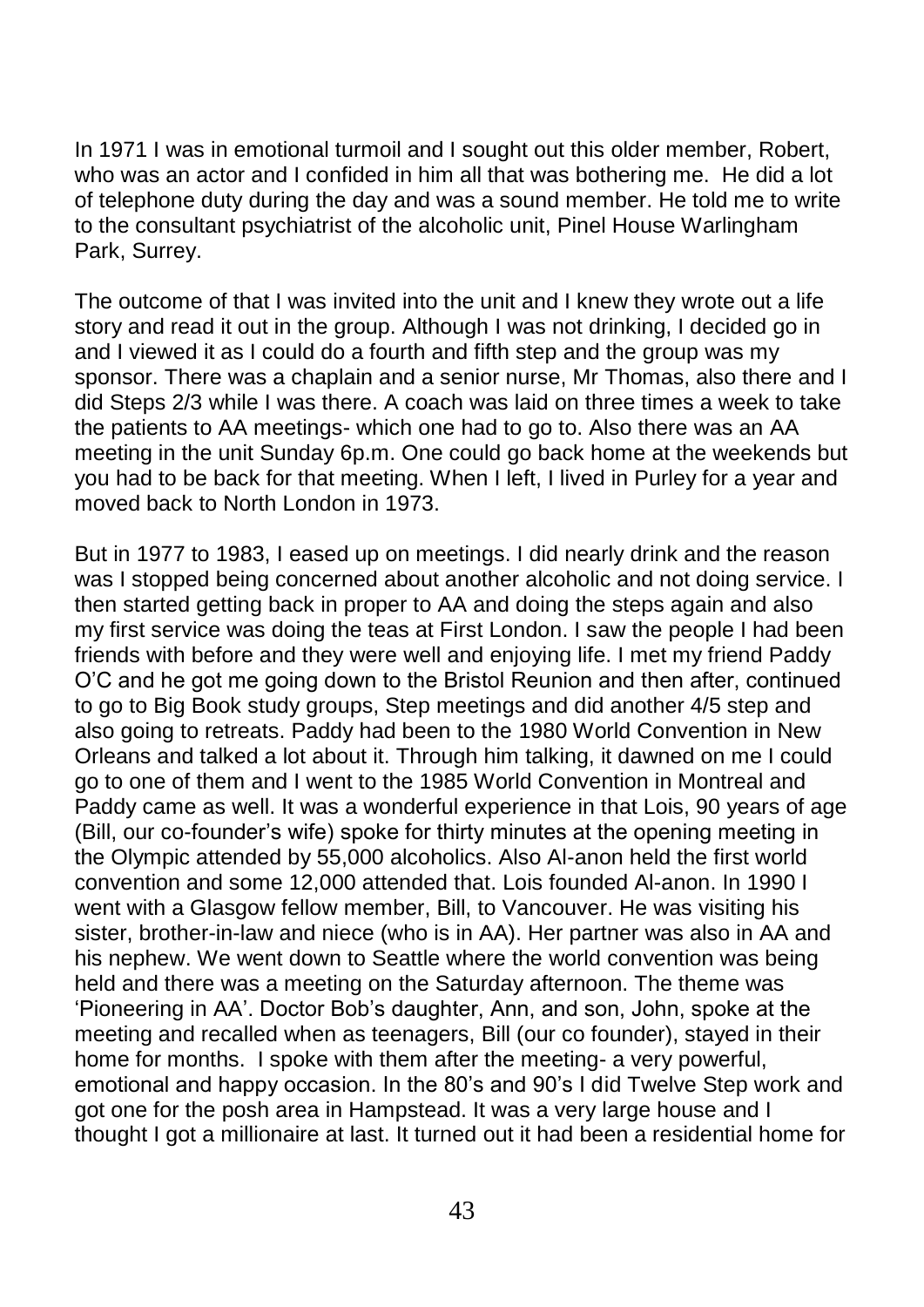In 1971 I was in emotional turmoil and I sought out this older member, Robert, who was an actor and I confided in him all that was bothering me. He did a lot of telephone duty during the day and was a sound member. He told me to write to the consultant psychiatrist of the alcoholic unit, Pinel House Warlingham Park, Surrey.

The outcome of that I was invited into the unit and I knew they wrote out a life story and read it out in the group. Although I was not drinking, I decided go in and I viewed it as I could do a fourth and fifth step and the group was my sponsor. There was a chaplain and a senior nurse, Mr Thomas, also there and I did Steps 2/3 while I was there. A coach was laid on three times a week to take the patients to AA meetings- which one had to go to. Also there was an AA meeting in the unit Sunday 6p.m. One could go back home at the weekends but you had to be back for that meeting. When I left, I lived in Purley for a year and moved back to North London in 1973.

But in 1977 to 1983, I eased up on meetings. I did nearly drink and the reason was I stopped being concerned about another alcoholic and not doing service. I then started getting back in proper to AA and doing the steps again and also my first service was doing the teas at First London. I saw the people I had been friends with before and they were well and enjoying life. I met my friend Paddy O'C and he got me going down to the Bristol Reunion and then after, continued to go to Big Book study groups, Step meetings and did another 4/5 step and also going to retreats. Paddy had been to the 1980 World Convention in New Orleans and talked a lot about it. Through him talking, it dawned on me I could go to one of them and I went to the 1985 World Convention in Montreal and Paddy came as well. It was a wonderful experience in that Lois, 90 years of age (Bill, our co-founder's wife) spoke for thirty minutes at the opening meeting in the Olympic attended by 55,000 alcoholics. Also Al-anon held the first world convention and some 12,000 attended that. Lois founded Al-anon. In 1990 I went with a Glasgow fellow member, Bill, to Vancouver. He was visiting his sister, brother-in-law and niece (who is in AA). Her partner was also in AA and his nephew. We went down to Seattle where the world convention was being held and there was a meeting on the Saturday afternoon. The theme was 'Pioneering in AA'. Doctor Bob's daughter, Ann, and son, John, spoke at the meeting and recalled when as teenagers, Bill (our co founder), stayed in their home for months. I spoke with them after the meeting- a very powerful, emotional and happy occasion. In the 80's and 90's I did Twelve Step work and got one for the posh area in Hampstead. It was a very large house and I thought I got a millionaire at last. It turned out it had been a residential home for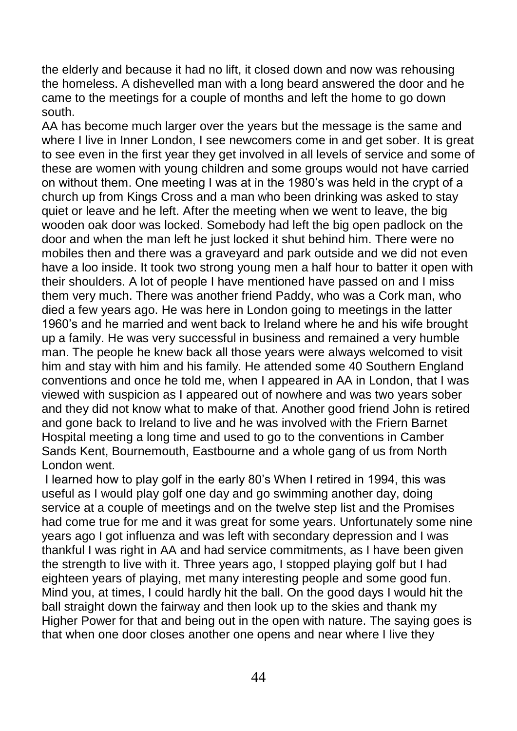the elderly and because it had no lift, it closed down and now was rehousing the homeless. A dishevelled man with a long beard answered the door and he came to the meetings for a couple of months and left the home to go down south.

AA has become much larger over the years but the message is the same and where I live in Inner London, I see newcomers come in and get sober. It is great to see even in the first year they get involved in all levels of service and some of these are women with young children and some groups would not have carried on without them. One meeting I was at in the 1980's was held in the crypt of a church up from Kings Cross and a man who been drinking was asked to stay quiet or leave and he left. After the meeting when we went to leave, the big wooden oak door was locked. Somebody had left the big open padlock on the door and when the man left he just locked it shut behind him. There were no mobiles then and there was a graveyard and park outside and we did not even have a loo inside. It took two strong young men a half hour to batter it open with their shoulders. A lot of people I have mentioned have passed on and I miss them very much. There was another friend Paddy, who was a Cork man, who died a few years ago. He was here in London going to meetings in the latter 1960's and he married and went back to Ireland where he and his wife brought up a family. He was very successful in business and remained a very humble man. The people he knew back all those years were always welcomed to visit him and stay with him and his family. He attended some 40 Southern England conventions and once he told me, when I appeared in AA in London, that I was viewed with suspicion as I appeared out of nowhere and was two years sober and they did not know what to make of that. Another good friend John is retired and gone back to Ireland to live and he was involved with the Friern Barnet Hospital meeting a long time and used to go to the conventions in Camber Sands Kent, Bournemouth, Eastbourne and a whole gang of us from North London went.

I learned how to play golf in the early 80's When I retired in 1994, this was useful as I would play golf one day and go swimming another day, doing service at a couple of meetings and on the twelve step list and the Promises had come true for me and it was great for some years. Unfortunately some nine years ago I got influenza and was left with secondary depression and I was thankful I was right in AA and had service commitments, as I have been given the strength to live with it. Three years ago, I stopped playing golf but I had eighteen years of playing, met many interesting people and some good fun. Mind you, at times, I could hardly hit the ball. On the good days I would hit the ball straight down the fairway and then look up to the skies and thank my Higher Power for that and being out in the open with nature. The saying goes is that when one door closes another one opens and near where I live they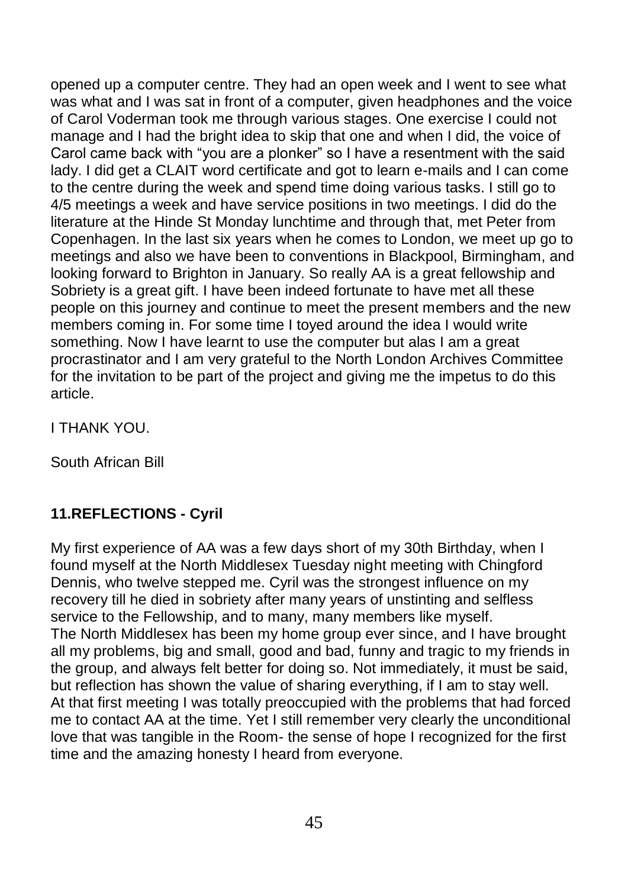opened up a computer centre. They had an open week and I went to see what was what and I was sat in front of a computer, given headphones and the voice of Carol Voderman took me through various stages. One exercise I could not manage and I had the bright idea to skip that one and when I did, the voice of Carol came back with "you are a plonker" so I have a resentment with the said lady. I did get a CLAIT word certificate and got to learn e-mails and I can come to the centre during the week and spend time doing various tasks. I still go to 4/5 meetings a week and have service positions in two meetings. I did do the literature at the Hinde St Monday lunchtime and through that, met Peter from Copenhagen. In the last six years when he comes to London, we meet up go to meetings and also we have been to conventions in Blackpool, Birmingham, and looking forward to Brighton in January. So really AA is a great fellowship and Sobriety is a great gift. I have been indeed fortunate to have met all these people on this journey and continue to meet the present members and the new members coming in. For some time I toyed around the idea I would write something. Now I have learnt to use the computer but alas I am a great procrastinator and I am very grateful to the North London Archives Committee for the invitation to be part of the project and giving me the impetus to do this article.

I THANK YOU.

South African Bill

## 11.REFLECTIONS - Cyril

My first experience of AA was a few days short of my 30th Birthday, when I found myself at the North Middlesex Tuesday night meeting with Chingford Dennis, who twelve stepped me. Cyril was the strongest influence on my recovery till he died in sobriety after many years of unstinting and selfless service to the Fellowship, and to many, many members like myself.
The North Middlesex has been my home group ever since, and I have brought all my problems, big and small, good and bad, funny and tragic to my friends in the group, and always felt better for doing so. Not immediately, it must be said, but reflection has shown the value of sharing everything, if I am to stay well.
At that first meeting I was totally preoccupied with the problems that had forced me to contact AA at the time. Yet I still remember very clearly the unconditional love that was tangible in the Room- the sense of hope I recognized for the first time and the amazing honesty I heard from everyone.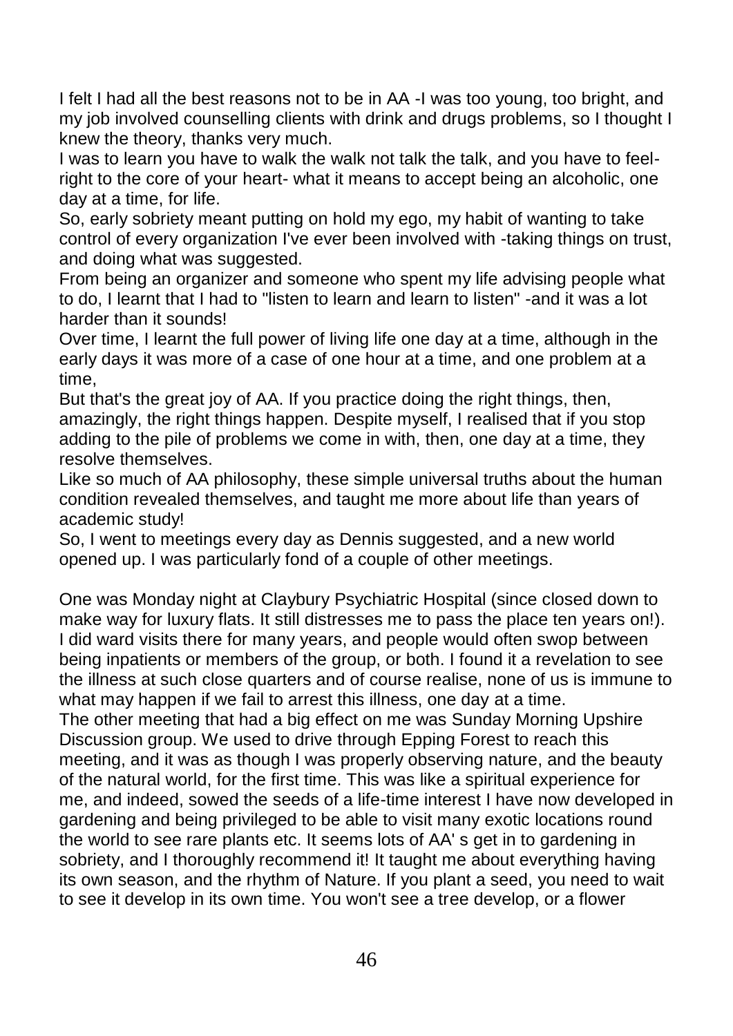I felt I had all the best reasons not to be in AA -I was too young, too bright, and my job involved counselling clients with drink and drugs problems, so I thought I knew the theory, thanks very much.

I was to learn you have to walk the walk not talk the talk, and you have to feel- right to the core of your heart- what it means to accept being an alcoholic, one day at a time, for life.

So, early sobriety meant putting on hold my ego, my habit of wanting to take control of every organization I've ever been involved with -taking things on trust, and doing what was suggested.

From being an organizer and someone who spent my life advising people what to do, I learnt that I had to "listen to learn and learn to listen" -and it was a lot harder than it sounds!

Over time, I learnt the full power of living life one day at a time, although in the early days it was more of a case of one hour at a time, and one problem at a time,

But that's the great joy of AA. If you practice doing the right things, then, amazingly, the right things happen. Despite myself, I realised that if you stop adding to the pile of problems we come in with, then, one day at a time, they resolve themselves.

Like so much of AA philosophy, these simple universal truths about the human condition revealed themselves, and taught me more about life than years of academic study!

So, I went to meetings every day as Dennis suggested, and a new world opened up. I was particularly fond of a couple of other meetings.

One was Monday night at Claybury Psychiatric Hospital (since closed down to make way for luxury flats. It still distresses me to pass the place ten years on!). I did ward visits there for many years, and people would often swop between being inpatients or members of the group, or both. I found it a revelation to see the illness at such close quarters and of course realise, none of us is immune to what may happen if we fail to arrest this illness, one day at a time.

The other meeting that had a big effect on me was Sunday Morning Upshire Discussion group. We used to drive through Epping Forest to reach this meeting, and it was as though I was properly observing nature, and the beauty of the natural world, for the first time. This was like a spiritual experience for me, and indeed, sowed the seeds of a life-time interest I have now developed in gardening and being privileged to be able to visit many exotic locations round the world to see rare plants etc. It seems lots of AA' s get in to gardening in sobriety, and I thoroughly recommend it! It taught me about everything having its own season, and the rhythm of Nature. If you plant a seed, you need to wait to see it develop in its own time. You won't see a tree develop, or a flower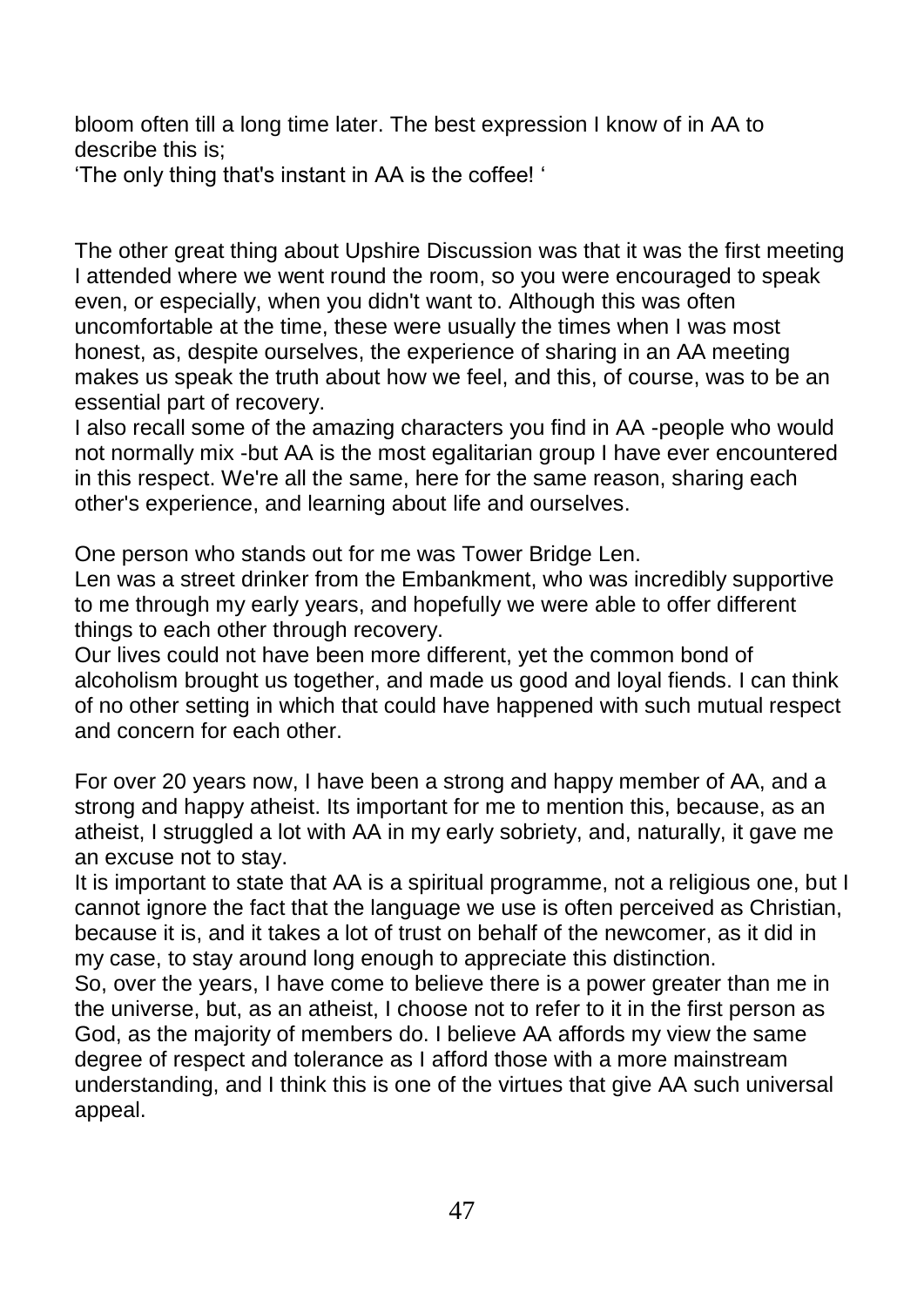bloom often till a long time later. The best expression I know of in AA to describe this is;

'The only thing that's instant in AA is the coffee! '

The other great thing about Upshire Discussion was that it was the first meeting I attended where we went round the room, so you were encouraged to speak even, or especially, when you didn't want to. Although this was often uncomfortable at the time, these were usually the times when I was most honest, as, despite ourselves, the experience of sharing in an AA meeting makes us speak the truth about how we feel, and this, of course, was to be an essential part of recovery.

I also recall some of the amazing characters you find in AA -people who would not normally mix -but AA is the most egalitarian group I have ever encountered in this respect. We're all the same, here for the same reason, sharing each other's experience, and learning about life and ourselves.

One person who stands out for me was Tower Bridge Len.

Len was a street drinker from the Embankment, who was incredibly supportive to me through my early years, and hopefully we were able to offer different things to each other through recovery.

Our lives could not have been more different, yet the common bond of alcoholism brought us together, and made us good and loyal fiends. I can think of no other setting in which that could have happened with such mutual respect and concern for each other.

For over 20 years now, I have been a strong and happy member of AA, and a strong and happy atheist. Its important for me to mention this, because, as an atheist, I struggled a lot with AA in my early sobriety, and, naturally, it gave me an excuse not to stay.

It is important to state that AA is a spiritual programme, not a religious one, but I cannot ignore the fact that the language we use is often perceived as Christian, because it is, and it takes a lot of trust on behalf of the newcomer, as it did in my case, to stay around long enough to appreciate this distinction.

So, over the years, I have come to believe there is a power greater than me in the universe, but, as an atheist, I choose not to refer to it in the first person as God, as the majority of members do. I believe AA affords my view the same degree of respect and tolerance as I afford those with a more mainstream understanding, and I think this is one of the virtues that give AA such universal appeal.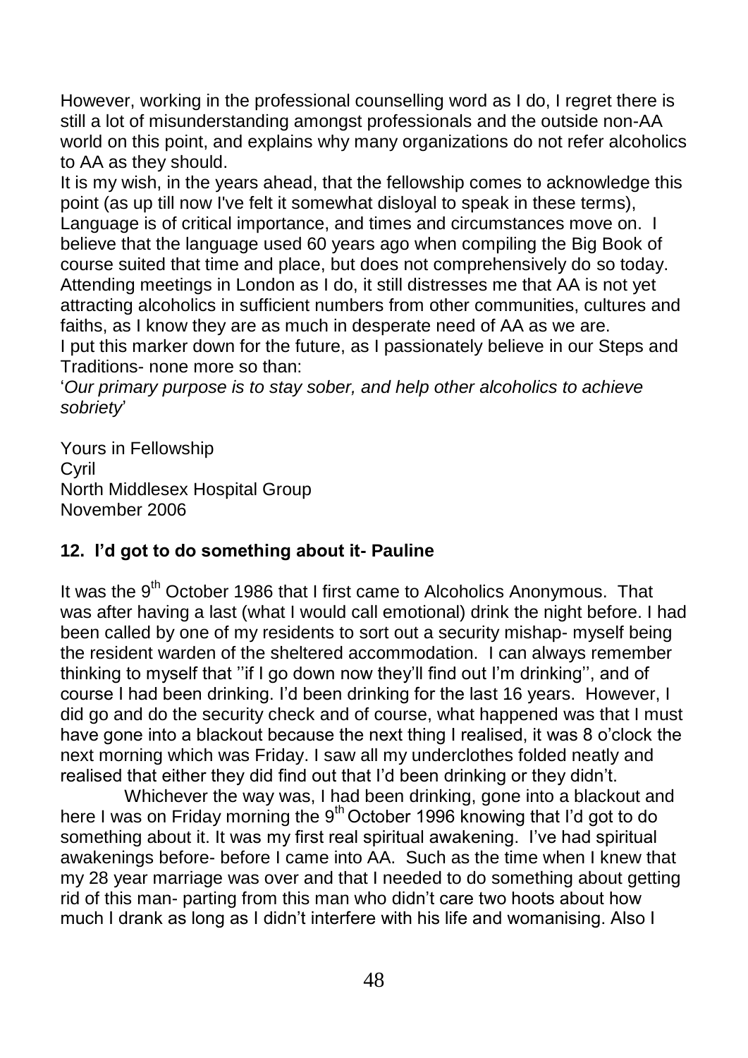However, working in the professional counselling word as I do, I regret there is still a lot of misunderstanding amongst professionals and the outside non-AA world on this point, and explains why many organizations do not refer alcoholics to AA as they should.

It is my wish, in the years ahead, that the fellowship comes to acknowledge this point (as up till now I've felt it somewhat disloyal to speak in these terms), Language is of critical importance, and times and circumstances move on. I believe that the language used 60 years ago when compiling the Big Book of course suited that time and place, but does not comprehensively do so today. Attending meetings in London as I do, it still distresses me that AA is not yet attracting alcoholics in sufficient numbers from other communities, cultures and faiths, as I know they are as much in desperate need of AA as we are.

I put this marker down for the future, as I passionately believe in our Steps and Traditions- none more so than:

'*Our primary purpose is to stay sober, and help other alcoholics to achieve sobriety*'

Yours in Fellowship
Cyril
North Middlesex Hospital Group
November 2006

## 12. I'd got to do something about it- Pauline

It was the 9th October 1986 that I first came to Alcoholics Anonymous. That was after having a last (what I would call emotional) drink the night before. I had been called by one of my residents to sort out a security mishap- myself being the resident warden of the sheltered accommodation. I can always remember thinking to myself that ''if I go down now they'll find out I'm drinking'', and of course I had been drinking. I'd been drinking for the last 16 years. However, I did go and do the security check and of course, what happened was that I must have gone into a blackout because the next thing I realised, it was 8 o'clock the next morning which was Friday. I saw all my underclothes folded neatly and realised that either they did find out that I'd been drinking or they didn't.

Whichever the way was, I had been drinking, gone into a blackout and here I was on Friday morning the 9th October 1996 knowing that I'd got to do something about it. It was my first real spiritual awakening. I've had spiritual awakenings before- before I came into AA. Such as the time when I knew that my 28 year marriage was over and that I needed to do something about getting rid of this man- parting from this man who didn't care two hoots about how much I drank as long as I didn't interfere with his life and womanising. Also I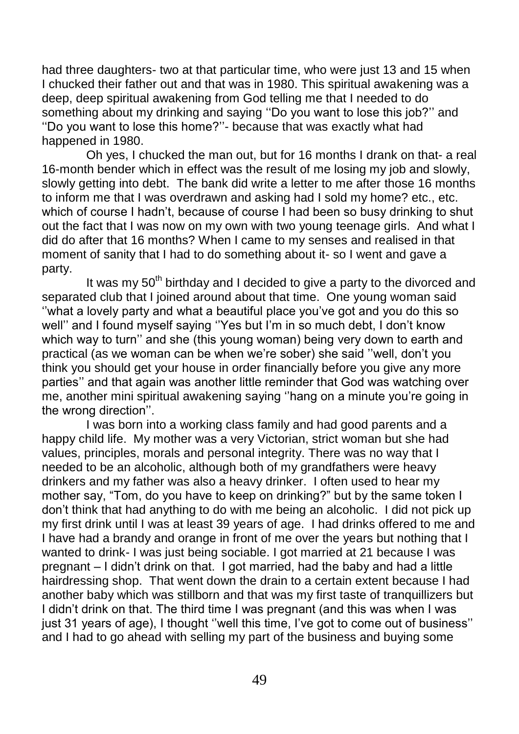had three daughters- two at that particular time, who were just 13 and 15 when I chucked their father out and that was in 1980. This spiritual awakening was a deep, deep spiritual awakening from God telling me that I needed to do something about my drinking and saying ''Do you want to lose this job?'' and ''Do you want to lose this home?''- because that was exactly what had happened in 1980.

Oh yes, I chucked the man out, but for 16 months I drank on that- a real 16-month bender which in effect was the result of me losing my job and slowly, slowly getting into debt. The bank did write a letter to me after those 16 months to inform me that I was overdrawn and asking had I sold my home? etc., etc. which of course I hadn't, because of course I had been so busy drinking to shut out the fact that I was now on my own with two young teenage girls. And what I did do after that 16 months? When I came to my senses and realised in that moment of sanity that I had to do something about it- so I went and gave a party.

It was my 50th birthday and I decided to give a party to the divorced and separated club that I joined around about that time. One young woman said ''what a lovely party and what a beautiful place you've got and you do this so well'' and I found myself saying ''Yes but I'm in so much debt, I don't know which way to turn'' and she (this young woman) being very down to earth and practical (as we woman can be when we're sober) she said ''well, don't you think you should get your house in order financially before you give any more parties'' and that again was another little reminder that God was watching over me, another mini spiritual awakening saying ''hang on a minute you're going in the wrong direction''.

I was born into a working class family and had good parents and a happy child life. My mother was a very Victorian, strict woman but she had values, principles, morals and personal integrity. There was no way that I needed to be an alcoholic, although both of my grandfathers were heavy drinkers and my father was also a heavy drinker. I often used to hear my mother say, "Tom, do you have to keep on drinking?" but by the same token I don't think that had anything to do with me being an alcoholic. I did not pick up my first drink until I was at least 39 years of age. I had drinks offered to me and I have had a brandy and orange in front of me over the years but nothing that I wanted to drink- I was just being sociable. I got married at 21 because I was pregnant – I didn't drink on that. I got married, had the baby and had a little hairdressing shop. That went down the drain to a certain extent because I had another baby which was stillborn and that was my first taste of tranquillizers but I didn't drink on that. The third time I was pregnant (and this was when I was just 31 years of age), I thought ''well this time, I've got to come out of business'' and I had to go ahead with selling my part of the business and buying some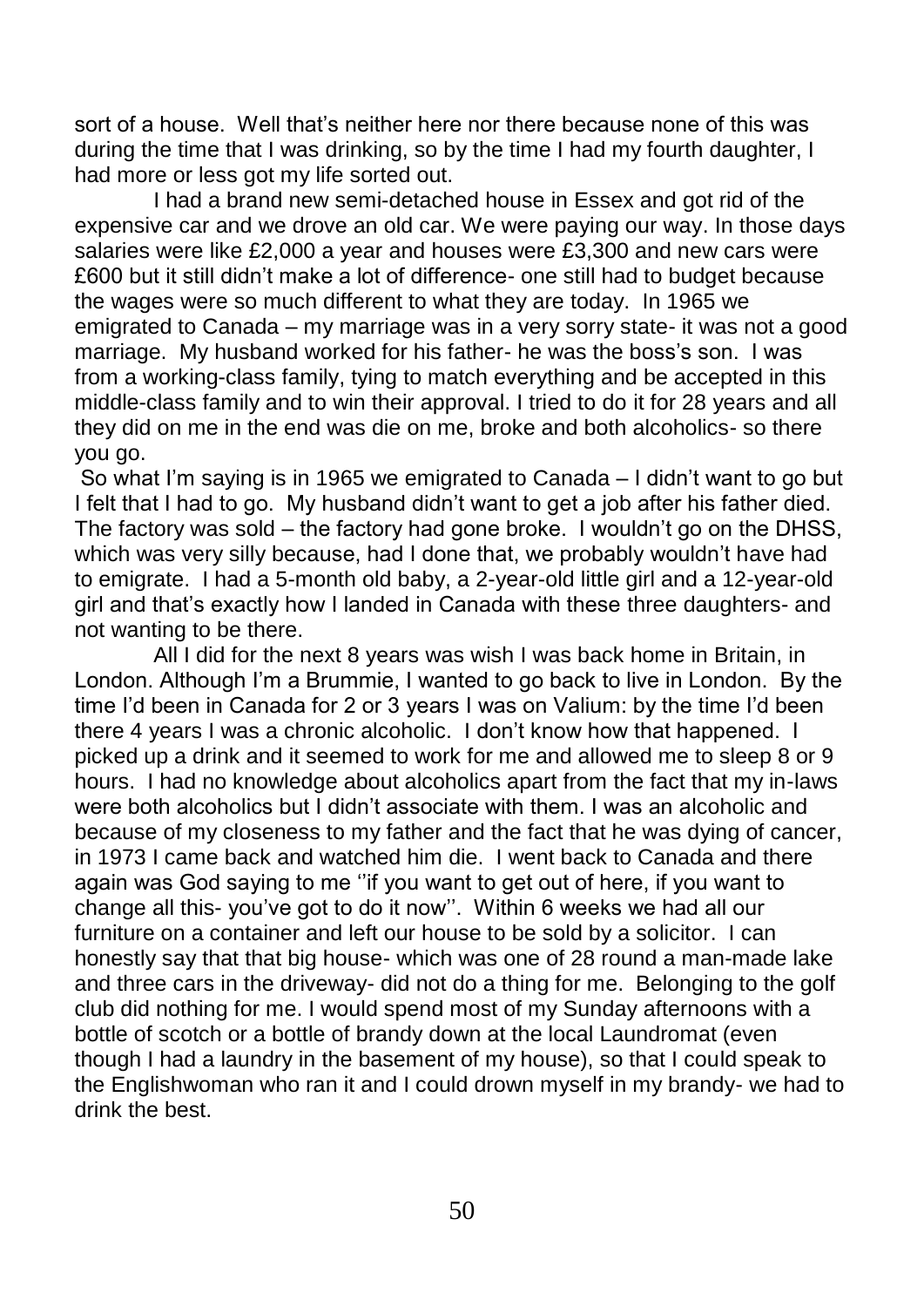sort of a house. Well that's neither here nor there because none of this was during the time that I was drinking, so by the time I had my fourth daughter, I had more or less got my life sorted out.

I had a brand new semi-detached house in Essex and got rid of the expensive car and we drove an old car. We were paying our way. In those days salaries were like £2,000 a year and houses were £3,300 and new cars were £600 but it still didn't make a lot of difference- one still had to budget because the wages were so much different to what they are today. In 1965 we emigrated to Canada – my marriage was in a very sorry state- it was not a good marriage. My husband worked for his father- he was the boss's son. I was from a working-class family, tying to match everything and be accepted in this middle-class family and to win their approval. I tried to do it for 28 years and all they did on me in the end was die on me, broke and both alcoholics- so there you go.

So what I'm saying is in 1965 we emigrated to Canada – I didn't want to go but I felt that I had to go. My husband didn't want to get a job after his father died. The factory was sold – the factory had gone broke. I wouldn't go on the DHSS, which was very silly because, had I done that, we probably wouldn't have had to emigrate. I had a 5-month old baby, a 2-year-old little girl and a 12-year-old girl and that's exactly how I landed in Canada with these three daughters- and not wanting to be there.

All I did for the next 8 years was wish I was back home in Britain, in London. Although I'm a Brummie, I wanted to go back to live in London. By the time I'd been in Canada for 2 or 3 years I was on Valium: by the time I'd been there 4 years I was a chronic alcoholic. I don't know how that happened. I picked up a drink and it seemed to work for me and allowed me to sleep 8 or 9 hours. I had no knowledge about alcoholics apart from the fact that my in-laws were both alcoholics but I didn't associate with them. I was an alcoholic and because of my closeness to my father and the fact that he was dying of cancer, in 1973 I came back and watched him die. I went back to Canada and there again was God saying to me ''if you want to get out of here, if you want to change all this- you've got to do it now''. Within 6 weeks we had all our furniture on a container and left our house to be sold by a solicitor. I can honestly say that that big house- which was one of 28 round a man-made lake and three cars in the driveway- did not do a thing for me. Belonging to the golf club did nothing for me. I would spend most of my Sunday afternoons with a bottle of scotch or a bottle of brandy down at the local Laundromat (even though I had a laundry in the basement of my house), so that I could speak to the Englishwoman who ran it and I could drown myself in my brandy- we had to drink the best.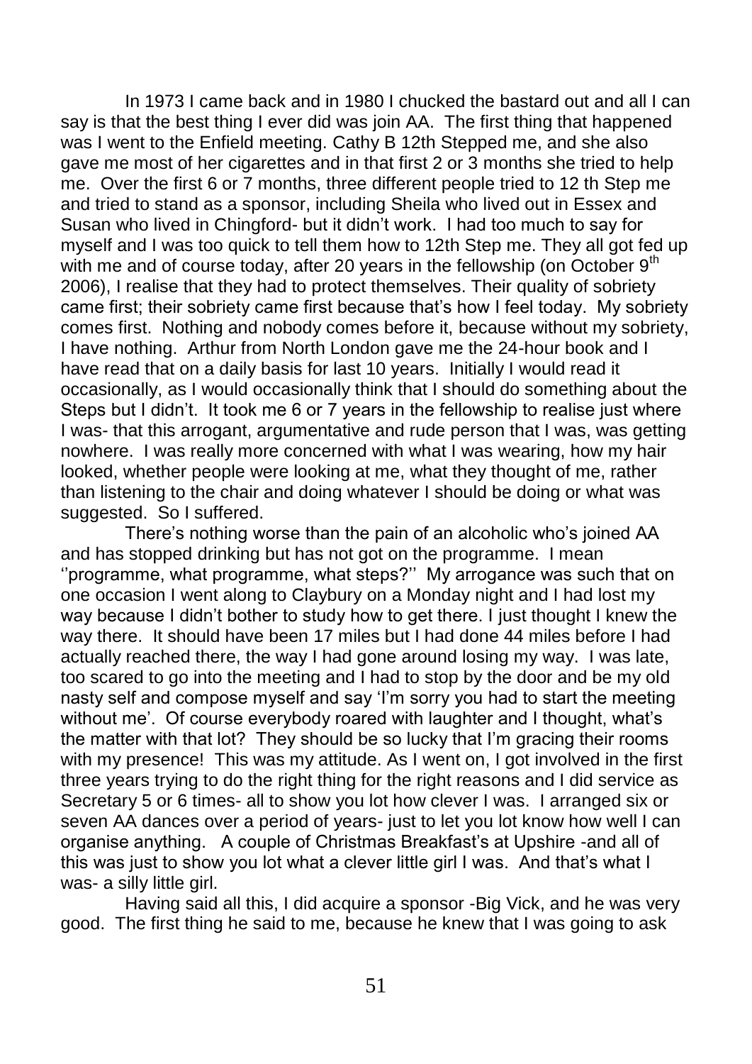In 1973 I came back and in 1980 I chucked the bastard out and all I can say is that the best thing I ever did was join AA. The first thing that happened was I went to the Enfield meeting. Cathy B 12th Stepped me, and she also gave me most of her cigarettes and in that first 2 or 3 months she tried to help me. Over the first 6 or 7 months, three different people tried to 12 th Step me and tried to stand as a sponsor, including Sheila who lived out in Essex and Susan who lived in Chingford- but it didn't work. I had too much to say for myself and I was too quick to tell them how to 12th Step me. They all got fed up with me and of course today, after 20 years in the fellowship (on October 9th 2006), I realise that they had to protect themselves. Their quality of sobriety came first; their sobriety came first because that's how I feel today. My sobriety comes first. Nothing and nobody comes before it, because without my sobriety, I have nothing. Arthur from North London gave me the 24-hour book and I have read that on a daily basis for last 10 years. Initially I would read it occasionally, as I would occasionally think that I should do something about the Steps but I didn't. It took me 6 or 7 years in the fellowship to realise just where I was- that this arrogant, argumentative and rude person that I was, was getting nowhere. I was really more concerned with what I was wearing, how my hair looked, whether people were looking at me, what they thought of me, rather than listening to the chair and doing whatever I should be doing or what was suggested. So I suffered.

There's nothing worse than the pain of an alcoholic who's joined AA and has stopped drinking but has not got on the programme. I mean ''programme, what programme, what steps?'' My arrogance was such that on one occasion I went along to Claybury on a Monday night and I had lost my way because I didn't bother to study how to get there. I just thought I knew the way there. It should have been 17 miles but I had done 44 miles before I had actually reached there, the way I had gone around losing my way. I was late, too scared to go into the meeting and I had to stop by the door and be my old nasty self and compose myself and say 'I'm sorry you had to start the meeting without me'. Of course everybody roared with laughter and I thought, what's the matter with that lot? They should be so lucky that I'm gracing their rooms with my presence! This was my attitude. As I went on, I got involved in the first three years trying to do the right thing for the right reasons and I did service as Secretary 5 or 6 times- all to show you lot how clever I was. I arranged six or seven AA dances over a period of years- just to let you lot know how well I can organise anything. A couple of Christmas Breakfast's at Upshire -and all of this was just to show you lot what a clever little girl I was. And that's what I was- a silly little girl.

Having said all this, I did acquire a sponsor -Big Vick, and he was very good. The first thing he said to me, because he knew that I was going to ask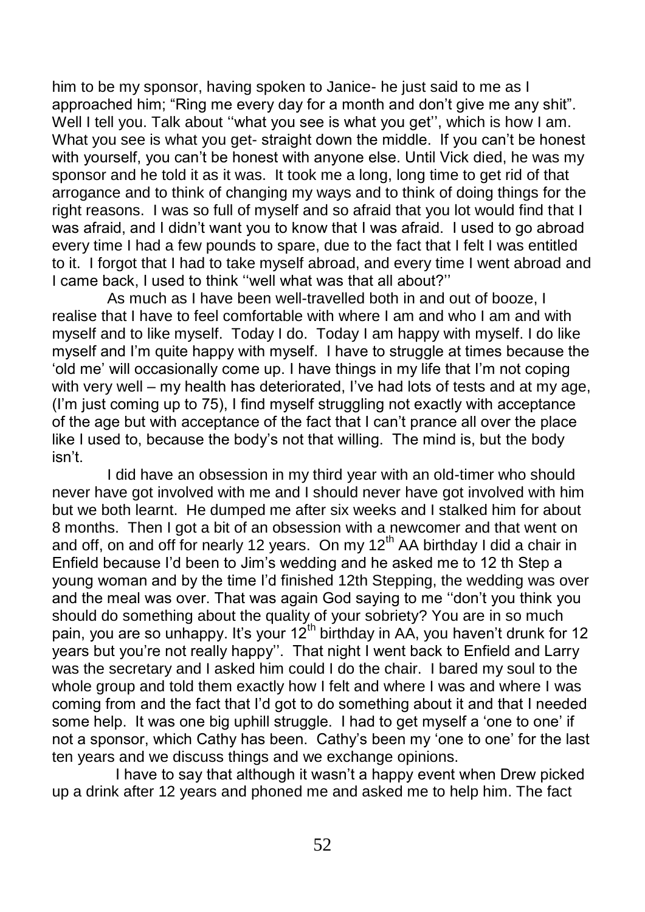him to be my sponsor, having spoken to Janice- he just said to me as I approached him; "Ring me every day for a month and don't give me any shit". Well I tell you. Talk about ''what you see is what you get'', which is how I am. What you see is what you get- straight down the middle. If you can't be honest with yourself, you can't be honest with anyone else. Until Vick died, he was my sponsor and he told it as it was. It took me a long, long time to get rid of that arrogance and to think of changing my ways and to think of doing things for the right reasons. I was so full of myself and so afraid that you lot would find that I was afraid, and I didn't want you to know that I was afraid. I used to go abroad every time I had a few pounds to spare, due to the fact that I felt I was entitled to it. I forgot that I had to take myself abroad, and every time I went abroad and I came back, I used to think ''well what was that all about?''

As much as I have been well-travelled both in and out of booze, I realise that I have to feel comfortable with where I am and who I am and with myself and to like myself. Today I do. Today I am happy with myself. I do like myself and I'm quite happy with myself. I have to struggle at times because the 'old me' will occasionally come up. I have things in my life that I'm not coping with very well – my health has deteriorated, I've had lots of tests and at my age, (I'm just coming up to 75), I find myself struggling not exactly with acceptance of the age but with acceptance of the fact that I can't prance all over the place like I used to, because the body's not that willing. The mind is, but the body isn't.

I did have an obsession in my third year with an old-timer who should never have got involved with me and I should never have got involved with him but we both learnt. He dumped me after six weeks and I stalked him for about 8 months. Then I got a bit of an obsession with a newcomer and that went on and off, on and off for nearly 12 years. On my 12th AA birthday I did a chair in Enfield because I'd been to Jim's wedding and he asked me to 12 th Step a young woman and by the time I'd finished 12th Stepping, the wedding was over and the meal was over. That was again God saying to me ''don't you think you should do something about the quality of your sobriety? You are in so much pain, you are so unhappy. It's your 12th birthday in AA, you haven't drunk for 12 years but you're not really happy''. That night I went back to Enfield and Larry was the secretary and I asked him could I do the chair. I bared my soul to the whole group and told them exactly how I felt and where I was and where I was coming from and the fact that I'd got to do something about it and that I needed some help. It was one big uphill struggle. I had to get myself a 'one to one' if not a sponsor, which Cathy has been. Cathy's been my 'one to one' for the last ten years and we discuss things and we exchange opinions.

I have to say that although it wasn't a happy event when Drew picked up a drink after 12 years and phoned me and asked me to help him. The fact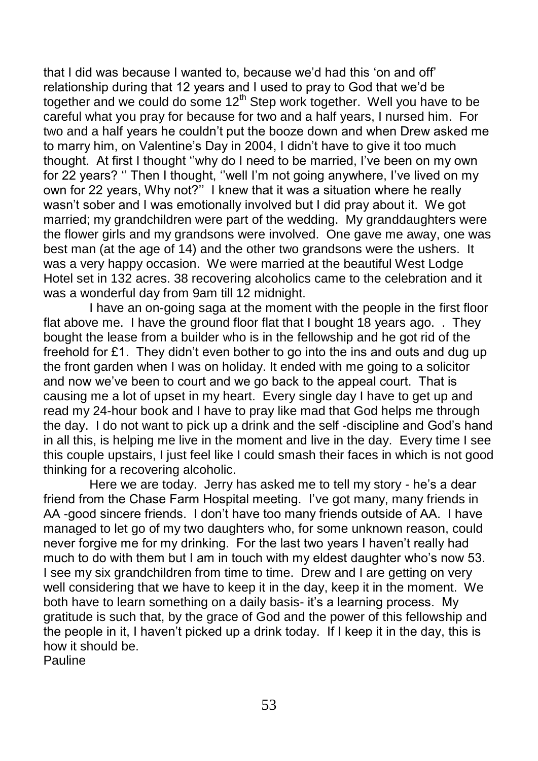that I did was because I wanted to, because we'd had this 'on and off' relationship during that 12 years and I used to pray to God that we'd be together and we could do some 12th Step work together. Well you have to be careful what you pray for because for two and a half years, I nursed him. For two and a half years he couldn't put the booze down and when Drew asked me to marry him, on Valentine's Day in 2004, I didn't have to give it too much thought. At first I thought ''why do I need to be married, I've been on my own for 22 years? '' Then I thought, ''well I'm not going anywhere, I've lived on my own for 22 years, Why not?'' I knew that it was a situation where he really wasn't sober and I was emotionally involved but I did pray about it. We got married; my grandchildren were part of the wedding. My granddaughters were the flower girls and my grandsons were involved. One gave me away, one was best man (at the age of 14) and the other two grandsons were the ushers. It was a very happy occasion. We were married at the beautiful West Lodge Hotel set in 132 acres. 38 recovering alcoholics came to the celebration and it was a wonderful day from 9am till 12 midnight.

I have an on-going saga at the moment with the people in the first floor flat above me. I have the ground floor flat that I bought 18 years ago. . They bought the lease from a builder who is in the fellowship and he got rid of the freehold for £1. They didn't even bother to go into the ins and outs and dug up the front garden when I was on holiday. It ended with me going to a solicitor and now we've been to court and we go back to the appeal court. That is causing me a lot of upset in my heart. Every single day I have to get up and read my 24-hour book and I have to pray like mad that God helps me through the day. I do not want to pick up a drink and the self -discipline and God's hand in all this, is helping me live in the moment and live in the day. Every time I see this couple upstairs, I just feel like I could smash their faces in which is not good thinking for a recovering alcoholic.

Here we are today. Jerry has asked me to tell my story - he's a dear friend from the Chase Farm Hospital meeting. I've got many, many friends in AA -good sincere friends. I don't have too many friends outside of AA. I have managed to let go of my two daughters who, for some unknown reason, could never forgive me for my drinking. For the last two years I haven't really had much to do with them but I am in touch with my eldest daughter who's now 53. I see my six grandchildren from time to time. Drew and I are getting on very well considering that we have to keep it in the day, keep it in the moment. We both have to learn something on a daily basis- it's a learning process. My gratitude is such that, by the grace of God and the power of this fellowship and the people in it, I haven't picked up a drink today. If I keep it in the day, this is how it should be.

Pauline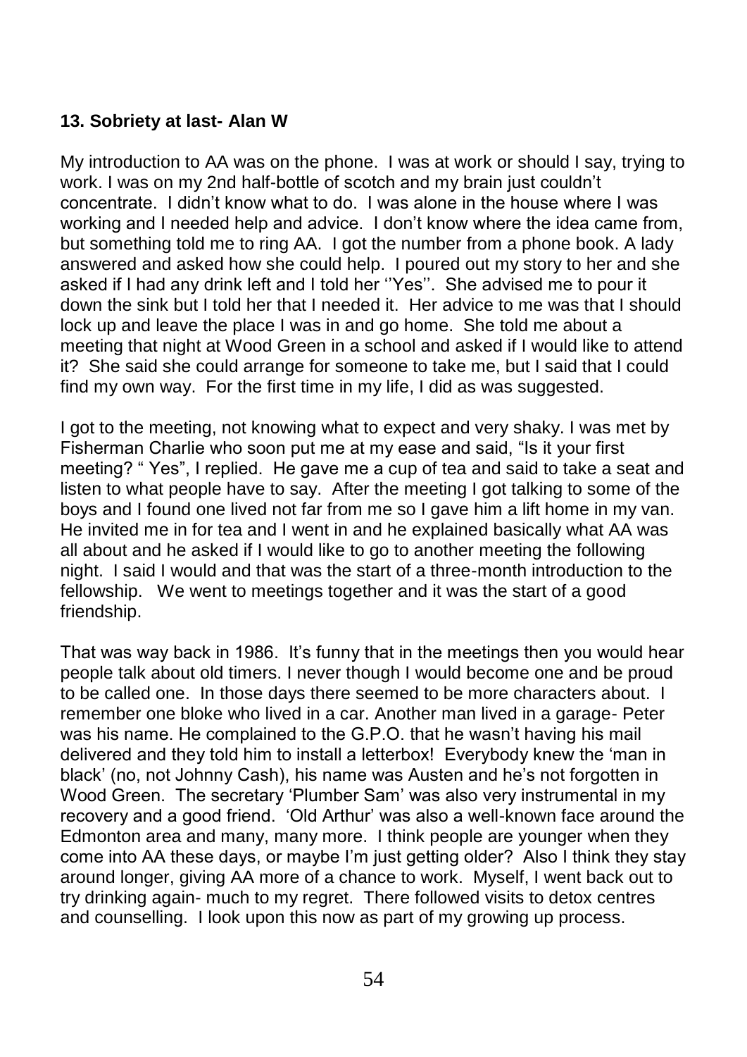### 13. Sobriety at last- Alan W

My introduction to AA was on the phone. I was at work or should I say, trying to work. I was on my 2nd half-bottle of scotch and my brain just couldn't concentrate. I didn't know what to do. I was alone in the house where I was working and I needed help and advice. I don't know where the idea came from, but something told me to ring AA. I got the number from a phone book. A lady answered and asked how she could help. I poured out my story to her and she asked if I had any drink left and I told her ''Yes''. She advised me to pour it down the sink but I told her that I needed it. Her advice to me was that I should lock up and leave the place I was in and go home. She told me about a meeting that night at Wood Green in a school and asked if I would like to attend it? She said she could arrange for someone to take me, but I said that I could find my own way. For the first time in my life, I did as was suggested.

I got to the meeting, not knowing what to expect and very shaky. I was met by Fisherman Charlie who soon put me at my ease and said, "Is it your first meeting? " Yes", I replied. He gave me a cup of tea and said to take a seat and listen to what people have to say. After the meeting I got talking to some of the boys and I found one lived not far from me so I gave him a lift home in my van. He invited me in for tea and I went in and he explained basically what AA was all about and he asked if I would like to go to another meeting the following night. I said I would and that was the start of a three-month introduction to the fellowship. We went to meetings together and it was the start of a good friendship.

That was way back in 1986. It's funny that in the meetings then you would hear people talk about old timers. I never though I would become one and be proud to be called one. In those days there seemed to be more characters about. I remember one bloke who lived in a car. Another man lived in a garage- Peter was his name. He complained to the G.P.O. that he wasn't having his mail delivered and they told him to install a letterbox! Everybody knew the 'man in black' (no, not Johnny Cash), his name was Austen and he's not forgotten in Wood Green. The secretary 'Plumber Sam' was also very instrumental in my recovery and a good friend. 'Old Arthur' was also a well-known face around the Edmonton area and many, many more. I think people are younger when they come into AA these days, or maybe I'm just getting older? Also I think they stay around longer, giving AA more of a chance to work. Myself, I went back out to try drinking again- much to my regret. There followed visits to detox centres and counselling. I look upon this now as part of my growing up process.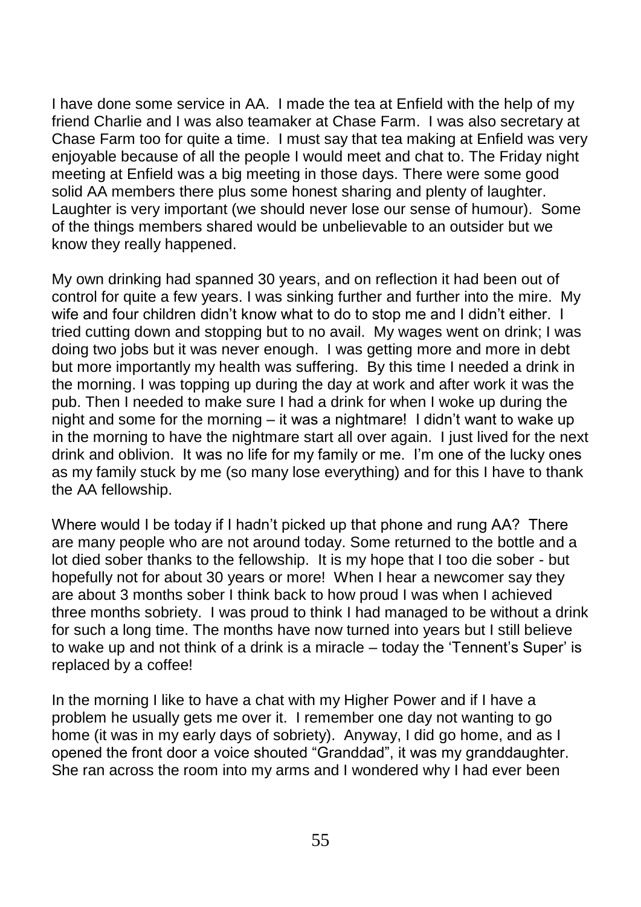I have done some service in AA. I made the tea at Enfield with the help of my friend Charlie and I was also teamaker at Chase Farm. I was also secretary at Chase Farm too for quite a time. I must say that tea making at Enfield was very enjoyable because of all the people I would meet and chat to. The Friday night meeting at Enfield was a big meeting in those days. There were some good solid AA members there plus some honest sharing and plenty of laughter. Laughter is very important (we should never lose our sense of humour). Some of the things members shared would be unbelievable to an outsider but we know they really happened.

My own drinking had spanned 30 years, and on reflection it had been out of control for quite a few years. I was sinking further and further into the mire. My wife and four children didn't know what to do to stop me and I didn't either. I tried cutting down and stopping but to no avail. My wages went on drink; I was doing two jobs but it was never enough. I was getting more and more in debt but more importantly my health was suffering. By this time I needed a drink in the morning. I was topping up during the day at work and after work it was the pub. Then I needed to make sure I had a drink for when I woke up during the night and some for the morning – it was a nightmare! I didn't want to wake up in the morning to have the nightmare start all over again. I just lived for the next drink and oblivion. It was no life for my family or me. I'm one of the lucky ones as my family stuck by me (so many lose everything) and for this I have to thank the AA fellowship.

Where would I be today if I hadn't picked up that phone and rung AA? There are many people who are not around today. Some returned to the bottle and a lot died sober thanks to the fellowship. It is my hope that I too die sober - but hopefully not for about 30 years or more! When I hear a newcomer say they are about 3 months sober I think back to how proud I was when I achieved three months sobriety. I was proud to think I had managed to be without a drink for such a long time. The months have now turned into years but I still believe to wake up and not think of a drink is a miracle – today the 'Tennent's Super' is replaced by a coffee!

In the morning I like to have a chat with my Higher Power and if I have a problem he usually gets me over it. I remember one day not wanting to go home (it was in my early days of sobriety). Anyway, I did go home, and as I opened the front door a voice shouted "Granddad", it was my granddaughter. She ran across the room into my arms and I wondered why I had ever been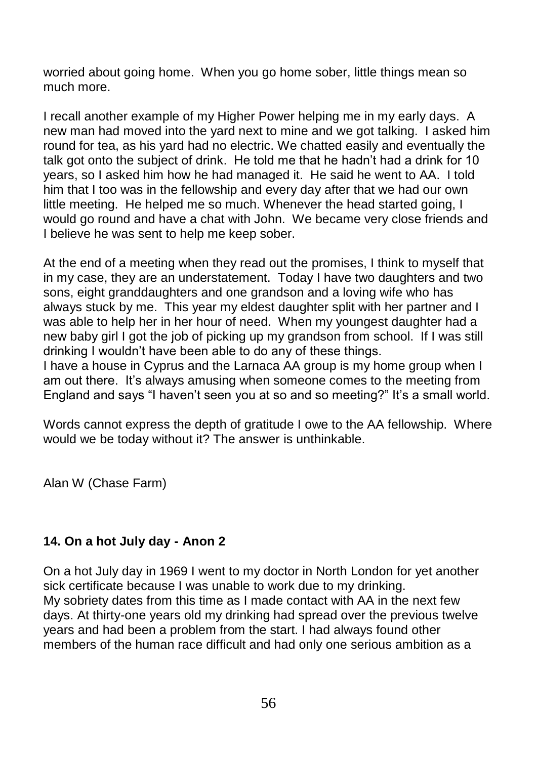worried about going home. When you go home sober, little things mean so much more.

I recall another example of my Higher Power helping me in my early days. A new man had moved into the yard next to mine and we got talking. I asked him round for tea, as his yard had no electric. We chatted easily and eventually the talk got onto the subject of drink. He told me that he hadn't had a drink for 10 years, so I asked him how he had managed it. He said he went to AA. I told him that I too was in the fellowship and every day after that we had our own little meeting. He helped me so much. Whenever the head started going, I would go round and have a chat with John. We became very close friends and I believe he was sent to help me keep sober.

At the end of a meeting when they read out the promises, I think to myself that in my case, they are an understatement. Today I have two daughters and two sons, eight granddaughters and one grandson and a loving wife who has always stuck by me. This year my eldest daughter split with her partner and I was able to help her in her hour of need. When my youngest daughter had a new baby girl I got the job of picking up my grandson from school. If I was still drinking I wouldn't have been able to do any of these things.
I have a house in Cyprus and the Larnaca AA group is my home group when I am out there. It's always amusing when someone comes to the meeting from England and says "I haven't seen you at so and so meeting?" It's a small world.

Words cannot express the depth of gratitude I owe to the AA fellowship. Where would we be today without it? The answer is unthinkable.

Alan W (Chase Farm)

## 14. On a hot July day - Anon 2

On a hot July day in 1969 I went to my doctor in North London for yet another sick certificate because I was unable to work due to my drinking.
My sobriety dates from this time as I made contact with AA in the next few days. At thirty-one years old my drinking had spread over the previous twelve years and had been a problem from the start. I had always found other members of the human race difficult and had only one serious ambition as a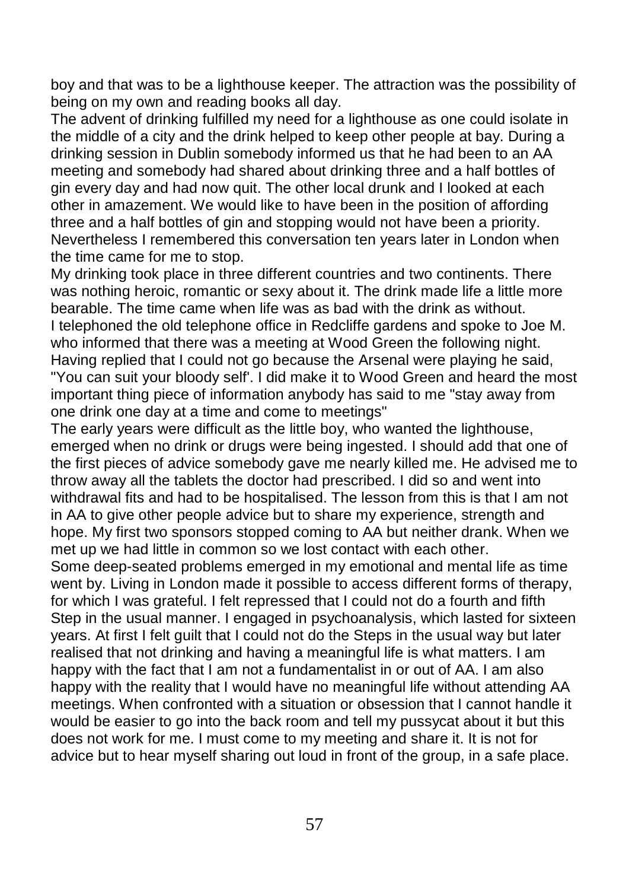boy and that was to be a lighthouse keeper. The attraction was the possibility of being on my own and reading books all day.

The advent of drinking fulfilled my need for a lighthouse as one could isolate in the middle of a city and the drink helped to keep other people at bay. During a drinking session in Dublin somebody informed us that he had been to an AA meeting and somebody had shared about drinking three and a half bottles of gin every day and had now quit. The other local drunk and I looked at each other in amazement. We would like to have been in the position of affording three and a half bottles of gin and stopping would not have been a priority. Nevertheless I remembered this conversation ten years later in London when the time came for me to stop.

My drinking took place in three different countries and two continents. There was nothing heroic, romantic or sexy about it. The drink made life a little more bearable. The time came when life was as bad with the drink as without.

I telephoned the old telephone office in Redcliffe gardens and spoke to Joe M. who informed that there was a meeting at Wood Green the following night. Having replied that I could not go because the Arsenal were playing he said, "You can suit your bloody self'. I did make it to Wood Green and heard the most important thing piece of information anybody has said to me "stay away from one drink one day at a time and come to meetings"

The early years were difficult as the little boy, who wanted the lighthouse, emerged when no drink or drugs were being ingested. I should add that one of the first pieces of advice somebody gave me nearly killed me. He advised me to throw away all the tablets the doctor had prescribed. I did so and went into withdrawal fits and had to be hospitalised. The lesson from this is that I am not in AA to give other people advice but to share my experience, strength and hope. My first two sponsors stopped coming to AA but neither drank. When we met up we had little in common so we lost contact with each other.

Some deep-seated problems emerged in my emotional and mental life as time went by. Living in London made it possible to access different forms of therapy, for which I was grateful. I felt repressed that I could not do a fourth and fifth Step in the usual manner. I engaged in psychoanalysis, which lasted for sixteen years. At first I felt guilt that I could not do the Steps in the usual way but later realised that not drinking and having a meaningful life is what matters. I am happy with the fact that I am not a fundamentalist in or out of AA. I am also happy with the reality that I would have no meaningful life without attending AA meetings. When confronted with a situation or obsession that I cannot handle it would be easier to go into the back room and tell my pussycat about it but this does not work for me. I must come to my meeting and share it. It is not for advice but to hear myself sharing out loud in front of the group, in a safe place.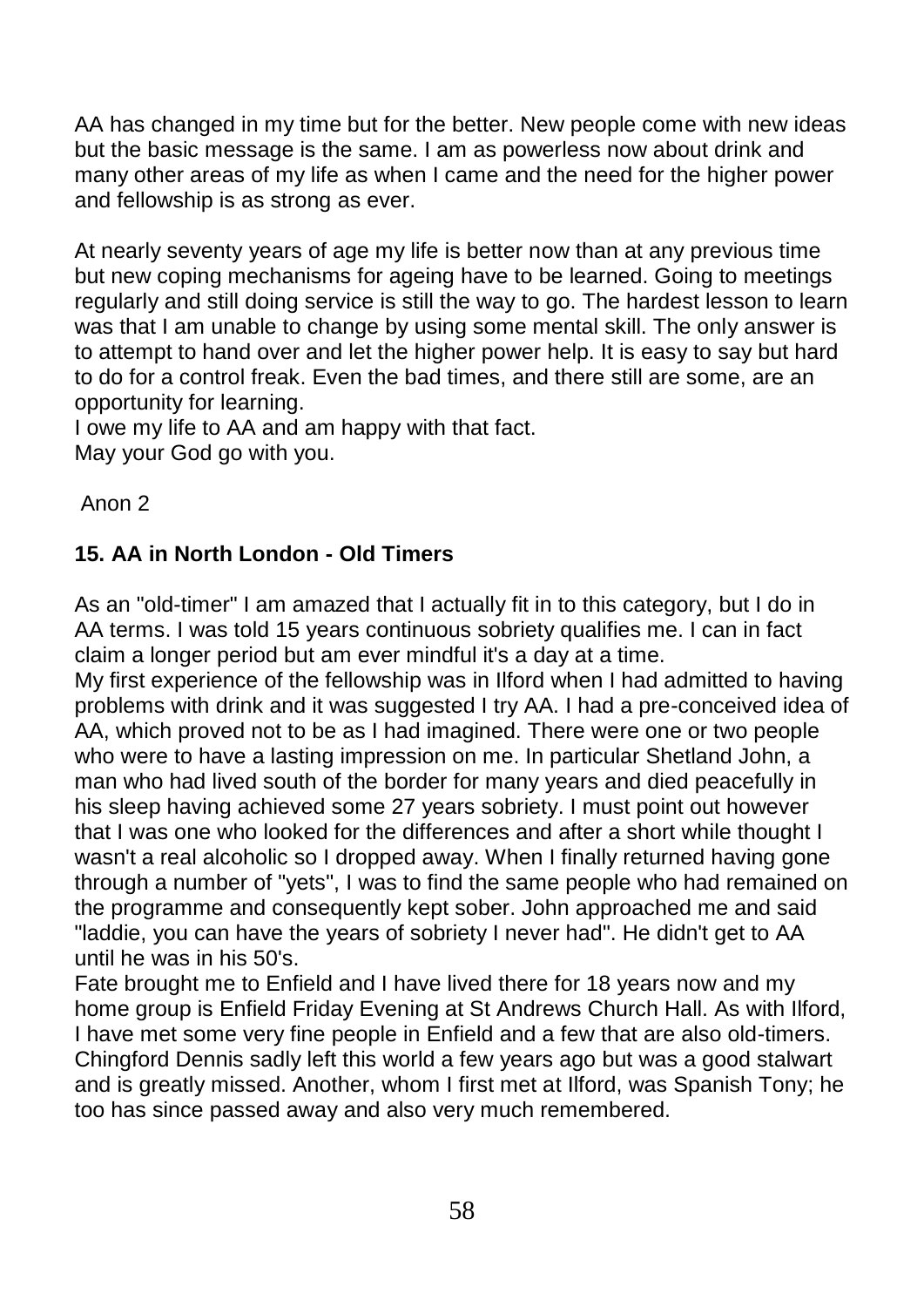AA has changed in my time but for the better. New people come with new ideas but the basic message is the same. I am as powerless now about drink and many other areas of my life as when I came and the need for the higher power and fellowship is as strong as ever.

At nearly seventy years of age my life is better now than at any previous time but new coping mechanisms for ageing have to be learned. Going to meetings regularly and still doing service is still the way to go. The hardest lesson to learn was that I am unable to change by using some mental skill. The only answer is to attempt to hand over and let the higher power help. It is easy to say but hard to do for a control freak. Even the bad times, and there still are some, are an opportunity for learning.

I owe my life to AA and am happy with that fact.

May your God go with you.

Anon 2

### 15. AA in North London - Old Timers

As an "old-timer" I am amazed that I actually fit in to this category, but I do in AA terms. I was told 15 years continuous sobriety qualifies me. I can in fact claim a longer period but am ever mindful it's a day at a time.

My first experience of the fellowship was in Ilford when I had admitted to having problems with drink and it was suggested I try AA. I had a pre-conceived idea of AA, which proved not to be as I had imagined. There were one or two people who were to have a lasting impression on me. In particular Shetland John, a man who had lived south of the border for many years and died peacefully in his sleep having achieved some 27 years sobriety. I must point out however that I was one who looked for the differences and after a short while thought I wasn't a real alcoholic so I dropped away. When I finally returned having gone through a number of "yets", I was to find the same people who had remained on the programme and consequently kept sober. John approached me and said "laddie, you can have the years of sobriety I never had". He didn't get to AA until he was in his 50's.

Fate brought me to Enfield and I have lived there for 18 years now and my home group is Enfield Friday Evening at St Andrews Church Hall. As with Ilford, I have met some very fine people in Enfield and a few that are also old-timers. Chingford Dennis sadly left this world a few years ago but was a good stalwart and is greatly missed. Another, whom I first met at Ilford, was Spanish Tony; he too has since passed away and also very much remembered.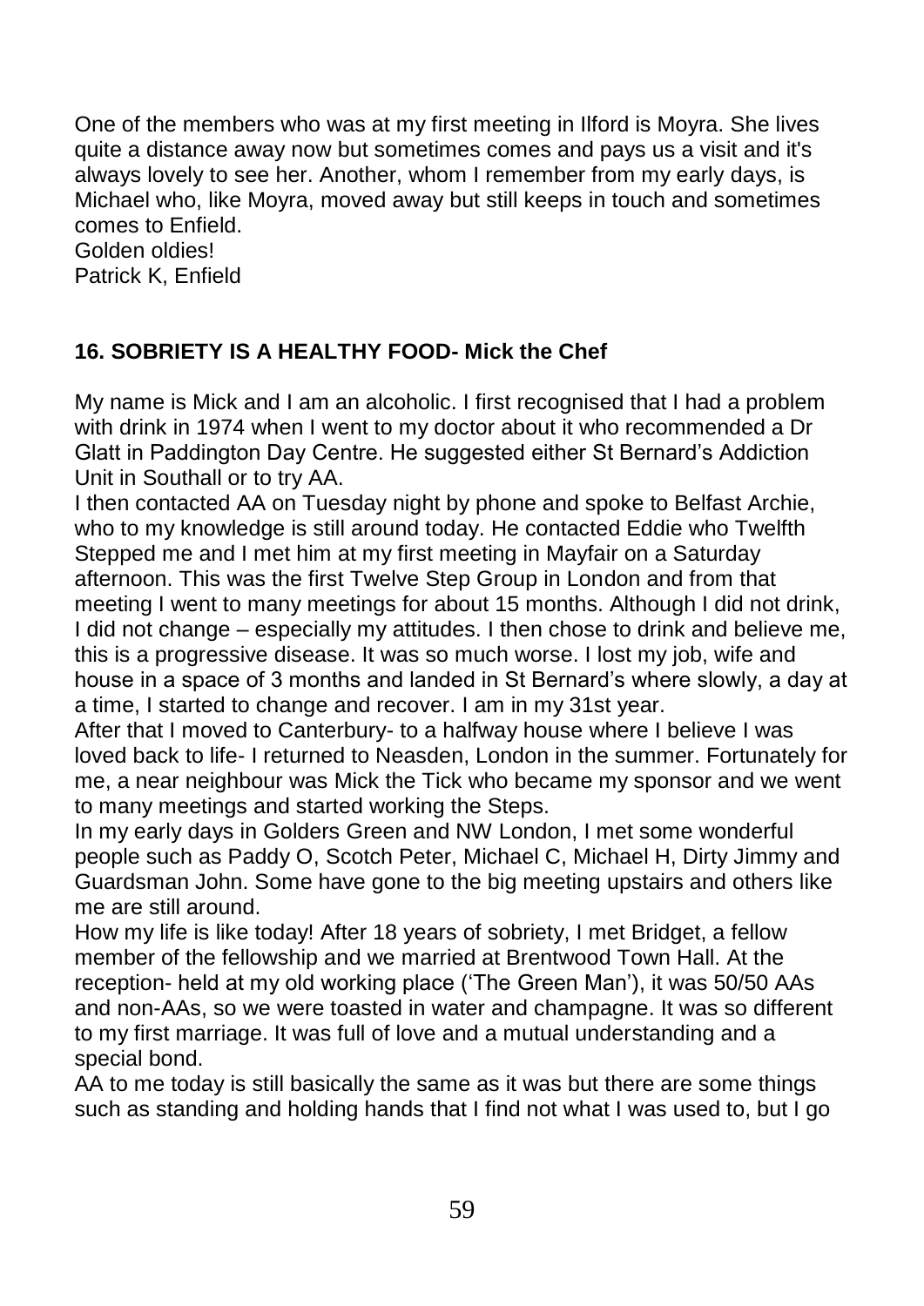One of the members who was at my first meeting in Ilford is Moyra. She lives quite a distance away now but sometimes comes and pays us a visit and it's always lovely to see her. Another, whom I remember from my early days, is Michael who, like Moyra, moved away but still keeps in touch and sometimes comes to Enfield.

Golden oldies!

Patrick K, Enfield

## 16. SOBRIETY IS A HEALTHY FOOD- Mick the Chef

My name is Mick and I am an alcoholic. I first recognised that I had a problem with drink in 1974 when I went to my doctor about it who recommended a Dr Glatt in Paddington Day Centre. He suggested either St Bernard's Addiction Unit in Southall or to try AA.

I then contacted AA on Tuesday night by phone and spoke to Belfast Archie, who to my knowledge is still around today. He contacted Eddie who Twelfth Stepped me and I met him at my first meeting in Mayfair on a Saturday afternoon. This was the first Twelve Step Group in London and from that meeting I went to many meetings for about 15 months. Although I did not drink, I did not change – especially my attitudes. I then chose to drink and believe me, this is a progressive disease. It was so much worse. I lost my job, wife and house in a space of 3 months and landed in St Bernard's where slowly, a day at a time, I started to change and recover. I am in my 31st year.

After that I moved to Canterbury- to a halfway house where I believe I was loved back to life- I returned to Neasden, London in the summer. Fortunately for me, a near neighbour was Mick the Tick who became my sponsor and we went to many meetings and started working the Steps.

In my early days in Golders Green and NW London, I met some wonderful people such as Paddy O, Scotch Peter, Michael C, Michael H, Dirty Jimmy and Guardsman John. Some have gone to the big meeting upstairs and others like me are still around.

How my life is like today! After 18 years of sobriety, I met Bridget, a fellow member of the fellowship and we married at Brentwood Town Hall. At the reception- held at my old working place ('The Green Man'), it was 50/50 AAs and non-AAs, so we were toasted in water and champagne. It was so different to my first marriage. It was full of love and a mutual understanding and a special bond.

AA to me today is still basically the same as it was but there are some things such as standing and holding hands that I find not what I was used to, but I go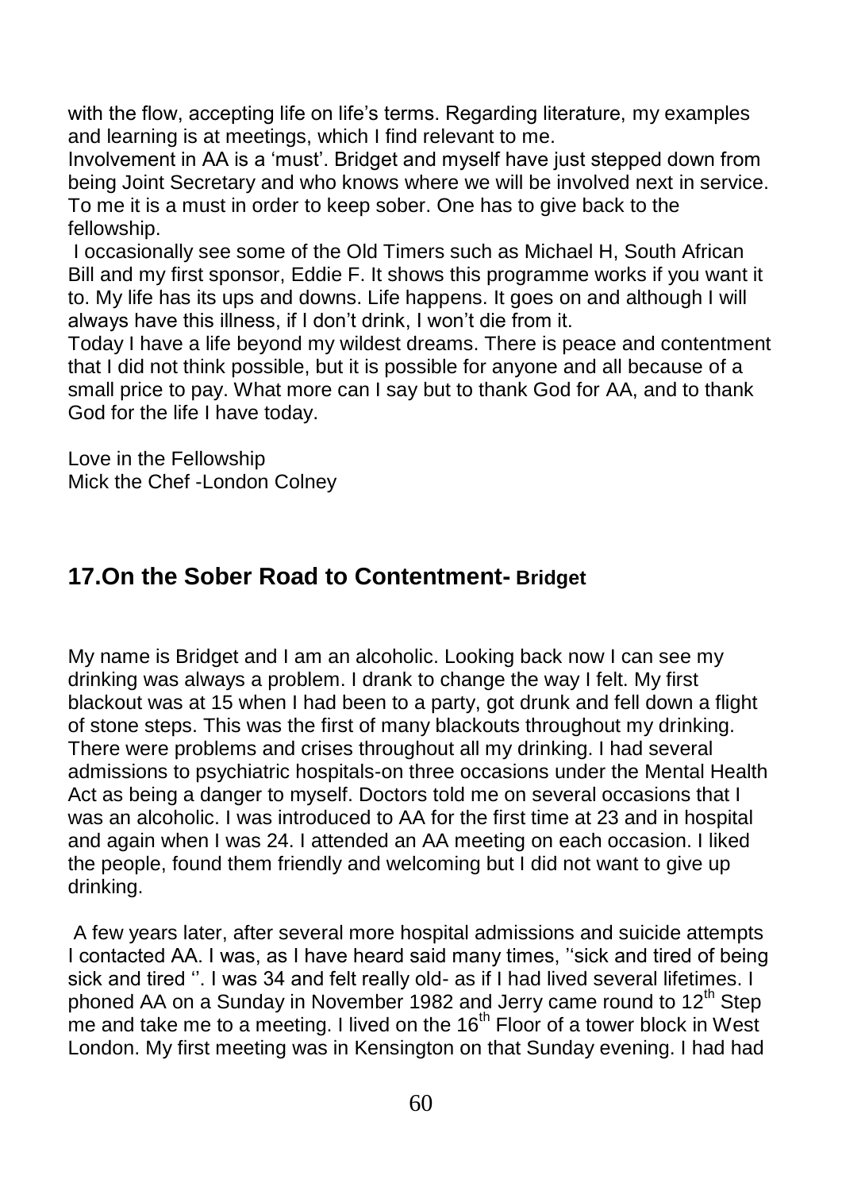with the flow, accepting life on life's terms. Regarding literature, my examples and learning is at meetings, which I find relevant to me.

Involvement in AA is a 'must'. Bridget and myself have just stepped down from being Joint Secretary and who knows where we will be involved next in service. To me it is a must in order to keep sober. One has to give back to the fellowship.

I occasionally see some of the Old Timers such as Michael H, South African Bill and my first sponsor, Eddie F. It shows this programme works if you want it to. My life has its ups and downs. Life happens. It goes on and although I will always have this illness, if I don't drink, I won't die from it.

Today I have a life beyond my wildest dreams. There is peace and contentment that I did not think possible, but it is possible for anyone and all because of a small price to pay. What more can I say but to thank God for AA, and to thank God for the life I have today.

Love in the Fellowship
Mick the Chef -London Colney

## 17.On the Sober Road to Contentment- Bridget

My name is Bridget and I am an alcoholic. Looking back now I can see my drinking was always a problem. I drank to change the way I felt. My first blackout was at 15 when I had been to a party, got drunk and fell down a flight of stone steps. This was the first of many blackouts throughout my drinking. There were problems and crises throughout all my drinking. I had several admissions to psychiatric hospitals-on three occasions under the Mental Health Act as being a danger to myself. Doctors told me on several occasions that I was an alcoholic. I was introduced to AA for the first time at 23 and in hospital and again when I was 24. I attended an AA meeting on each occasion. I liked the people, found them friendly and welcoming but I did not want to give up drinking.

A few years later, after several more hospital admissions and suicide attempts I contacted AA. I was, as I have heard said many times, ''sick and tired of being sick and tired ''. I was 34 and felt really old- as if I had lived several lifetimes. I phoned AA on a Sunday in November 1982 and Jerry came round to 12th Step me and take me to a meeting. I lived on the 16th Floor of a tower block in West London. My first meeting was in Kensington on that Sunday evening. I had had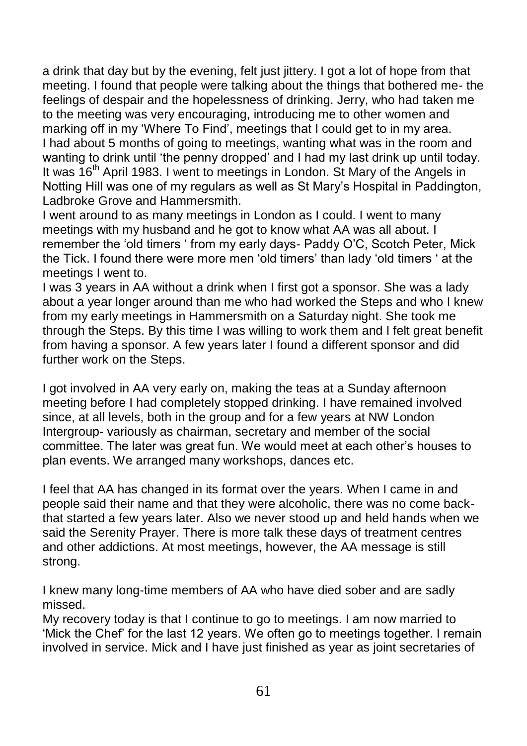a drink that day but by the evening, felt just jittery. I got a lot of hope from that meeting. I found that people were talking about the things that bothered me- the feelings of despair and the hopelessness of drinking. Jerry, who had taken me to the meeting was very encouraging, introducing me to other women and marking off in my 'Where To Find', meetings that I could get to in my area. I had about 5 months of going to meetings, wanting what was in the room and wanting to drink until 'the penny dropped' and I had my last drink up until today. It was 16th April 1983. I went to meetings in London. St Mary of the Angels in Notting Hill was one of my regulars as well as St Mary's Hospital in Paddington, Ladbroke Grove and Hammersmith.

I went around to as many meetings in London as I could. I went to many meetings with my husband and he got to know what AA was all about. I remember the 'old timers ' from my early days- Paddy O'C, Scotch Peter, Mick the Tick. I found there were more men 'old timers' than lady 'old timers ' at the meetings I went to.

I was 3 years in AA without a drink when I first got a sponsor. She was a lady about a year longer around than me who had worked the Steps and who I knew from my early meetings in Hammersmith on a Saturday night. She took me through the Steps. By this time I was willing to work them and I felt great benefit from having a sponsor. A few years later I found a different sponsor and did further work on the Steps.

I got involved in AA very early on, making the teas at a Sunday afternoon meeting before I had completely stopped drinking. I have remained involved since, at all levels, both in the group and for a few years at NW London Intergroup- variously as chairman, secretary and member of the social committee. The later was great fun. We would meet at each other's houses to plan events. We arranged many workshops, dances etc.

I feel that AA has changed in its format over the years. When I came in and people said their name and that they were alcoholic, there was no come back- that started a few years later. Also we never stood up and held hands when we said the Serenity Prayer. There is more talk these days of treatment centres and other addictions. At most meetings, however, the AA message is still strong.

I knew many long-time members of AA who have died sober and are sadly missed.

My recovery today is that I continue to go to meetings. I am now married to 'Mick the Chef' for the last 12 years. We often go to meetings together. I remain involved in service. Mick and I have just finished as year as joint secretaries of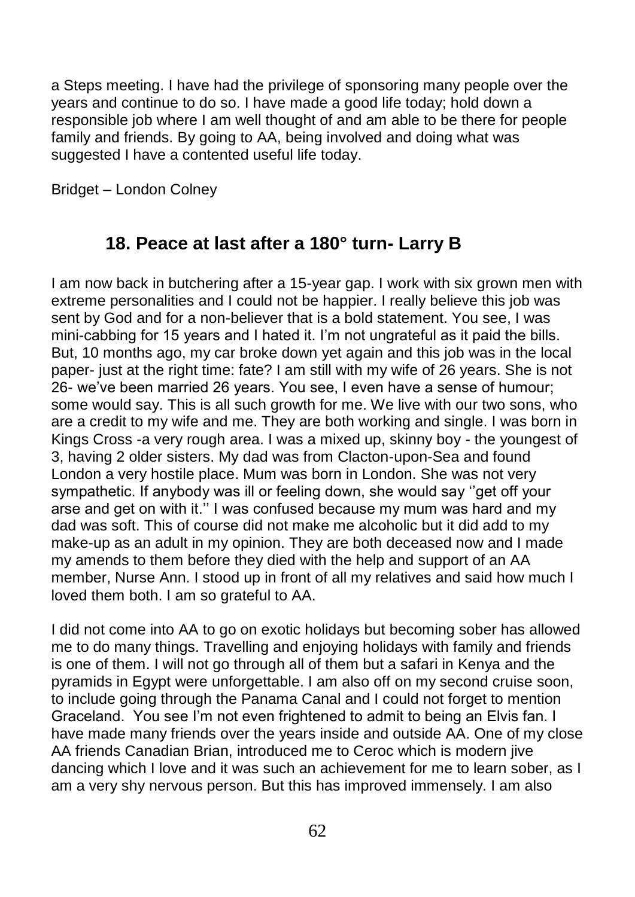a Steps meeting. I have had the privilege of sponsoring many people over the years and continue to do so. I have made a good life today; hold down a responsible job where I am well thought of and am able to be there for people family and friends. By going to AA, being involved and doing what was suggested I have a contented useful life today.

Bridget – London Colney

## 18. Peace at last after a 180° turn- Larry B

I am now back in butchering after a 15-year gap. I work with six grown men with extreme personalities and I could not be happier. I really believe this job was sent by God and for a non-believer that is a bold statement. You see, I was mini-cabbing for 15 years and I hated it. I'm not ungrateful as it paid the bills. But, 10 months ago, my car broke down yet again and this job was in the local paper- just at the right time: fate? I am still with my wife of 26 years. She is not 26- we've been married 26 years. You see, I even have a sense of humour; some would say. This is all such growth for me. We live with our two sons, who are a credit to my wife and me. They are both working and single. I was born in Kings Cross -a very rough area. I was a mixed up, skinny boy - the youngest of 3, having 2 older sisters. My dad was from Clacton-upon-Sea and found London a very hostile place. Mum was born in London. She was not very sympathetic. If anybody was ill or feeling down, she would say ''get off your arse and get on with it.'' I was confused because my mum was hard and my dad was soft. This of course did not make me alcoholic but it did add to my make-up as an adult in my opinion. They are both deceased now and I made my amends to them before they died with the help and support of an AA member, Nurse Ann. I stood up in front of all my relatives and said how much I loved them both. I am so grateful to AA.

I did not come into AA to go on exotic holidays but becoming sober has allowed me to do many things. Travelling and enjoying holidays with family and friends is one of them. I will not go through all of them but a safari in Kenya and the pyramids in Egypt were unforgettable. I am also off on my second cruise soon, to include going through the Panama Canal and I could not forget to mention Graceland. You see I'm not even frightened to admit to being an Elvis fan. I have made many friends over the years inside and outside AA. One of my close AA friends Canadian Brian, introduced me to Ceroc which is modern jive dancing which I love and it was such an achievement for me to learn sober, as I am a very shy nervous person. But this has improved immensely. I am also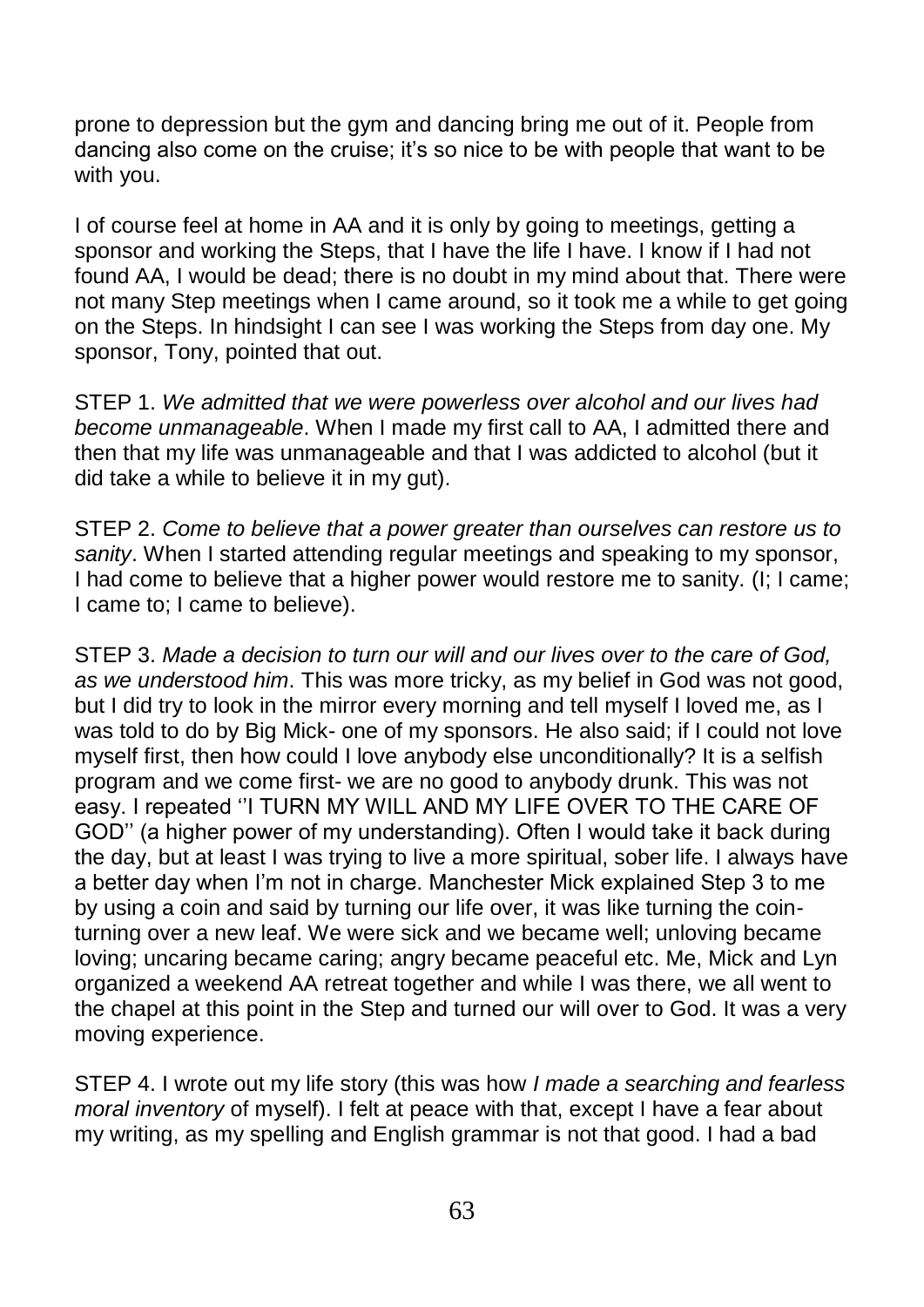prone to depression but the gym and dancing bring me out of it. People from dancing also come on the cruise; it's so nice to be with people that want to be with you.

I of course feel at home in AA and it is only by going to meetings, getting a sponsor and working the Steps, that I have the life I have. I know if I had not found AA, I would be dead; there is no doubt in my mind about that. There were not many Step meetings when I came around, so it took me a while to get going on the Steps. In hindsight I can see I was working the Steps from day one. My sponsor, Tony, pointed that out.

STEP 1. *We admitted that we were powerless over alcohol and our lives had become unmanageable*. When I made my first call to AA, I admitted there and then that my life was unmanageable and that I was addicted to alcohol (but it did take a while to believe it in my gut).

STEP 2. *Come to believe that a power greater than ourselves can restore us to sanity*. When I started attending regular meetings and speaking to my sponsor, I had come to believe that a higher power would restore me to sanity. (I; I came; I came to; I came to believe).

STEP 3. *Made a decision to turn our will and our lives over to the care of God, as we understood him*. This was more tricky, as my belief in God was not good, but I did try to look in the mirror every morning and tell myself I loved me, as I was told to do by Big Mick- one of my sponsors. He also said; if I could not love myself first, then how could I love anybody else unconditionally? It is a selfish program and we come first- we are no good to anybody drunk. This was not easy. I repeated ''I TURN MY WILL AND MY LIFE OVER TO THE CARE OF GOD'' (a higher power of my understanding). Often I would take it back during the day, but at least I was trying to live a more spiritual, sober life. I always have a better day when I'm not in charge. Manchester Mick explained Step 3 to me by using a coin and said by turning our life over, it was like turning the coin- turning over a new leaf. We were sick and we became well; unloving became loving; uncaring became caring; angry became peaceful etc. Me, Mick and Lyn organized a weekend AA retreat together and while I was there, we all went to the chapel at this point in the Step and turned our will over to God. It was a very moving experience.

STEP 4. I wrote out my life story (this was how *I made a searching and fearless moral inventory* of myself). I felt at peace with that, except I have a fear about my writing, as my spelling and English grammar is not that good. I had a bad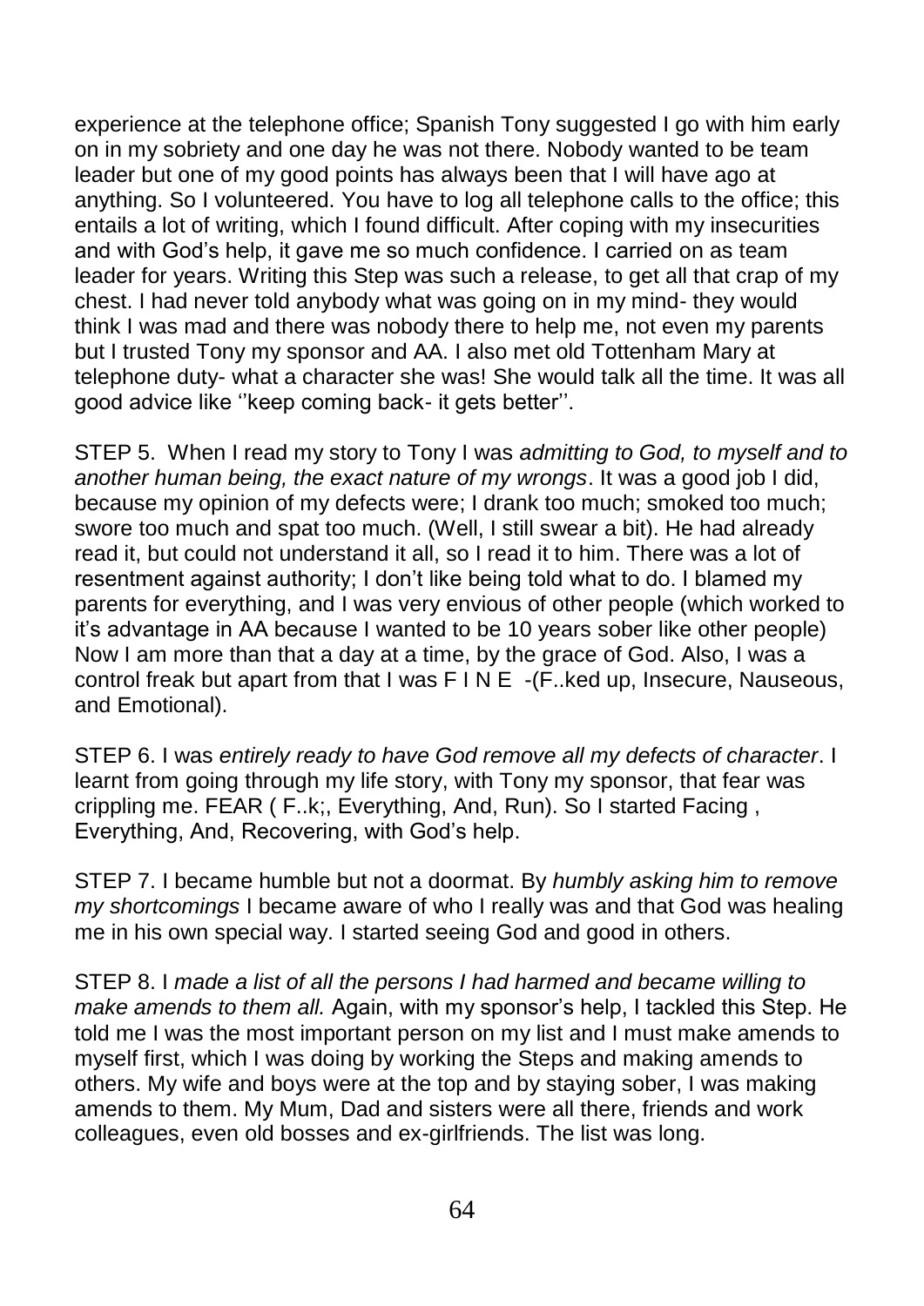experience at the telephone office; Spanish Tony suggested I go with him early on in my sobriety and one day he was not there. Nobody wanted to be team leader but one of my good points has always been that I will have ago at anything. So I volunteered. You have to log all telephone calls to the office; this entails a lot of writing, which I found difficult. After coping with my insecurities and with God's help, it gave me so much confidence. I carried on as team leader for years. Writing this Step was such a release, to get all that crap of my chest. I had never told anybody what was going on in my mind- they would think I was mad and there was nobody there to help me, not even my parents but I trusted Tony my sponsor and AA. I also met old Tottenham Mary at telephone duty- what a character she was! She would talk all the time. It was all good advice like ''keep coming back- it gets better''.

STEP 5. When I read my story to Tony I was *admitting to God, to myself and to another human being, the exact nature of my wrongs*. It was a good job I did, because my opinion of my defects were; I drank too much; smoked too much; swore too much and spat too much. (Well, I still swear a bit). He had already read it, but could not understand it all, so I read it to him. There was a lot of resentment against authority; I don't like being told what to do. I blamed my parents for everything, and I was very envious of other people (which worked to it's advantage in AA because I wanted to be 10 years sober like other people) Now I am more than that a day at a time, by the grace of God. Also, I was a control freak but apart from that I was F I N E -(F..ked up, Insecure, Nauseous, and Emotional).

STEP 6. I was *entirely ready to have God remove all my defects of character*. I learnt from going through my life story, with Tony my sponsor, that fear was crippling me. FEAR ( F..k;, Everything, And, Run). So I started Facing , Everything, And, Recovering, with God's help.

STEP 7. I became humble but not a doormat. By *humbly asking him to remove my shortcomings* I became aware of who I really was and that God was healing me in his own special way. I started seeing God and good in others.

STEP 8. I *made a list of all the persons I had harmed and became willing to make amends to them all.* Again, with my sponsor's help, I tackled this Step. He told me I was the most important person on my list and I must make amends to myself first, which I was doing by working the Steps and making amends to others. My wife and boys were at the top and by staying sober, I was making amends to them. My Mum, Dad and sisters were all there, friends and work colleagues, even old bosses and ex-girlfriends. The list was long.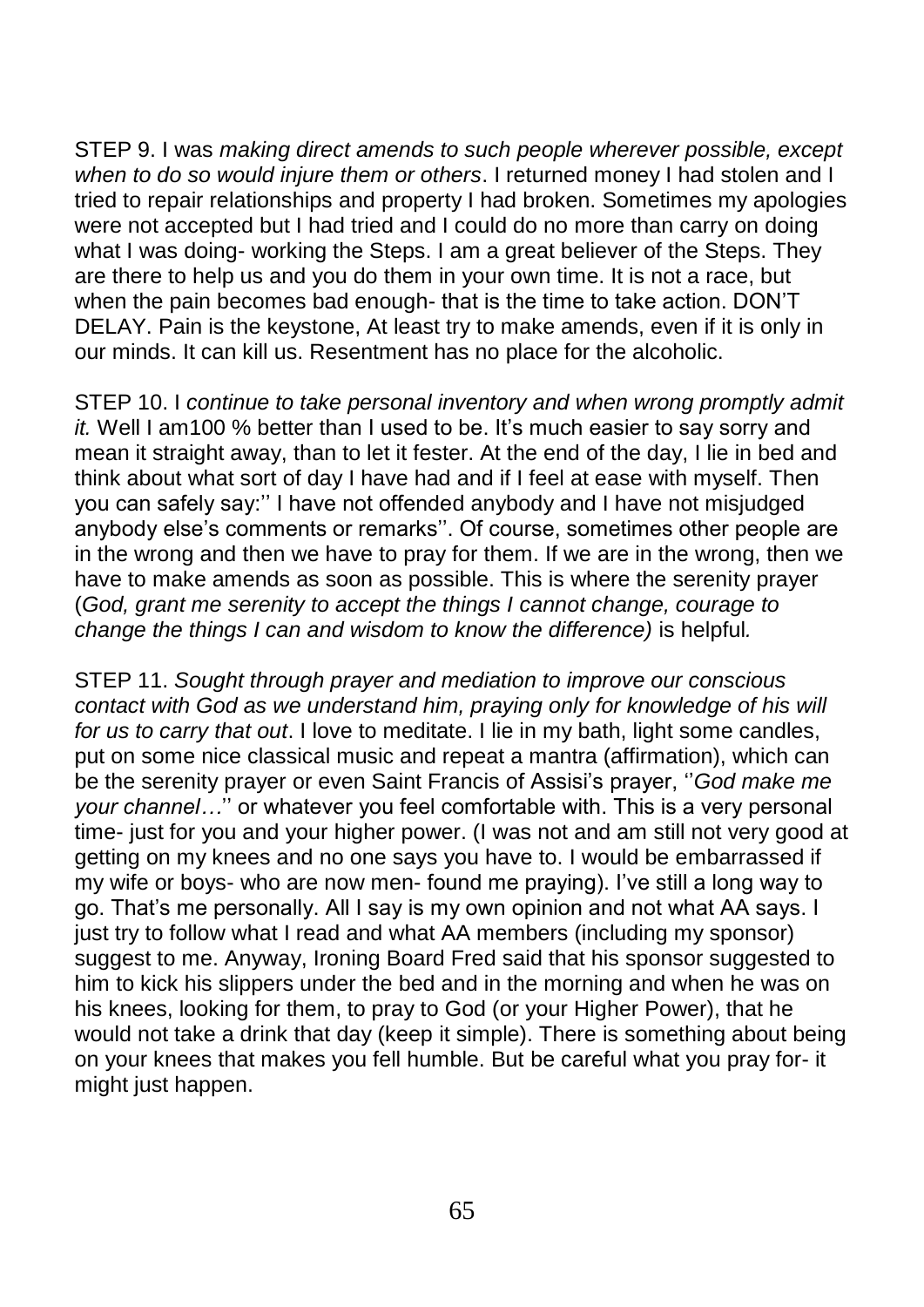STEP 9. I was *making direct amends to such people wherever possible, except when to do so would injure them or others*. I returned money I had stolen and I tried to repair relationships and property I had broken. Sometimes my apologies were not accepted but I had tried and I could do no more than carry on doing what I was doing- working the Steps. I am a great believer of the Steps. They are there to help us and you do them in your own time. It is not a race, but when the pain becomes bad enough- that is the time to take action. DON'T DELAY. Pain is the keystone, At least try to make amends, even if it is only in our minds. It can kill us. Resentment has no place for the alcoholic.

STEP 10. I *continue to take personal inventory and when wrong promptly admit it.* Well I am100 % better than I used to be. It's much easier to say sorry and mean it straight away, than to let it fester. At the end of the day, I lie in bed and think about what sort of day I have had and if I feel at ease with myself. Then you can safely say:'' I have not offended anybody and I have not misjudged anybody else's comments or remarks''. Of course, sometimes other people are in the wrong and then we have to pray for them. If we are in the wrong, then we have to make amends as soon as possible. This is where the serenity prayer (*God, grant me serenity to accept the things I cannot change, courage to change the things I can and wisdom to know the difference)* is helpful*.*

STEP 11. *Sought through prayer and mediation to improve our conscious contact with God as we understand him, praying only for knowledge of his will for us to carry that out*. I love to meditate. I lie in my bath, light some candles, put on some nice classical music and repeat a mantra (affirmation), which can be the serenity prayer or even Saint Francis of Assisi's prayer, ''*God make me your channel…*'' or whatever you feel comfortable with. This is a very personal time- just for you and your higher power. (I was not and am still not very good at getting on my knees and no one says you have to. I would be embarrassed if my wife or boys- who are now men- found me praying). I've still a long way to go. That's me personally. All I say is my own opinion and not what AA says. I just try to follow what I read and what AA members (including my sponsor) suggest to me. Anyway, Ironing Board Fred said that his sponsor suggested to him to kick his slippers under the bed and in the morning and when he was on his knees, looking for them, to pray to God (or your Higher Power), that he would not take a drink that day (keep it simple). There is something about being on your knees that makes you fell humble. But be careful what you pray for- it might just happen.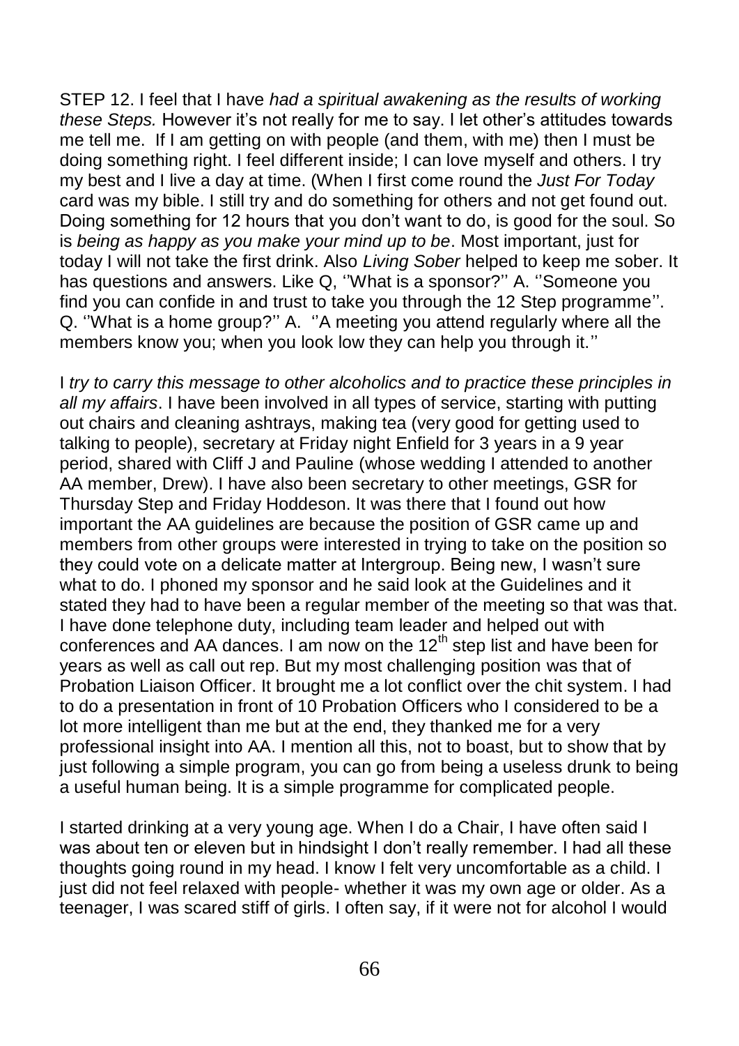STEP 12. I feel that I have *had a spiritual awakening as the results of working these Steps.* However it's not really for me to say. I let other's attitudes towards me tell me. If I am getting on with people (and them, with me) then I must be doing something right. I feel different inside; I can love myself and others. I try my best and I live a day at time. (When I first come round the *Just For Today* card was my bible. I still try and do something for others and not get found out. Doing something for 12 hours that you don't want to do, is good for the soul. So is *being as happy as you make your mind up to be*. Most important, just for today I will not take the first drink. Also *Living Sober* helped to keep me sober. It has questions and answers. Like Q, ''What is a sponsor?'' A. ''Someone you find you can confide in and trust to take you through the 12 Step programme''. Q. ''What is a home group?'' A. ''A meeting you attend regularly where all the members know you; when you look low they can help you through it.''

I *try to carry this message to other alcoholics and to practice these principles in all my affairs*. I have been involved in all types of service, starting with putting out chairs and cleaning ashtrays, making tea (very good for getting used to talking to people), secretary at Friday night Enfield for 3 years in a 9 year period, shared with Cliff J and Pauline (whose wedding I attended to another AA member, Drew). I have also been secretary to other meetings, GSR for Thursday Step and Friday Hoddeson. It was there that I found out how important the AA guidelines are because the position of GSR came up and members from other groups were interested in trying to take on the position so they could vote on a delicate matter at Intergroup. Being new, I wasn't sure what to do. I phoned my sponsor and he said look at the Guidelines and it stated they had to have been a regular member of the meeting so that was that. I have done telephone duty, including team leader and helped out with conferences and AA dances. I am now on the 12th step list and have been for years as well as call out rep. But my most challenging position was that of Probation Liaison Officer. It brought me a lot conflict over the chit system. I had to do a presentation in front of 10 Probation Officers who I considered to be a lot more intelligent than me but at the end, they thanked me for a very professional insight into AA. I mention all this, not to boast, but to show that by just following a simple program, you can go from being a useless drunk to being a useful human being. It is a simple programme for complicated people.

I started drinking at a very young age. When I do a Chair, I have often said I was about ten or eleven but in hindsight I don't really remember. I had all these thoughts going round in my head. I know I felt very uncomfortable as a child. I just did not feel relaxed with people- whether it was my own age or older. As a teenager, I was scared stiff of girls. I often say, if it were not for alcohol I would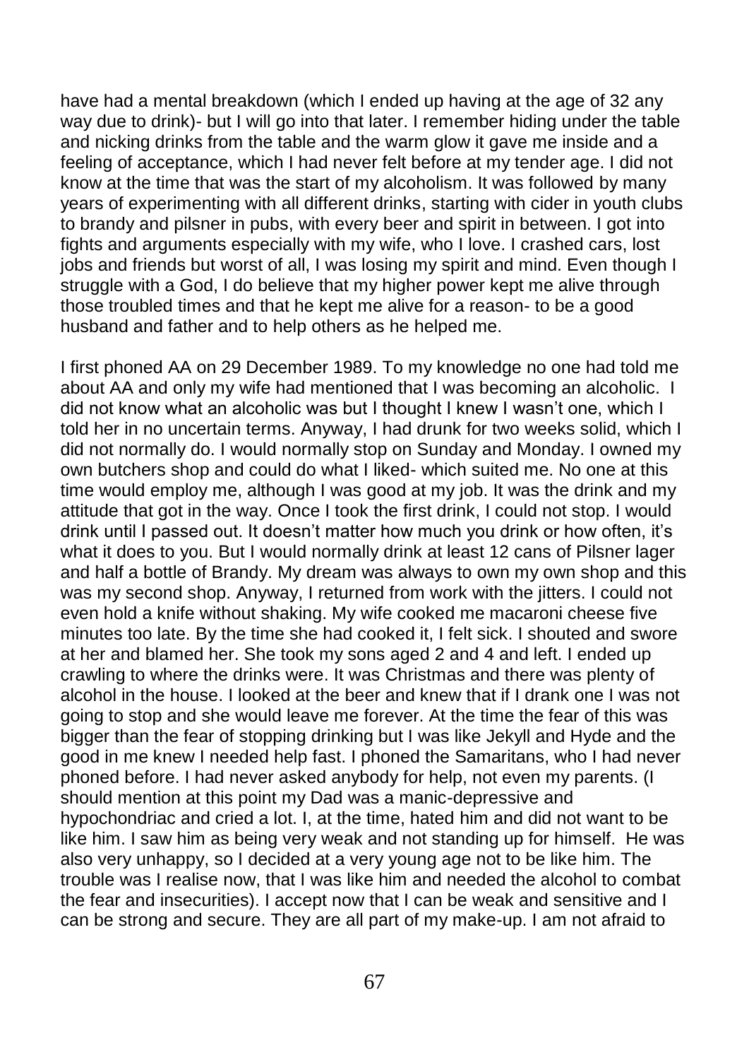have had a mental breakdown (which I ended up having at the age of 32 any way due to drink)- but I will go into that later. I remember hiding under the table and nicking drinks from the table and the warm glow it gave me inside and a feeling of acceptance, which I had never felt before at my tender age. I did not know at the time that was the start of my alcoholism. It was followed by many years of experimenting with all different drinks, starting with cider in youth clubs to brandy and pilsner in pubs, with every beer and spirit in between. I got into fights and arguments especially with my wife, who I love. I crashed cars, lost jobs and friends but worst of all, I was losing my spirit and mind. Even though I struggle with a God, I do believe that my higher power kept me alive through those troubled times and that he kept me alive for a reason- to be a good husband and father and to help others as he helped me.

I first phoned AA on 29 December 1989. To my knowledge no one had told me about AA and only my wife had mentioned that I was becoming an alcoholic. I did not know what an alcoholic was but I thought I knew I wasn't one, which I told her in no uncertain terms. Anyway, I had drunk for two weeks solid, which I did not normally do. I would normally stop on Sunday and Monday. I owned my own butchers shop and could do what I liked- which suited me. No one at this time would employ me, although I was good at my job. It was the drink and my attitude that got in the way. Once I took the first drink, I could not stop. I would drink until I passed out. It doesn't matter how much you drink or how often, it's what it does to you. But I would normally drink at least 12 cans of Pilsner lager and half a bottle of Brandy. My dream was always to own my own shop and this was my second shop. Anyway, I returned from work with the jitters. I could not even hold a knife without shaking. My wife cooked me macaroni cheese five minutes too late. By the time she had cooked it, I felt sick. I shouted and swore at her and blamed her. She took my sons aged 2 and 4 and left. I ended up crawling to where the drinks were. It was Christmas and there was plenty of alcohol in the house. I looked at the beer and knew that if I drank one I was not going to stop and she would leave me forever. At the time the fear of this was bigger than the fear of stopping drinking but I was like Jekyll and Hyde and the good in me knew I needed help fast. I phoned the Samaritans, who I had never phoned before. I had never asked anybody for help, not even my parents. (I should mention at this point my Dad was a manic-depressive and hypochondriac and cried a lot. I, at the time, hated him and did not want to be like him. I saw him as being very weak and not standing up for himself. He was also very unhappy, so I decided at a very young age not to be like him. The trouble was I realise now, that I was like him and needed the alcohol to combat the fear and insecurities). I accept now that I can be weak and sensitive and I can be strong and secure. They are all part of my make-up. I am not afraid to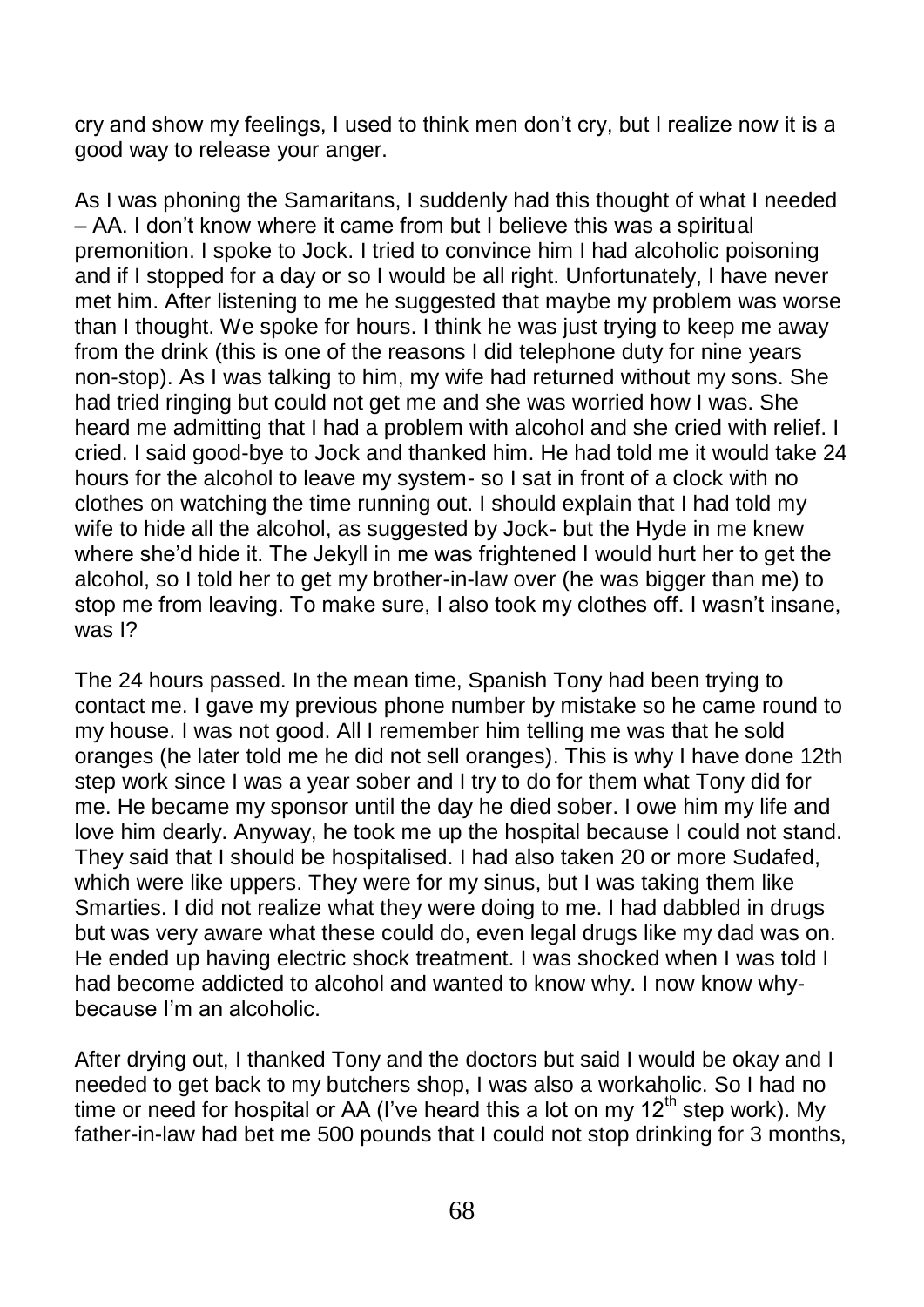cry and show my feelings, I used to think men don't cry, but I realize now it is a good way to release your anger.

As I was phoning the Samaritans, I suddenly had this thought of what I needed – AA. I don't know where it came from but I believe this was a spiritual premonition. I spoke to Jock. I tried to convince him I had alcoholic poisoning and if I stopped for a day or so I would be all right. Unfortunately, I have never met him. After listening to me he suggested that maybe my problem was worse than I thought. We spoke for hours. I think he was just trying to keep me away from the drink (this is one of the reasons I did telephone duty for nine years non-stop). As I was talking to him, my wife had returned without my sons. She had tried ringing but could not get me and she was worried how I was. She heard me admitting that I had a problem with alcohol and she cried with relief. I cried. I said good-bye to Jock and thanked him. He had told me it would take 24 hours for the alcohol to leave my system- so I sat in front of a clock with no clothes on watching the time running out. I should explain that I had told my wife to hide all the alcohol, as suggested by Jock- but the Hyde in me knew where she'd hide it. The Jekyll in me was frightened I would hurt her to get the alcohol, so I told her to get my brother-in-law over (he was bigger than me) to stop me from leaving. To make sure, I also took my clothes off. I wasn't insane, was I?

The 24 hours passed. In the mean time, Spanish Tony had been trying to contact me. I gave my previous phone number by mistake so he came round to my house. I was not good. All I remember him telling me was that he sold oranges (he later told me he did not sell oranges). This is why I have done 12th step work since I was a year sober and I try to do for them what Tony did for me. He became my sponsor until the day he died sober. I owe him my life and love him dearly. Anyway, he took me up the hospital because I could not stand. They said that I should be hospitalised. I had also taken 20 or more Sudafed, which were like uppers. They were for my sinus, but I was taking them like Smarties. I did not realize what they were doing to me. I had dabbled in drugs but was very aware what these could do, even legal drugs like my dad was on. He ended up having electric shock treatment. I was shocked when I was told I had become addicted to alcohol and wanted to know why. I now know why- because I'm an alcoholic.

After drying out, I thanked Tony and the doctors but said I would be okay and I needed to get back to my butchers shop, I was also a workaholic. So I had no time or need for hospital or AA (I've heard this a lot on my 12th step work). My father-in-law had bet me 500 pounds that I could not stop drinking for 3 months,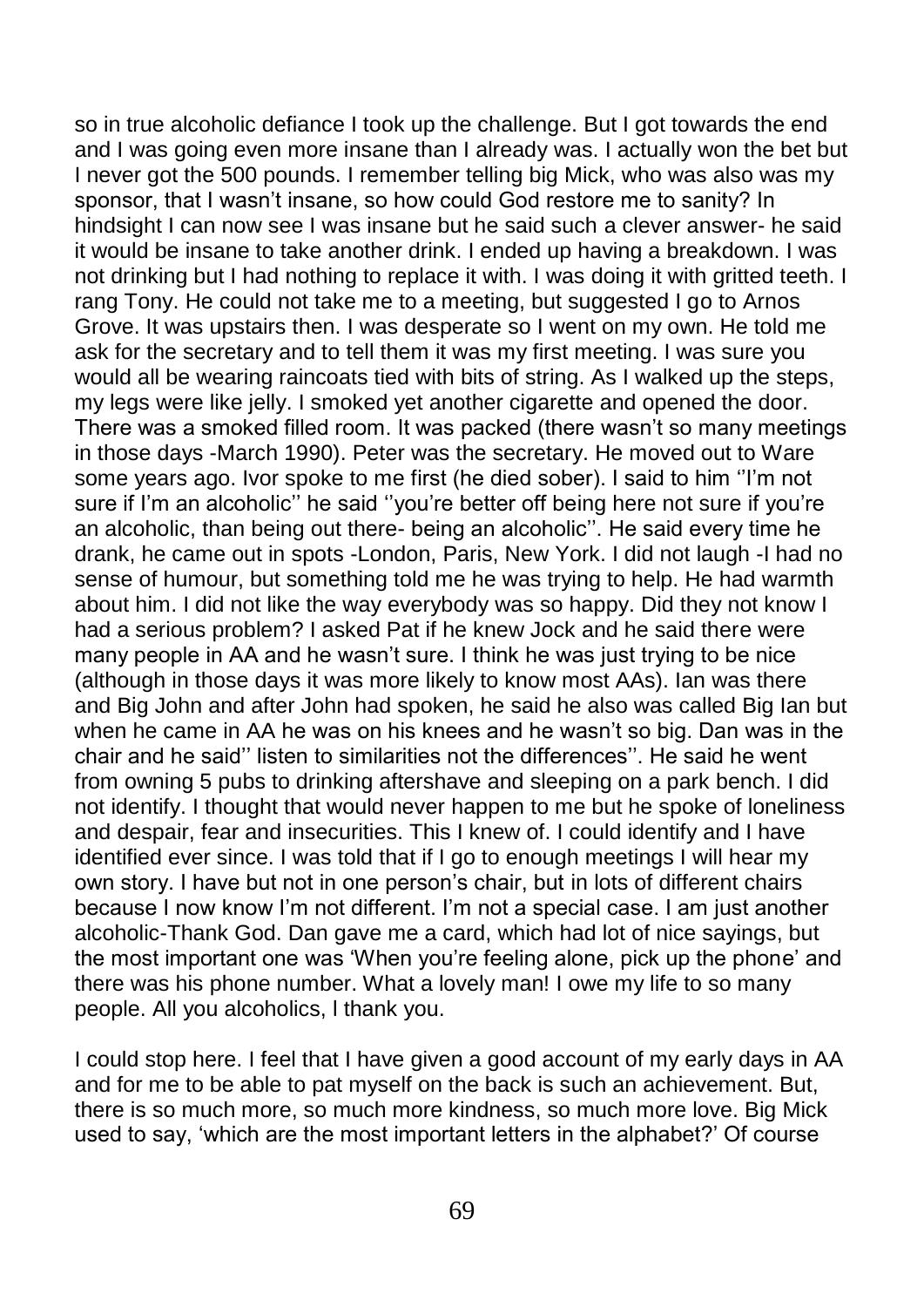so in true alcoholic defiance I took up the challenge. But I got towards the end and I was going even more insane than I already was. I actually won the bet but I never got the 500 pounds. I remember telling big Mick, who was also was my sponsor, that I wasn't insane, so how could God restore me to sanity? In hindsight I can now see I was insane but he said such a clever answer- he said it would be insane to take another drink. I ended up having a breakdown. I was not drinking but I had nothing to replace it with. I was doing it with gritted teeth. I rang Tony. He could not take me to a meeting, but suggested I go to Arnos Grove. It was upstairs then. I was desperate so I went on my own. He told me ask for the secretary and to tell them it was my first meeting. I was sure you would all be wearing raincoats tied with bits of string. As I walked up the steps, my legs were like jelly. I smoked yet another cigarette and opened the door. There was a smoked filled room. It was packed (there wasn't so many meetings in those days -March 1990). Peter was the secretary. He moved out to Ware some years ago. Ivor spoke to me first (he died sober). I said to him ''I'm not sure if I'm an alcoholic'' he said ''you're better off being here not sure if you're an alcoholic, than being out there- being an alcoholic''. He said every time he drank, he came out in spots -London, Paris, New York. I did not laugh -I had no sense of humour, but something told me he was trying to help. He had warmth about him. I did not like the way everybody was so happy. Did they not know I had a serious problem? I asked Pat if he knew Jock and he said there were many people in AA and he wasn't sure. I think he was just trying to be nice (although in those days it was more likely to know most AAs). Ian was there and Big John and after John had spoken, he said he also was called Big Ian but when he came in AA he was on his knees and he wasn't so big. Dan was in the chair and he said'' listen to similarities not the differences''. He said he went from owning 5 pubs to drinking aftershave and sleeping on a park bench. I did not identify. I thought that would never happen to me but he spoke of loneliness and despair, fear and insecurities. This I knew of. I could identify and I have identified ever since. I was told that if I go to enough meetings I will hear my own story. I have but not in one person's chair, but in lots of different chairs because I now know I'm not different. I'm not a special case. I am just another alcoholic-Thank God. Dan gave me a card, which had lot of nice sayings, but the most important one was 'When you're feeling alone, pick up the phone' and there was his phone number. What a lovely man! I owe my life to so many people. All you alcoholics, l thank you.

I could stop here. I feel that I have given a good account of my early days in AA and for me to be able to pat myself on the back is such an achievement. But, there is so much more, so much more kindness, so much more love. Big Mick used to say, 'which are the most important letters in the alphabet?' Of course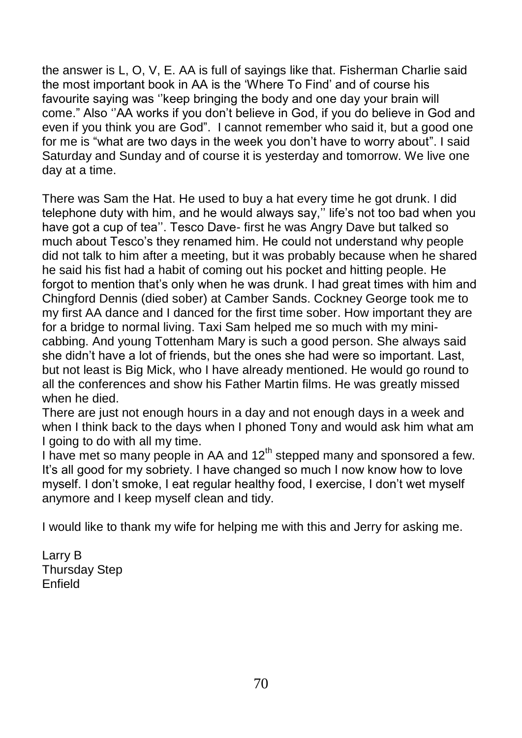the answer is L, O, V, E. AA is full of sayings like that. Fisherman Charlie said the most important book in AA is the 'Where To Find' and of course his favourite saying was ''keep bringing the body and one day your brain will come." Also ''AA works if you don't believe in God, if you do believe in God and even if you think you are God". I cannot remember who said it, but a good one for me is "what are two days in the week you don't have to worry about". I said Saturday and Sunday and of course it is yesterday and tomorrow. We live one day at a time.

There was Sam the Hat. He used to buy a hat every time he got drunk. I did telephone duty with him, and he would always say,'' life's not too bad when you have got a cup of tea''. Tesco Dave- first he was Angry Dave but talked so much about Tesco's they renamed him. He could not understand why people did not talk to him after a meeting, but it was probably because when he shared he said his fist had a habit of coming out his pocket and hitting people. He forgot to mention that's only when he was drunk. I had great times with him and Chingford Dennis (died sober) at Camber Sands. Cockney George took me to my first AA dance and I danced for the first time sober. How important they are for a bridge to normal living. Taxi Sam helped me so much with my mini-cabbing. And young Tottenham Mary is such a good person. She always said she didn't have a lot of friends, but the ones she had were so important. Last, but not least is Big Mick, who I have already mentioned. He would go round to all the conferences and show his Father Martin films. He was greatly missed when he died.

There are just not enough hours in a day and not enough days in a week and when I think back to the days when I phoned Tony and would ask him what am I going to do with all my time.

I have met so many people in AA and 12th stepped many and sponsored a few. It's all good for my sobriety. I have changed so much I now know how to love myself. I don't smoke, I eat regular healthy food, I exercise, I don't wet myself anymore and I keep myself clean and tidy.

I would like to thank my wife for helping me with this and Jerry for asking me.

Larry B
Thursday Step
Enfield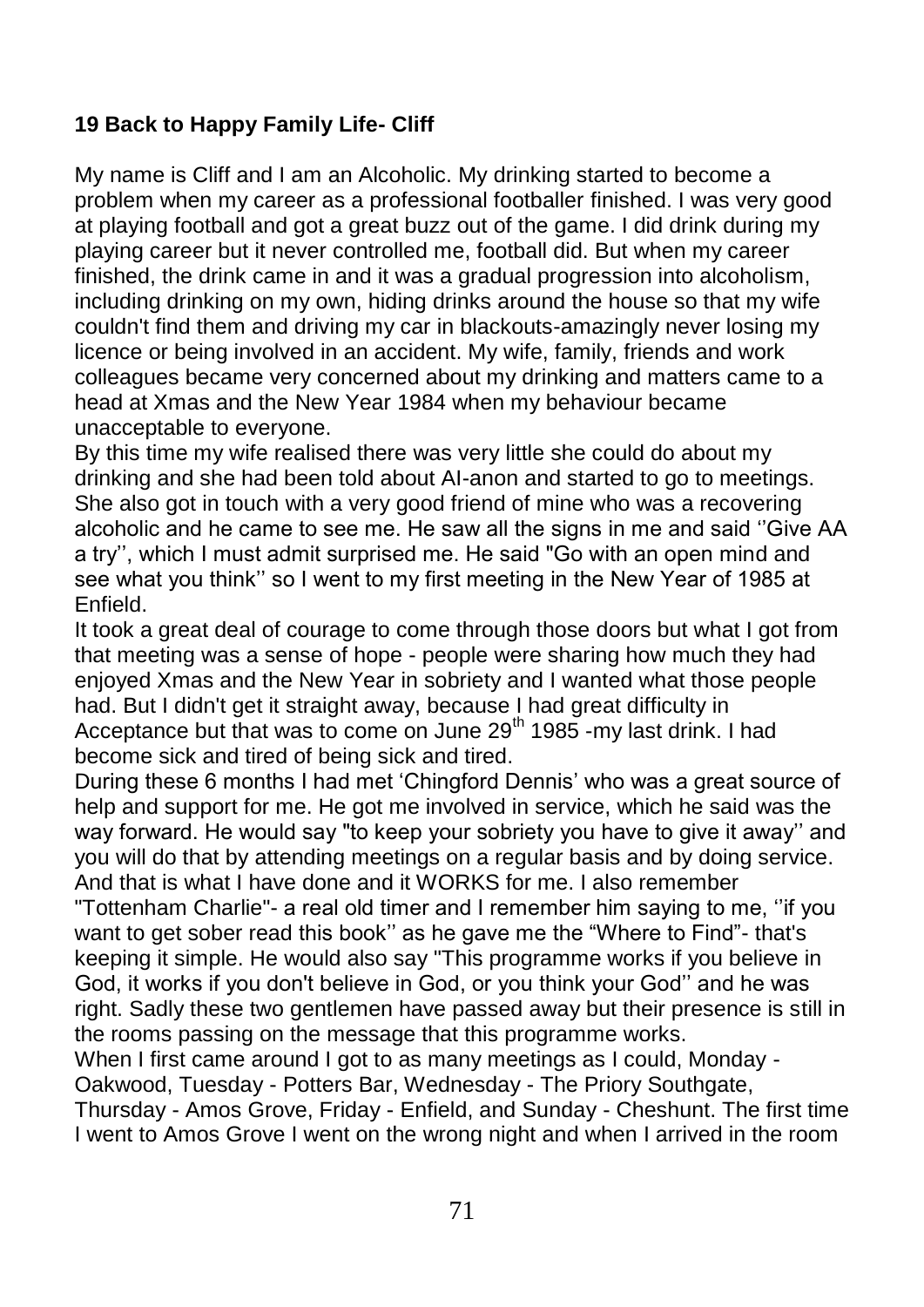**19 Back to Happy Family Life- Cliff**

My name is Cliff and I am an Alcoholic. My drinking started to become a problem when my career as a professional footballer finished. I was very good at playing football and got a great buzz out of the game. I did drink during my playing career but it never controlled me, football did. But when my career finished, the drink came in and it was a gradual progression into alcoholism, including drinking on my own, hiding drinks around the house so that my wife couldn't find them and driving my car in blackouts-amazingly never losing my licence or being involved in an accident. My wife, family, friends and work colleagues became very concerned about my drinking and matters came to a head at Xmas and the New Year 1984 when my behaviour became unacceptable to everyone.

By this time my wife realised there was very little she could do about my drinking and she had been told about Al-anon and started to go to meetings. She also got in touch with a very good friend of mine who was a recovering alcoholic and he came to see me. He saw all the signs in me and said ''Give AA a try'', which I must admit surprised me. He said "Go with an open mind and see what you think'' so I went to my first meeting in the New Year of 1985 at Enfield.

It took a great deal of courage to come through those doors but what I got from that meeting was a sense of hope - people were sharing how much they had enjoyed Xmas and the New Year in sobriety and I wanted what those people had. But I didn't get it straight away, because I had great difficulty in Acceptance but that was to come on June 29th 1985 -my last drink. I had become sick and tired of being sick and tired.

During these 6 months I had met 'Chingford Dennis' who was a great source of help and support for me. He got me involved in service, which he said was the way forward. He would say "to keep your sobriety you have to give it away'' and you will do that by attending meetings on a regular basis and by doing service. And that is what I have done and it WORKS for me. I also remember "Tottenham Charlie"- a real old timer and I remember him saying to me, ''if you want to get sober read this book'' as he gave me the "Where to Find"- that's keeping it simple. He would also say "This programme works if you believe in God, it works if you don't believe in God, or you think your God'' and he was right. Sadly these two gentlemen have passed away but their presence is still in the rooms passing on the message that this programme works.

When I first came around I got to as many meetings as I could, Monday - Oakwood, Tuesday - Potters Bar, Wednesday - The Priory Southgate, Thursday - Amos Grove, Friday - Enfield, and Sunday - Cheshunt. The first time I went to Amos Grove I went on the wrong night and when I arrived in the room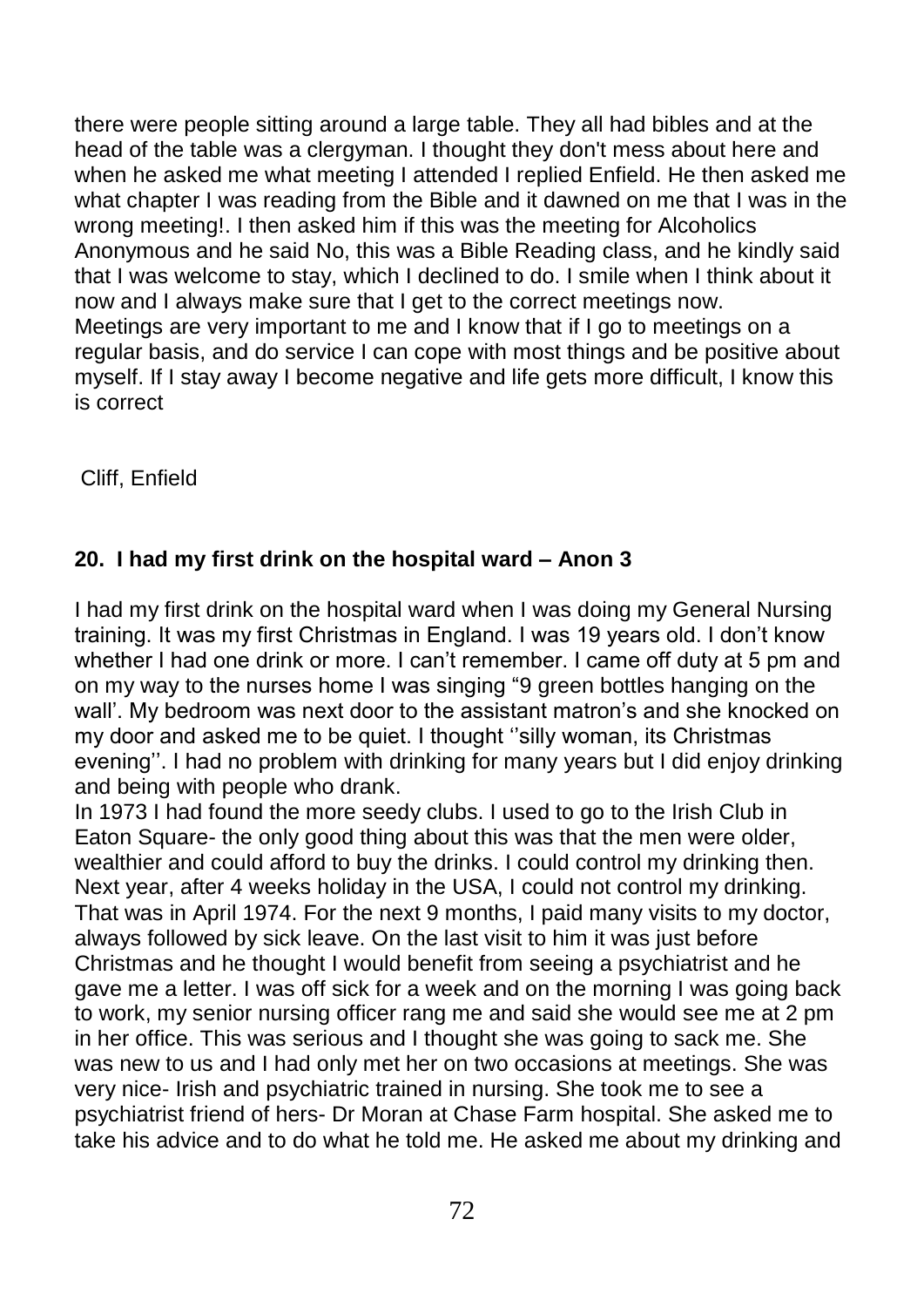there were people sitting around a large table. They all had bibles and at the head of the table was a clergyman. I thought they don't mess about here and when he asked me what meeting I attended I replied Enfield. He then asked me what chapter I was reading from the Bible and it dawned on me that I was in the wrong meeting!. I then asked him if this was the meeting for Alcoholics Anonymous and he said No, this was a Bible Reading class, and he kindly said that I was welcome to stay, which I declined to do. I smile when I think about it now and I always make sure that I get to the correct meetings now.
Meetings are very important to me and I know that if I go to meetings on a regular basis, and do service I can cope with most things and be positive about myself. If I stay away I become negative and life gets more difficult, I know this is correct

Cliff, Enfield

### 20. I had my first drink on the hospital ward – Anon 3

I had my first drink on the hospital ward when I was doing my General Nursing training. It was my first Christmas in England. I was 19 years old. I don't know whether I had one drink or more. I can't remember. I came off duty at 5 pm and on my way to the nurses home I was singing "9 green bottles hanging on the wall'. My bedroom was next door to the assistant matron's and she knocked on my door and asked me to be quiet. I thought ''silly woman, its Christmas evening''. I had no problem with drinking for many years but I did enjoy drinking and being with people who drank.
In 1973 I had found the more seedy clubs. I used to go to the Irish Club in Eaton Square- the only good thing about this was that the men were older, wealthier and could afford to buy the drinks. I could control my drinking then. Next year, after 4 weeks holiday in the USA, I could not control my drinking. That was in April 1974. For the next 9 months, I paid many visits to my doctor, always followed by sick leave. On the last visit to him it was just before Christmas and he thought I would benefit from seeing a psychiatrist and he gave me a letter. I was off sick for a week and on the morning I was going back to work, my senior nursing officer rang me and said she would see me at 2 pm in her office. This was serious and I thought she was going to sack me. She was new to us and I had only met her on two occasions at meetings. She was very nice- Irish and psychiatric trained in nursing. She took me to see a psychiatrist friend of hers- Dr Moran at Chase Farm hospital. She asked me to take his advice and to do what he told me. He asked me about my drinking and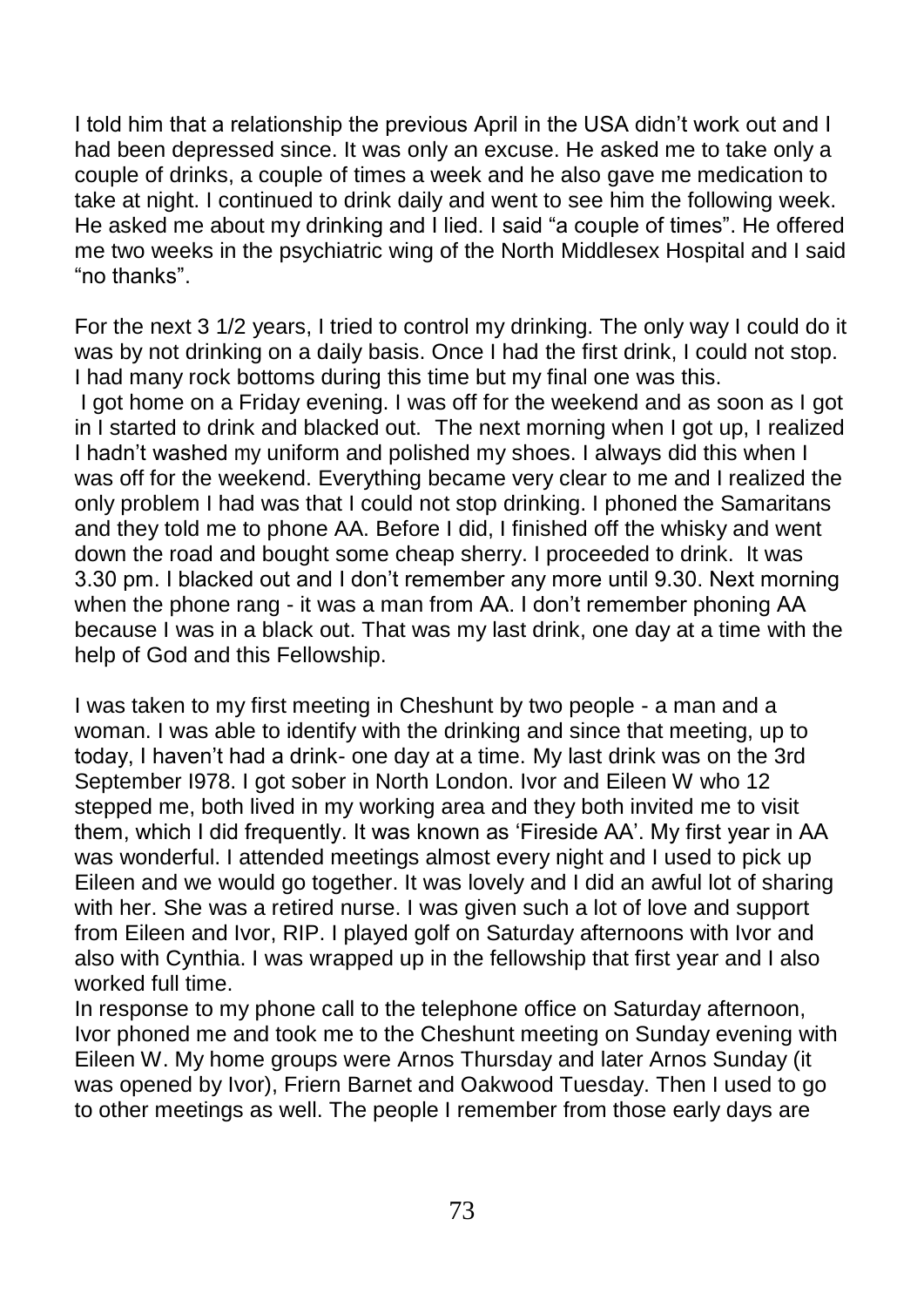I told him that a relationship the previous April in the USA didn't work out and I had been depressed since. It was only an excuse. He asked me to take only a couple of drinks, a couple of times a week and he also gave me medication to take at night. I continued to drink daily and went to see him the following week. He asked me about my drinking and I lied. I said "a couple of times". He offered me two weeks in the psychiatric wing of the North Middlesex Hospital and I said "no thanks".

For the next 3 1/2 years, I tried to control my drinking. The only way I could do it was by not drinking on a daily basis. Once I had the first drink, I could not stop. I had many rock bottoms during this time but my final one was this.
I got home on a Friday evening. I was off for the weekend and as soon as I got in I started to drink and blacked out. The next morning when I got up, I realized I hadn't washed my uniform and polished my shoes. I always did this when I was off for the weekend. Everything became very clear to me and I realized the only problem I had was that I could not stop drinking. I phoned the Samaritans and they told me to phone AA. Before I did, I finished off the whisky and went down the road and bought some cheap sherry. I proceeded to drink. It was 3.30 pm. I blacked out and I don't remember any more until 9.30. Next morning when the phone rang - it was a man from AA. I don't remember phoning AA because I was in a black out. That was my last drink, one day at a time with the help of God and this Fellowship.

I was taken to my first meeting in Cheshunt by two people - a man and a woman. I was able to identify with the drinking and since that meeting, up to today, I haven't had a drink- one day at a time. My last drink was on the 3rd September I978. I got sober in North London. Ivor and Eileen W who 12 stepped me, both lived in my working area and they both invited me to visit them, which I did frequently. It was known as 'Fireside AA'. My first year in AA was wonderful. I attended meetings almost every night and I used to pick up Eileen and we would go together. It was lovely and I did an awful lot of sharing with her. She was a retired nurse. I was given such a lot of love and support from Eileen and Ivor, RIP. I played golf on Saturday afternoons with Ivor and also with Cynthia. I was wrapped up in the fellowship that first year and I also worked full time.
In response to my phone call to the telephone office on Saturday afternoon, Ivor phoned me and took me to the Cheshunt meeting on Sunday evening with Eileen W. My home groups were Arnos Thursday and later Arnos Sunday (it was opened by Ivor), Friern Barnet and Oakwood Tuesday. Then I used to go to other meetings as well. The people I remember from those early days are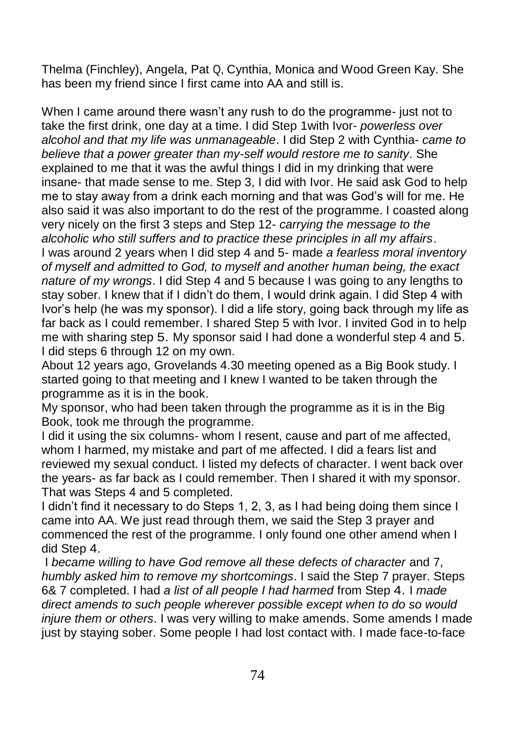Thelma (Finchley), Angela, Pat Q, Cynthia, Monica and Wood Green Kay. She has been my friend since I first came into AA and still is.

When I came around there wasn't any rush to do the programme- just not to take the first drink, one day at a time. I did Step 1with Ivor- *powerless over alcohol and that my life was unmanageable*. I did Step 2 with Cynthia- *came to believe that a power greater than my-self would restore me to sanity*. She explained to me that it was the awful things I did in my drinking that were insane- that made sense to me. Step 3, I did with Ivor. He said ask God to help me to stay away from a drink each morning and that was God's will for me. He also said it was also important to do the rest of the programme. I coasted along very nicely on the first 3 steps and Step 12- *carrying the message to the alcoholic who still suffers and to practice these principles in all my affairs*. I was around 2 years when I did step 4 and 5- made *a fearless moral inventory of myself and admitted to God, to myself and another human being, the exact nature of my wrongs*. I did Step 4 and 5 because I was going to any lengths to stay sober. I knew that if I didn't do them, I would drink again. I did Step 4 with Ivor's help (he was my sponsor). I did a life story, going back through my life as far back as I could remember. I shared Step 5 with Ivor. I invited God in to help me with sharing step 5. My sponsor said I had done a wonderful step 4 and 5. I did steps 6 through 12 on my own.

About 12 years ago, Grovelands 4.30 meeting opened as a Big Book study. I started going to that meeting and I knew I wanted to be taken through the programme as it is in the book.

My sponsor, who had been taken through the programme as it is in the Big Book, took me through the programme.

I did it using the six columns- whom I resent, cause and part of me affected, whom I harmed, my mistake and part of me affected. I did a fears list and reviewed my sexual conduct. I listed my defects of character. I went back over the years- as far back as I could remember. Then I shared it with my sponsor. That was Steps 4 and 5 completed.

I didn't find it necessary to do Steps 1, 2, 3, as I had being doing them since I came into AA. We just read through them, we said the Step 3 prayer and commenced the rest of the programme. I only found one other amend when I did Step 4.

I *became willing to have God remove all these defects of character* and 7, *humbly asked him to remove my shortcomings*. I said the Step 7 prayer. Steps 6& 7 completed. I had *a list of all people I had harmed* from Step 4. I *made direct amends to such people wherever possible except when to do so would injure them or others*. I was very willing to make amends. Some amends I made just by staying sober. Some people I had lost contact with. I made face-to-face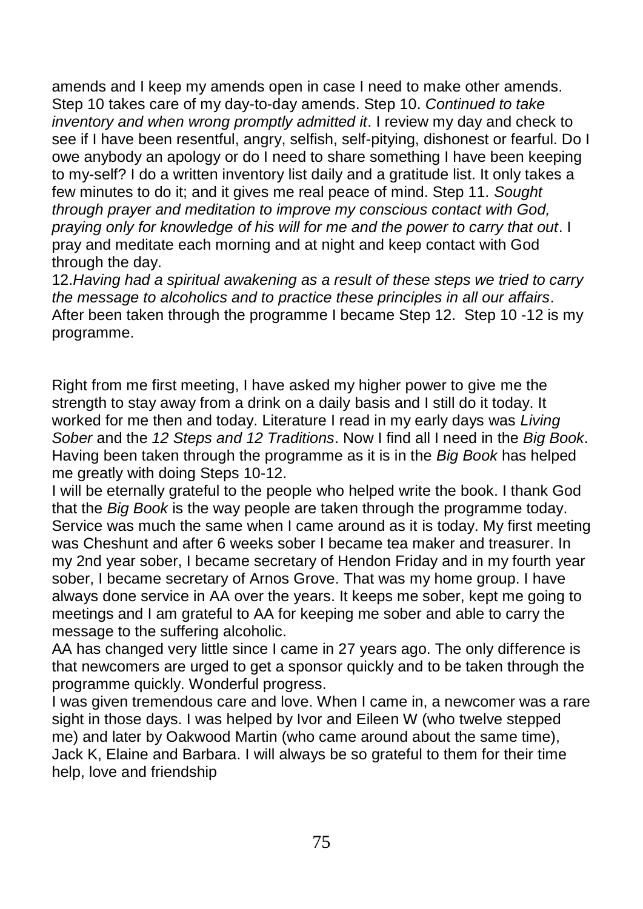amends and I keep my amends open in case I need to make other amends. Step 10 takes care of my day-to-day amends. Step 10. *Continued to take inventory and when wrong promptly admitted it*. I review my day and check to see if I have been resentful, angry, selfish, self-pitying, dishonest or fearful. Do I owe anybody an apology or do I need to share something I have been keeping to my-self? I do a written inventory list daily and a gratitude list. It only takes a few minutes to do it; and it gives me real peace of mind. Step 11. *Sought through prayer and meditation to improve my conscious contact with God, praying only for knowledge of his will for me and the power to carry that out*. I pray and meditate each morning and at night and keep contact with God through the day.

12.*Having had a spiritual awakening as a result of these steps we tried to carry the message to alcoholics and to practice these principles in all our affairs*. After been taken through the programme I became Step 12. Step 10 -12 is my programme.

Right from me first meeting, I have asked my higher power to give me the strength to stay away from a drink on a daily basis and I still do it today. It worked for me then and today. Literature I read in my early days was *Living Sober* and the *12 Steps and 12 Traditions*. Now I find all I need in the *Big Book*. Having been taken through the programme as it is in the *Big Book* has helped me greatly with doing Steps 10-12.

I will be eternally grateful to the people who helped write the book. I thank God that the *Big Book* is the way people are taken through the programme today. Service was much the same when I came around as it is today. My first meeting was Cheshunt and after 6 weeks sober I became tea maker and treasurer. In my 2nd year sober, I became secretary of Hendon Friday and in my fourth year sober, I became secretary of Arnos Grove. That was my home group. I have always done service in AA over the years. It keeps me sober, kept me going to meetings and I am grateful to AA for keeping me sober and able to carry the message to the suffering alcoholic.

AA has changed very little since I came in 27 years ago. The only difference is that newcomers are urged to get a sponsor quickly and to be taken through the programme quickly. Wonderful progress.

I was given tremendous care and love. When I came in, a newcomer was a rare sight in those days. I was helped by Ivor and Eileen W (who twelve stepped me) and later by Oakwood Martin (who came around about the same time), Jack K, Elaine and Barbara. I will always be so grateful to them for their time help, love and friendship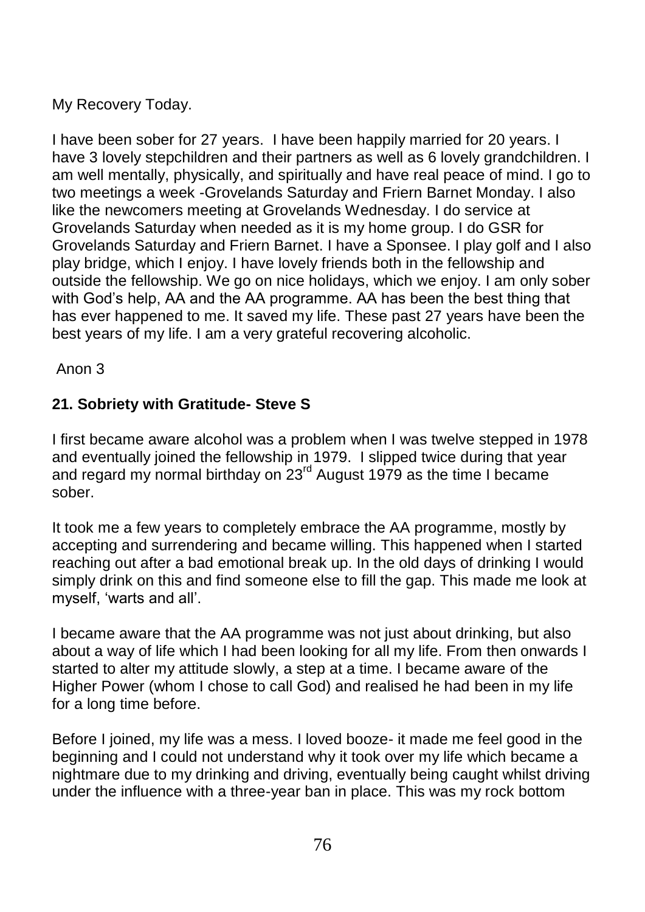My Recovery Today.

I have been sober for 27 years. I have been happily married for 20 years. I have 3 lovely stepchildren and their partners as well as 6 lovely grandchildren. I am well mentally, physically, and spiritually and have real peace of mind. I go to two meetings a week -Grovelands Saturday and Friern Barnet Monday. I also like the newcomers meeting at Grovelands Wednesday. I do service at Grovelands Saturday when needed as it is my home group. I do GSR for Grovelands Saturday and Friern Barnet. I have a Sponsee. I play golf and I also play bridge, which I enjoy. I have lovely friends both in the fellowship and outside the fellowship. We go on nice holidays, which we enjoy. I am only sober with God's help, AA and the AA programme. AA has been the best thing that has ever happened to me. It saved my life. These past 27 years have been the best years of my life. I am a very grateful recovering alcoholic.

Anon 3

## 21. Sobriety with Gratitude- Steve S

I first became aware alcohol was a problem when I was twelve stepped in 1978 and eventually joined the fellowship in 1979. I slipped twice during that year and regard my normal birthday on 23rd August 1979 as the time I became sober.

It took me a few years to completely embrace the AA programme, mostly by accepting and surrendering and became willing. This happened when I started reaching out after a bad emotional break up. In the old days of drinking I would simply drink on this and find someone else to fill the gap. This made me look at myself, 'warts and all'.

I became aware that the AA programme was not just about drinking, but also about a way of life which I had been looking for all my life. From then onwards I started to alter my attitude slowly, a step at a time. I became aware of the Higher Power (whom I chose to call God) and realised he had been in my life for a long time before.

Before I joined, my life was a mess. I loved booze- it made me feel good in the beginning and I could not understand why it took over my life which became a nightmare due to my drinking and driving, eventually being caught whilst driving under the influence with a three-year ban in place. This was my rock bottom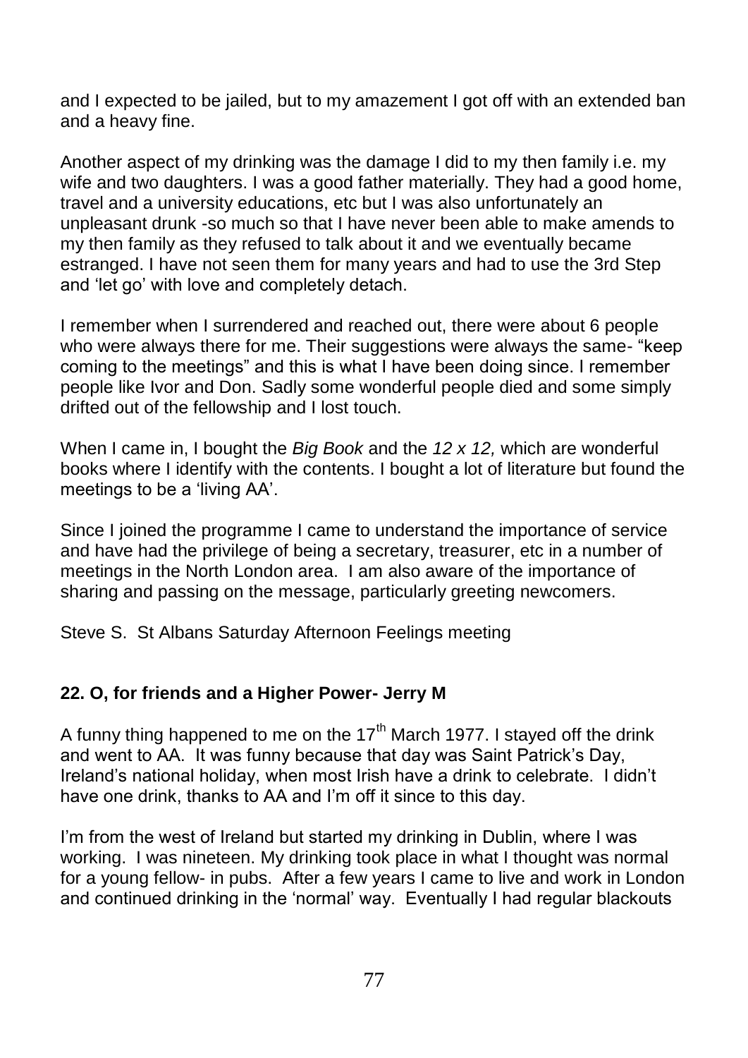and I expected to be jailed, but to my amazement I got off with an extended ban and a heavy fine.

Another aspect of my drinking was the damage I did to my then family i.e. my wife and two daughters. I was a good father materially. They had a good home, travel and a university educations, etc but I was also unfortunately an unpleasant drunk -so much so that I have never been able to make amends to my then family as they refused to talk about it and we eventually became estranged. I have not seen them for many years and had to use the 3rd Step and 'let go' with love and completely detach.

I remember when I surrendered and reached out, there were about 6 people who were always there for me. Their suggestions were always the same- "keep coming to the meetings" and this is what I have been doing since. I remember people like Ivor and Don. Sadly some wonderful people died and some simply drifted out of the fellowship and I lost touch.

When I came in, I bought the *Big Book* and the *12 x 12,* which are wonderful books where I identify with the contents. I bought a lot of literature but found the meetings to be a 'living AA'.

Since I joined the programme I came to understand the importance of service and have had the privilege of being a secretary, treasurer, etc in a number of meetings in the North London area. I am also aware of the importance of sharing and passing on the message, particularly greeting newcomers.

Steve S. St Albans Saturday Afternoon Feelings meeting

## 22. O, for friends and a Higher Power- Jerry M

A funny thing happened to me on the 17th March 1977. I stayed off the drink and went to AA. It was funny because that day was Saint Patrick's Day, Ireland's national holiday, when most Irish have a drink to celebrate. I didn't have one drink, thanks to AA and I'm off it since to this day.

I'm from the west of Ireland but started my drinking in Dublin, where I was working. I was nineteen. My drinking took place in what I thought was normal for a young fellow- in pubs. After a few years I came to live and work in London and continued drinking in the 'normal' way. Eventually I had regular blackouts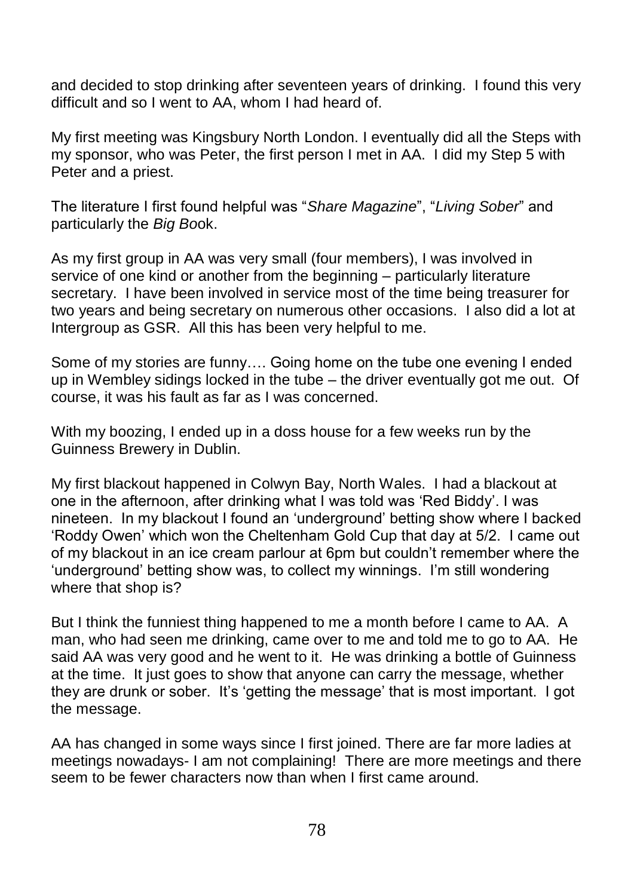and decided to stop drinking after seventeen years of drinking. I found this very difficult and so I went to AA, whom I had heard of.

My first meeting was Kingsbury North London. I eventually did all the Steps with my sponsor, who was Peter, the first person I met in AA. I did my Step 5 with Peter and a priest.

The literature I first found helpful was "*Share Magazine*", "*Living Sober*" and particularly the *Big Book*.

As my first group in AA was very small (four members), I was involved in service of one kind or another from the beginning – particularly literature secretary. I have been involved in service most of the time being treasurer for two years and being secretary on numerous other occasions. I also did a lot at Intergroup as GSR. All this has been very helpful to me.

Some of my stories are funny…. Going home on the tube one evening I ended up in Wembley sidings locked in the tube – the driver eventually got me out. Of course, it was his fault as far as I was concerned.

With my boozing, I ended up in a doss house for a few weeks run by the Guinness Brewery in Dublin.

My first blackout happened in Colwyn Bay, North Wales. I had a blackout at one in the afternoon, after drinking what I was told was 'Red Biddy'. I was nineteen. In my blackout I found an 'underground' betting show where I backed 'Roddy Owen' which won the Cheltenham Gold Cup that day at 5/2. I came out of my blackout in an ice cream parlour at 6pm but couldn't remember where the 'underground' betting show was, to collect my winnings. I'm still wondering where that shop is?

But I think the funniest thing happened to me a month before I came to AA. A man, who had seen me drinking, came over to me and told me to go to AA. He said AA was very good and he went to it. He was drinking a bottle of Guinness at the time. It just goes to show that anyone can carry the message, whether they are drunk or sober. It's 'getting the message' that is most important. I got the message.

AA has changed in some ways since I first joined. There are far more ladies at meetings nowadays- I am not complaining! There are more meetings and there seem to be fewer characters now than when I first came around.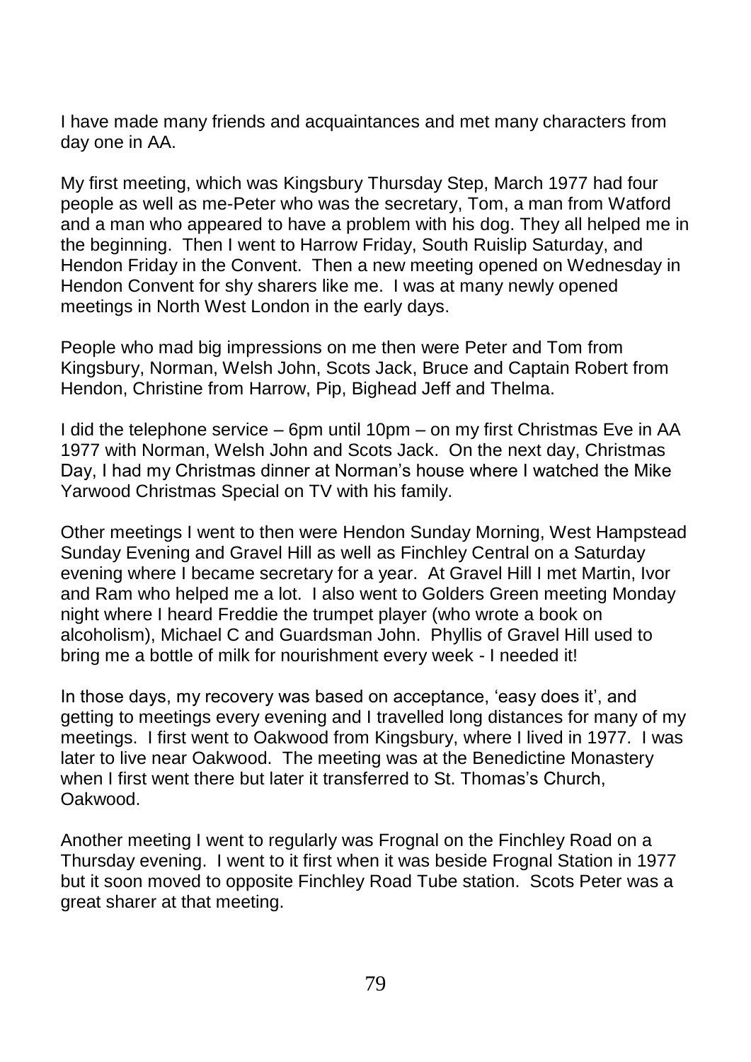I have made many friends and acquaintances and met many characters from day one in AA.

My first meeting, which was Kingsbury Thursday Step, March 1977 had four people as well as me-Peter who was the secretary, Tom, a man from Watford and a man who appeared to have a problem with his dog. They all helped me in the beginning. Then I went to Harrow Friday, South Ruislip Saturday, and Hendon Friday in the Convent. Then a new meeting opened on Wednesday in Hendon Convent for shy sharers like me. I was at many newly opened meetings in North West London in the early days.

People who mad big impressions on me then were Peter and Tom from Kingsbury, Norman, Welsh John, Scots Jack, Bruce and Captain Robert from Hendon, Christine from Harrow, Pip, Bighead Jeff and Thelma.

I did the telephone service – 6pm until 10pm – on my first Christmas Eve in AA 1977 with Norman, Welsh John and Scots Jack. On the next day, Christmas Day, I had my Christmas dinner at Norman's house where I watched the Mike Yarwood Christmas Special on TV with his family.

Other meetings I went to then were Hendon Sunday Morning, West Hampstead Sunday Evening and Gravel Hill as well as Finchley Central on a Saturday evening where I became secretary for a year. At Gravel Hill I met Martin, Ivor and Ram who helped me a lot. I also went to Golders Green meeting Monday night where I heard Freddie the trumpet player (who wrote a book on alcoholism), Michael C and Guardsman John. Phyllis of Gravel Hill used to bring me a bottle of milk for nourishment every week - I needed it!

In those days, my recovery was based on acceptance, 'easy does it', and getting to meetings every evening and I travelled long distances for many of my meetings. I first went to Oakwood from Kingsbury, where I lived in 1977. I was later to live near Oakwood. The meeting was at the Benedictine Monastery when I first went there but later it transferred to St. Thomas's Church, Oakwood.

Another meeting I went to regularly was Frognal on the Finchley Road on a Thursday evening. I went to it first when it was beside Frognal Station in 1977 but it soon moved to opposite Finchley Road Tube station. Scots Peter was a great sharer at that meeting.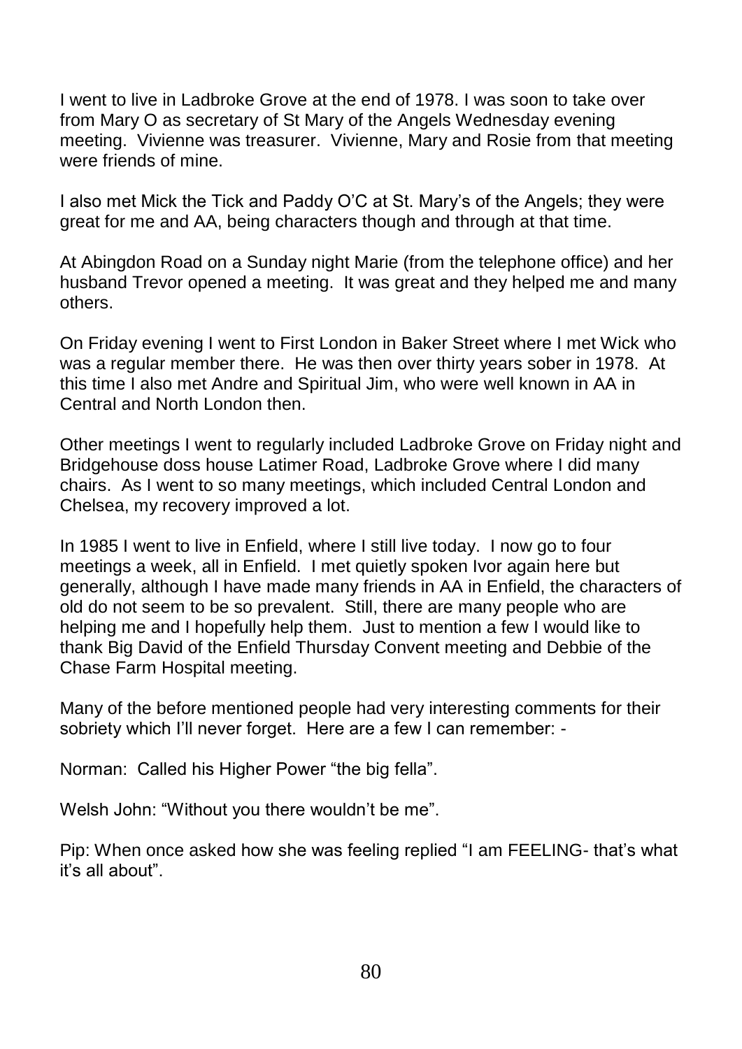I went to live in Ladbroke Grove at the end of 1978. I was soon to take over from Mary O as secretary of St Mary of the Angels Wednesday evening meeting. Vivienne was treasurer. Vivienne, Mary and Rosie from that meeting were friends of mine.

I also met Mick the Tick and Paddy O'C at St. Mary's of the Angels; they were great for me and AA, being characters though and through at that time.

At Abingdon Road on a Sunday night Marie (from the telephone office) and her husband Trevor opened a meeting. It was great and they helped me and many others.

On Friday evening I went to First London in Baker Street where I met Wick who was a regular member there. He was then over thirty years sober in 1978. At this time I also met Andre and Spiritual Jim, who were well known in AA in Central and North London then.

Other meetings I went to regularly included Ladbroke Grove on Friday night and Bridgehouse doss house Latimer Road, Ladbroke Grove where I did many chairs. As I went to so many meetings, which included Central London and Chelsea, my recovery improved a lot.

In 1985 I went to live in Enfield, where I still live today. I now go to four meetings a week, all in Enfield. I met quietly spoken Ivor again here but generally, although I have made many friends in AA in Enfield, the characters of old do not seem to be so prevalent. Still, there are many people who are helping me and I hopefully help them. Just to mention a few I would like to thank Big David of the Enfield Thursday Convent meeting and Debbie of the Chase Farm Hospital meeting.

Many of the before mentioned people had very interesting comments for their sobriety which I'll never forget. Here are a few I can remember: -

Norman: Called his Higher Power "the big fella".

Welsh John: "Without you there wouldn't be me".

Pip: When once asked how she was feeling replied "I am FEELING- that's what it's all about".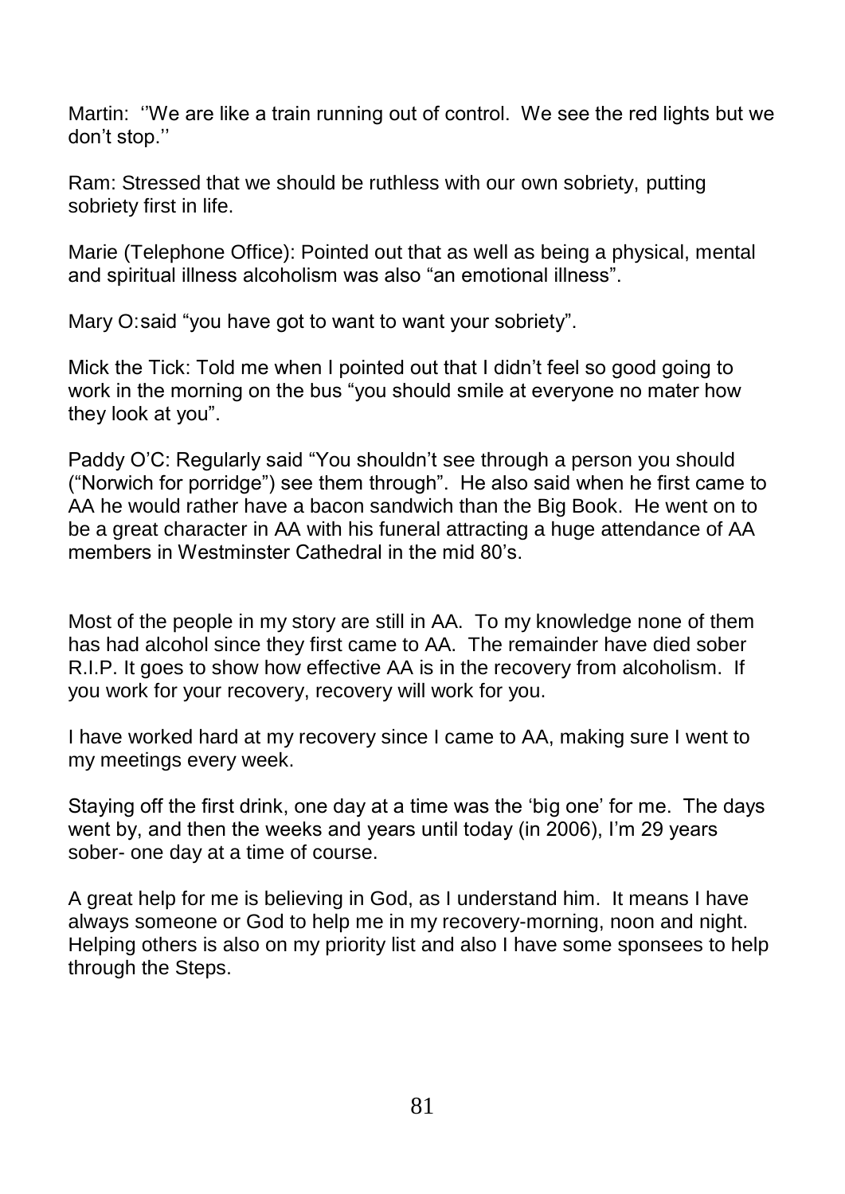Martin: ''We are like a train running out of control. We see the red lights but we don't stop.''

Ram: Stressed that we should be ruthless with our own sobriety, putting sobriety first in life.

Marie (Telephone Office): Pointed out that as well as being a physical, mental and spiritual illness alcoholism was also "an emotional illness".

Mary O:said "you have got to want to want your sobriety".

Mick the Tick: Told me when I pointed out that I didn't feel so good going to work in the morning on the bus "you should smile at everyone no mater how they look at you".

Paddy O'C: Regularly said "You shouldn't see through a person you should ("Norwich for porridge") see them through". He also said when he first came to AA he would rather have a bacon sandwich than the Big Book. He went on to be a great character in AA with his funeral attracting a huge attendance of AA members in Westminster Cathedral in the mid 80's.

Most of the people in my story are still in AA. To my knowledge none of them has had alcohol since they first came to AA. The remainder have died sober R.I.P. It goes to show how effective AA is in the recovery from alcoholism. If you work for your recovery, recovery will work for you.

I have worked hard at my recovery since I came to AA, making sure I went to my meetings every week.

Staying off the first drink, one day at a time was the 'big one' for me. The days went by, and then the weeks and years until today (in 2006), I'm 29 years sober- one day at a time of course.

A great help for me is believing in God, as I understand him. It means I have always someone or God to help me in my recovery-morning, noon and night. Helping others is also on my priority list and also I have some sponsees to help through the Steps.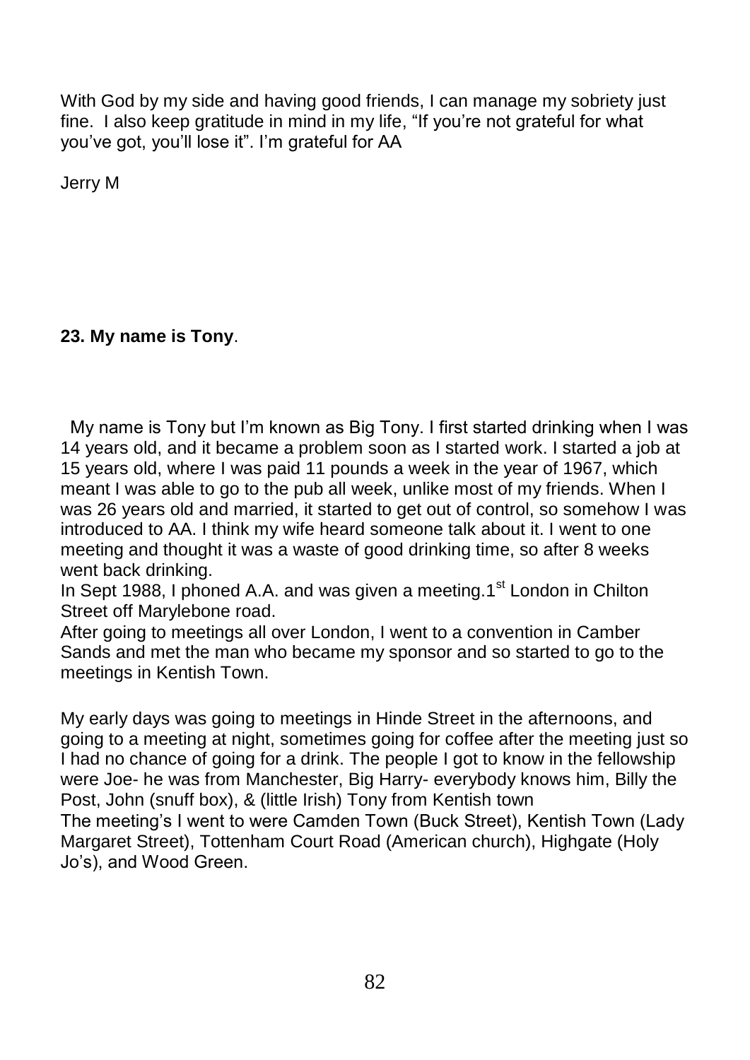With God by my side and having good friends, I can manage my sobriety just fine. I also keep gratitude in mind in my life, "If you're not grateful for what you've got, you'll lose it". I'm grateful for AA

Jerry M

## **23. My name is Tony**.

My name is Tony but I'm known as Big Tony. I first started drinking when I was 14 years old, and it became a problem soon as I started work. I started a job at 15 years old, where I was paid 11 pounds a week in the year of 1967, which meant I was able to go to the pub all week, unlike most of my friends. When I was 26 years old and married, it started to get out of control, so somehow I was introduced to AA. I think my wife heard someone talk about it. I went to one meeting and thought it was a waste of good drinking time, so after 8 weeks went back drinking.
In Sept 1988, I phoned A.A. and was given a meeting.1st London in Chilton Street off Marylebone road.
After going to meetings all over London, I went to a convention in Camber Sands and met the man who became my sponsor and so started to go to the meetings in Kentish Town.

My early days was going to meetings in Hinde Street in the afternoons, and going to a meeting at night, sometimes going for coffee after the meeting just so I had no chance of going for a drink. The people I got to know in the fellowship were Joe- he was from Manchester, Big Harry- everybody knows him, Billy the Post, John (snuff box), & (little Irish) Tony from Kentish town
The meeting's I went to were Camden Town (Buck Street), Kentish Town (Lady Margaret Street), Tottenham Court Road (American church), Highgate (Holy Jo's), and Wood Green.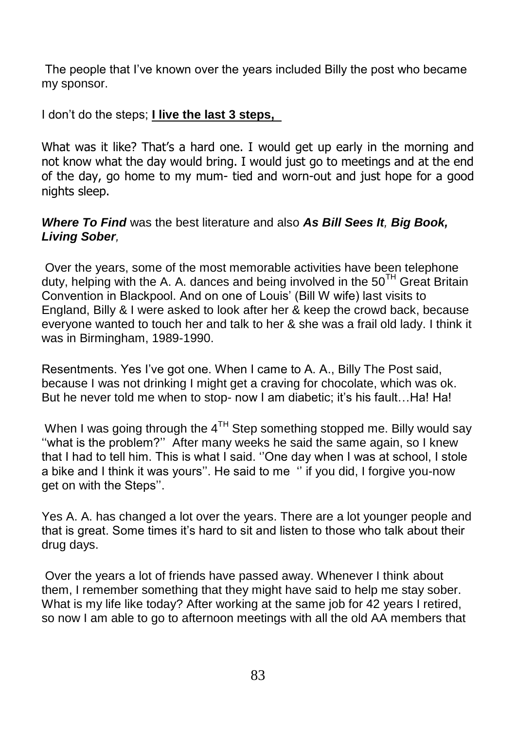The people that I've known over the years included Billy the post who became my sponsor.

I don't do the steps; **I live the last 3 steps,**

What was it like? That's a hard one. I would get up early in the morning and not know what the day would bring. I would just go to meetings and at the end of the day, go home to my mum- tied and worn-out and just hope for a good nights sleep.

***Where To Find*** was the best literature and also ***As Bill Sees It**, **Big Book, Living Sober**,*

Over the years, some of the most memorable activities have been telephone duty, helping with the A. A. dances and being involved in the 50TH Great Britain Convention in Blackpool. And on one of Louis' (Bill W wife) last visits to England, Billy & I were asked to look after her & keep the crowd back, because everyone wanted to touch her and talk to her & she was a frail old lady. I think it was in Birmingham, 1989-1990.

Resentments. Yes I've got one. When I came to A. A., Billy The Post said, because I was not drinking I might get a craving for chocolate, which was ok. But he never told me when to stop- now I am diabetic; it's his fault…Ha! Ha!

When I was going through the 4TH Step something stopped me. Billy would say ''what is the problem?'' After many weeks he said the same again, so I knew that I had to tell him. This is what I said. ''One day when I was at school, I stole a bike and I think it was yours''. He said to me '' if you did, I forgive you-now get on with the Steps''.

Yes A. A. has changed a lot over the years. There are a lot younger people and that is great. Some times it's hard to sit and listen to those who talk about their drug days.

Over the years a lot of friends have passed away. Whenever I think about them, I remember something that they might have said to help me stay sober. What is my life like today? After working at the same job for 42 years I retired, so now I am able to go to afternoon meetings with all the old AA members that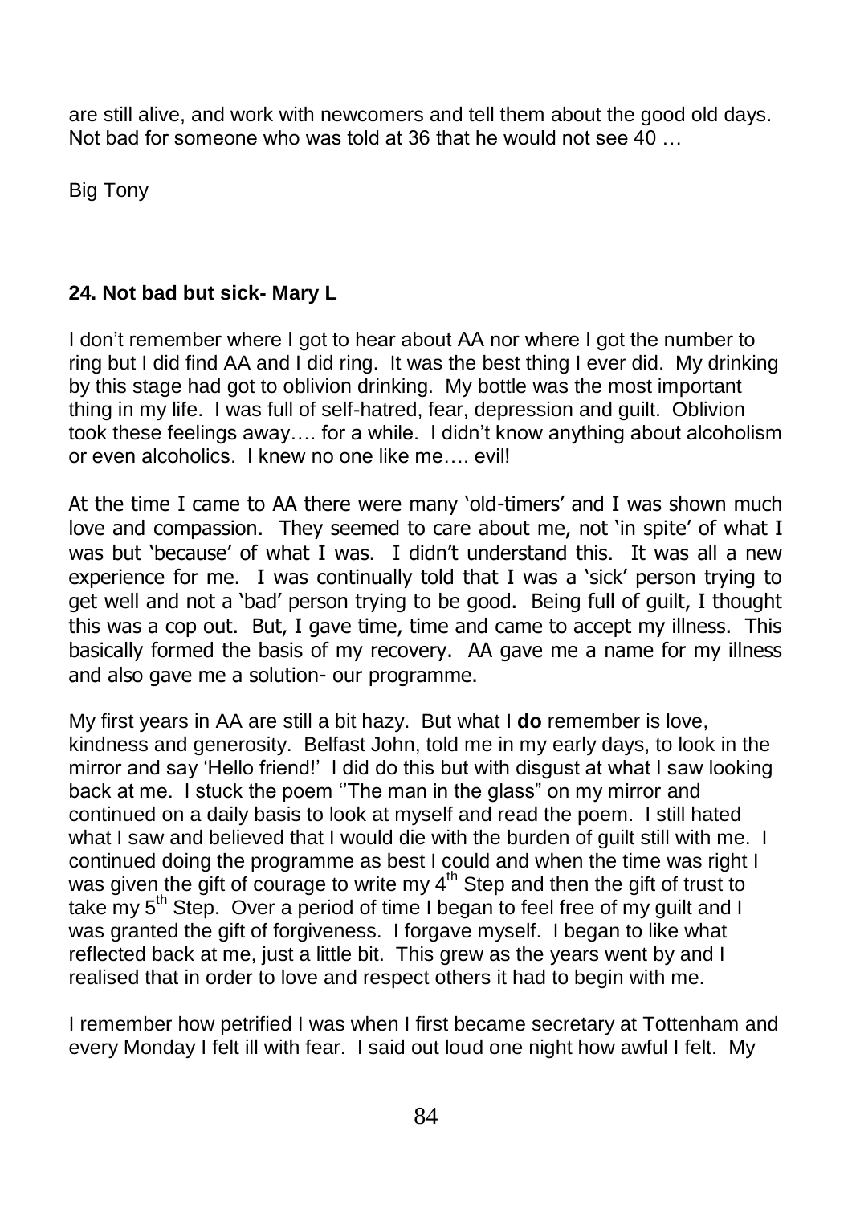are still alive, and work with newcomers and tell them about the good old days. Not bad for someone who was told at 36 that he would not see 40 …

Big Tony

### 24. Not bad but sick- Mary L

I don't remember where I got to hear about AA nor where I got the number to ring but I did find AA and I did ring. It was the best thing I ever did. My drinking by this stage had got to oblivion drinking. My bottle was the most important thing in my life. I was full of self-hatred, fear, depression and guilt. Oblivion took these feelings away…. for a while. I didn't know anything about alcoholism or even alcoholics. I knew no one like me…. evil!

At the time I came to AA there were many 'old-timers' and I was shown much love and compassion. They seemed to care about me, not 'in spite' of what I was but 'because' of what I was. I didn't understand this. It was all a new experience for me. I was continually told that I was a 'sick' person trying to get well and not a 'bad' person trying to be good. Being full of guilt, I thought this was a cop out. But, I gave time, time and came to accept my illness. This basically formed the basis of my recovery. AA gave me a name for my illness and also gave me a solution- our programme.

My first years in AA are still a bit hazy. But what I **do** remember is love, kindness and generosity. Belfast John, told me in my early days, to look in the mirror and say 'Hello friend!' I did do this but with disgust at what I saw looking back at me. I stuck the poem ''The man in the glass" on my mirror and continued on a daily basis to look at myself and read the poem. I still hated what I saw and believed that I would die with the burden of guilt still with me. I continued doing the programme as best I could and when the time was right I was given the gift of courage to write my 4th Step and then the gift of trust to take my 5th Step. Over a period of time I began to feel free of my guilt and I was granted the gift of forgiveness. I forgave myself. I began to like what reflected back at me, just a little bit. This grew as the years went by and I realised that in order to love and respect others it had to begin with me.

I remember how petrified I was when I first became secretary at Tottenham and every Monday I felt ill with fear. I said out loud one night how awful I felt. My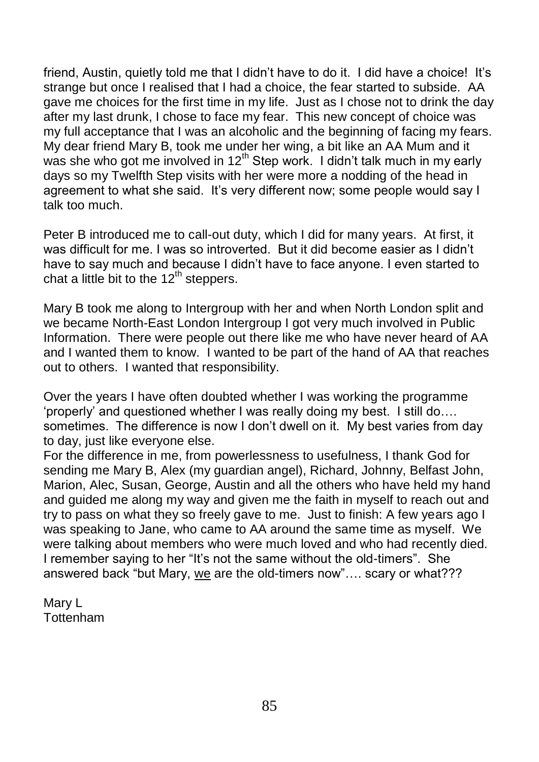friend, Austin, quietly told me that I didn't have to do it. I did have a choice! It's strange but once I realised that I had a choice, the fear started to subside. AA gave me choices for the first time in my life. Just as I chose not to drink the day after my last drunk, I chose to face my fear. This new concept of choice was my full acceptance that I was an alcoholic and the beginning of facing my fears. My dear friend Mary B, took me under her wing, a bit like an AA Mum and it was she who got me involved in 12th Step work. I didn't talk much in my early days so my Twelfth Step visits with her were more a nodding of the head in agreement to what she said. It's very different now; some people would say I talk too much.

Peter B introduced me to call-out duty, which I did for many years. At first, it was difficult for me. I was so introverted. But it did become easier as I didn't have to say much and because I didn't have to face anyone. I even started to chat a little bit to the 12th steppers.

Mary B took me along to Intergroup with her and when North London split and we became North-East London Intergroup I got very much involved in Public Information. There were people out there like me who have never heard of AA and I wanted them to know. I wanted to be part of the hand of AA that reaches out to others. I wanted that responsibility.

Over the years I have often doubted whether I was working the programme 'properly' and questioned whether I was really doing my best. I still do…. sometimes. The difference is now I don't dwell on it. My best varies from day to day, just like everyone else.

For the difference in me, from powerlessness to usefulness, I thank God for sending me Mary B, Alex (my guardian angel), Richard, Johnny, Belfast John, Marion, Alec, Susan, George, Austin and all the others who have held my hand and guided me along my way and given me the faith in myself to reach out and try to pass on what they so freely gave to me. Just to finish: A few years ago I was speaking to Jane, who came to AA around the same time as myself. We were talking about members who were much loved and who had recently died. I remember saying to her "It's not the same without the old-timers". She answered back "but Mary, we are the old-timers now"…. scary or what???

Mary L
Tottenham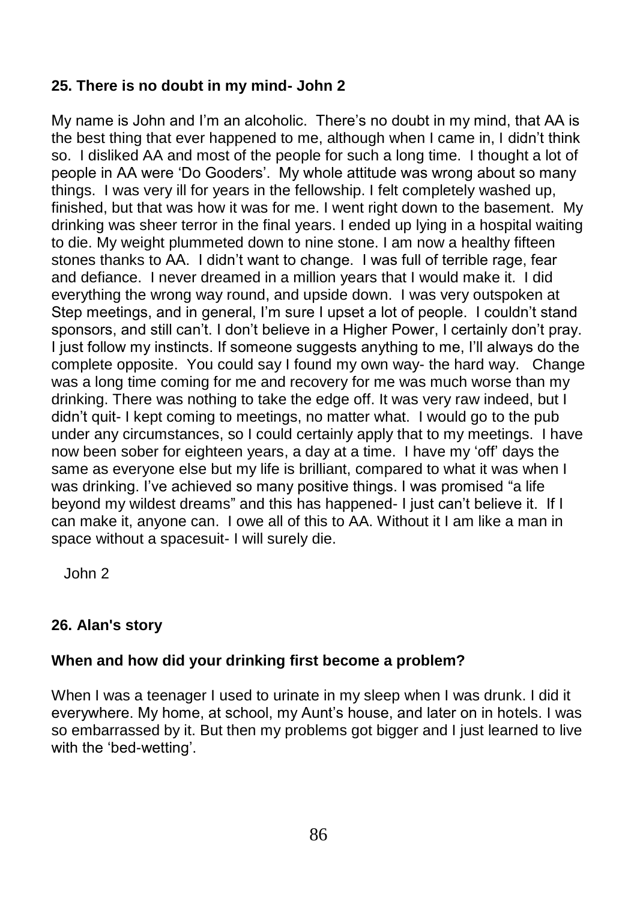### 25. There is no doubt in my mind- John 2

My name is John and I'm an alcoholic. There's no doubt in my mind, that AA is the best thing that ever happened to me, although when I came in, I didn't think so. I disliked AA and most of the people for such a long time. I thought a lot of people in AA were 'Do Gooders'. My whole attitude was wrong about so many things. I was very ill for years in the fellowship. I felt completely washed up, finished, but that was how it was for me. I went right down to the basement. My drinking was sheer terror in the final years. I ended up lying in a hospital waiting to die. My weight plummeted down to nine stone. I am now a healthy fifteen stones thanks to AA. I didn't want to change. I was full of terrible rage, fear and defiance. I never dreamed in a million years that I would make it. I did everything the wrong way round, and upside down. I was very outspoken at Step meetings, and in general, I'm sure I upset a lot of people. I couldn't stand sponsors, and still can't. I don't believe in a Higher Power, I certainly don't pray. I just follow my instincts. If someone suggests anything to me, I'll always do the complete opposite. You could say I found my own way- the hard way. Change was a long time coming for me and recovery for me was much worse than my drinking. There was nothing to take the edge off. It was very raw indeed, but I didn't quit- I kept coming to meetings, no matter what. I would go to the pub under any circumstances, so I could certainly apply that to my meetings. I have now been sober for eighteen years, a day at a time. I have my 'off' days the same as everyone else but my life is brilliant, compared to what it was when I was drinking. I've achieved so many positive things. I was promised "a life beyond my wildest dreams" and this has happened- I just can't believe it. If I can make it, anyone can. I owe all of this to AA. Without it I am like a man in space without a spacesuit- I will surely die.

John 2

### 26. Alan's story

#### When and how did your drinking first become a problem?

When I was a teenager I used to urinate in my sleep when I was drunk. I did it everywhere. My home, at school, my Aunt's house, and later on in hotels. I was so embarrassed by it. But then my problems got bigger and I just learned to live with the 'bed-wetting'.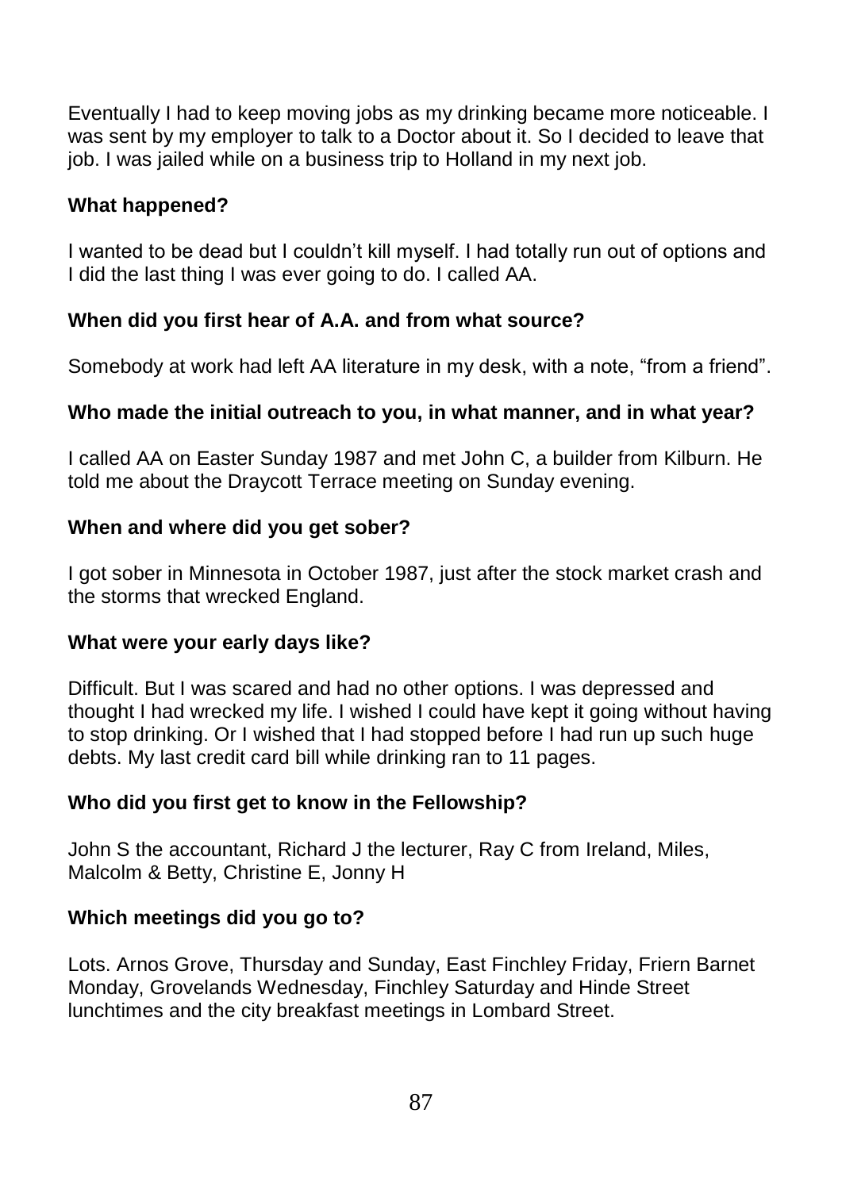Eventually I had to keep moving jobs as my drinking became more noticeable. I was sent by my employer to talk to a Doctor about it. So I decided to leave that job. I was jailed while on a business trip to Holland in my next job.

**What happened?**

I wanted to be dead but I couldn't kill myself. I had totally run out of options and I did the last thing I was ever going to do. I called AA.

**When did you first hear of A.A. and from what source?**

Somebody at work had left AA literature in my desk, with a note, "from a friend".

**Who made the initial outreach to you, in what manner, and in what year?**

I called AA on Easter Sunday 1987 and met John C, a builder from Kilburn. He told me about the Draycott Terrace meeting on Sunday evening.

**When and where did you get sober?**

I got sober in Minnesota in October 1987, just after the stock market crash and the storms that wrecked England.

**What were your early days like?**

Difficult. But I was scared and had no other options. I was depressed and thought I had wrecked my life. I wished I could have kept it going without having to stop drinking. Or I wished that I had stopped before I had run up such huge debts. My last credit card bill while drinking ran to 11 pages.

**Who did you first get to know in the Fellowship?**

John S the accountant, Richard J the lecturer, Ray C from Ireland, Miles, Malcolm & Betty, Christine E, Jonny H

**Which meetings did you go to?**

Lots. Arnos Grove, Thursday and Sunday, East Finchley Friday, Friern Barnet Monday, Grovelands Wednesday, Finchley Saturday and Hinde Street lunchtimes and the city breakfast meetings in Lombard Street.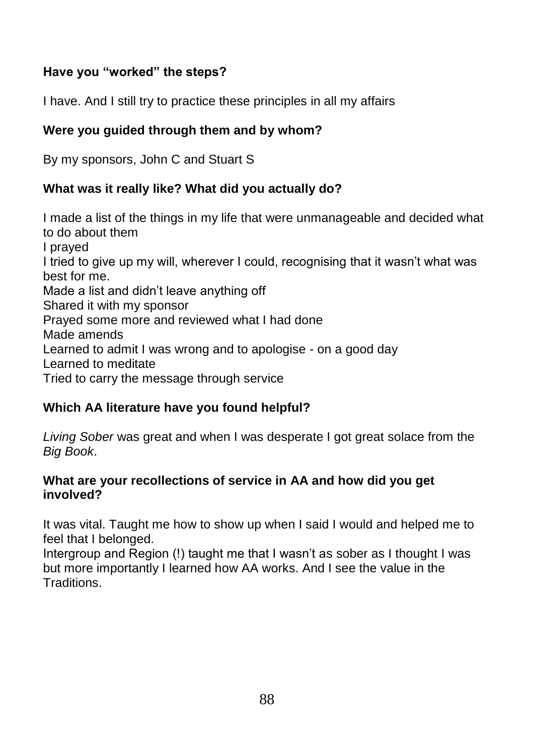**Have you “worked” the steps?**

I have. And I still try to practice these principles in all my affairs

**Were you guided through them and by whom?**

By my sponsors, John C and Stuart S

**What was it really like? What did you actually do?**

I made a list of the things in my life that were unmanageable and decided what to do about them
I prayed
I tried to give up my will, wherever I could, recognising that it wasn’t what was best for me.
Made a list and didn’t leave anything off
Shared it with my sponsor
Prayed some more and reviewed what I had done
Made amends
Learned to admit I was wrong and to apologise - on a good day
Learned to meditate
Tried to carry the message through service

**Which AA literature have you found helpful?**

*Living Sober* was great and when I was desperate I got great solace from the *Big Book*.

**What are your recollections of service in AA and how did you get involved?**

It was vital. Taught me how to show up when I said I would and helped me to feel that I belonged.
Intergroup and Region (!) taught me that I wasn’t as sober as I thought I was but more importantly I learned how AA works. And I see the value in the Traditions.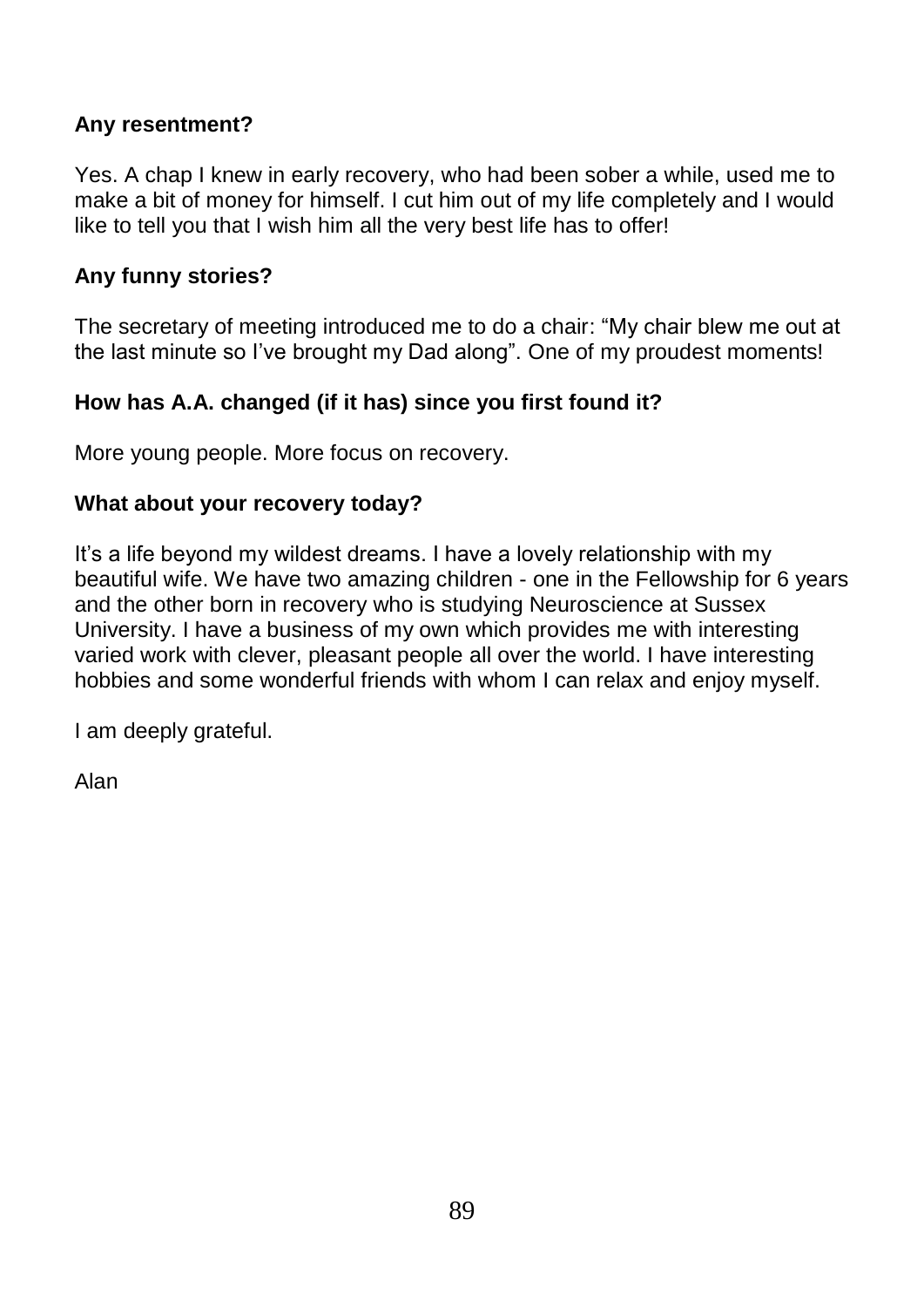**Any resentment?**

Yes. A chap I knew in early recovery, who had been sober a while, used me to make a bit of money for himself. I cut him out of my life completely and I would like to tell you that I wish him all the very best life has to offer!

**Any funny stories?**

The secretary of meeting introduced me to do a chair: "My chair blew me out at the last minute so I've brought my Dad along". One of my proudest moments!

**How has A.A. changed (if it has) since you first found it?**

More young people. More focus on recovery.

**What about your recovery today?**

It's a life beyond my wildest dreams. I have a lovely relationship with my beautiful wife. We have two amazing children - one in the Fellowship for 6 years and the other born in recovery who is studying Neuroscience at Sussex University. I have a business of my own which provides me with interesting varied work with clever, pleasant people all over the world. I have interesting hobbies and some wonderful friends with whom I can relax and enjoy myself.

I am deeply grateful.

Alan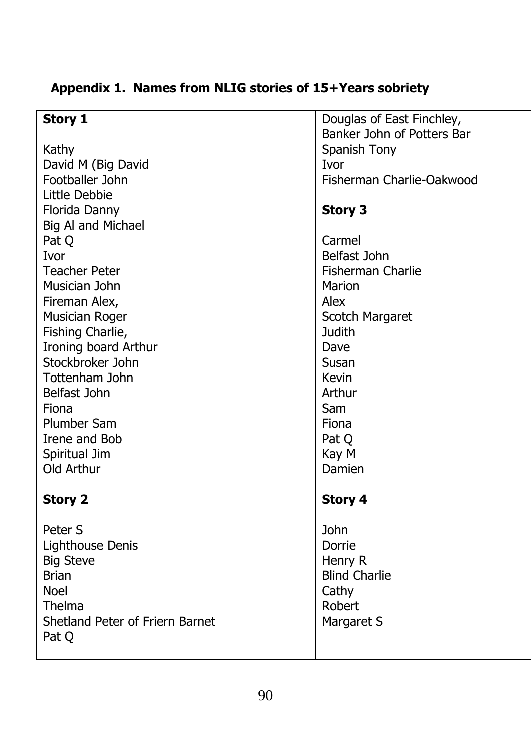## Appendix 1. Names from NLIG stories of 15+Years sobriety

**Story 1**

Kathy
David M (Big David
Footballer John
Little Debbie
Florida Danny
Big Al and Michael
Pat Q
Ivor
Teacher Peter
Musician John
Fireman Alex,
Musician Roger
Fishing Charlie,
Ironing board Arthur
Stockbroker John
Tottenham John
Belfast John
Fiona
Plumber Sam
Irene and Bob
Spiritual Jim
Old Arthur

**Story 2**

Peter S
Lighthouse Denis
Big Steve
Brian
Noel
Thelma
Shetland Peter of Friern Barnet
Pat Q
Douglas of East Finchley,
Banker John of Potters Bar
Spanish Tony
Ivor
Fisherman Charlie-Oakwood

**Story 3**

Carmel
Belfast John
Fisherman Charlie
Marion
Alex
Scotch Margaret
Judith
Dave
Susan
Kevin
Arthur
Sam
Fiona
Pat Q
Kay M
Damien

**Story 4**

John
Dorrie
Henry R
Blind Charlie
Cathy
Robert
Margaret S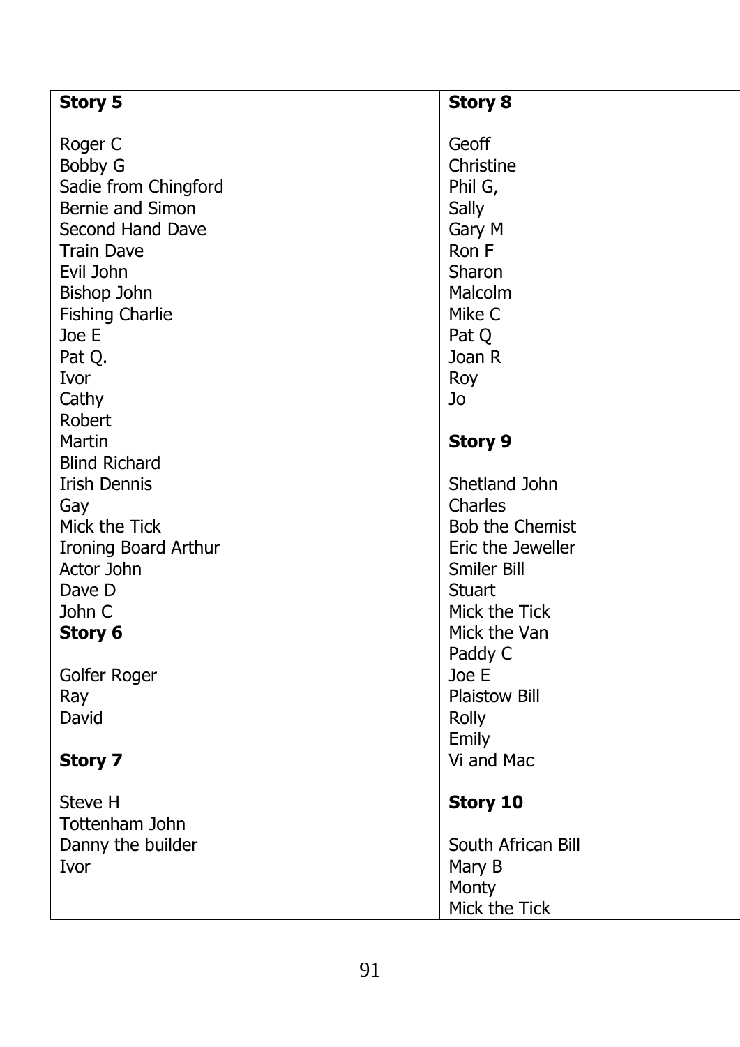**Story 5**

Roger C
Bobby G
Sadie from Chingford
Bernie and Simon
Second Hand Dave
Train Dave
Evil John
Bishop John
Fishing Charlie
Joe E
Pat Q.
Ivor
Cathy
Robert
Martin
Blind Richard
Irish Dennis
Gay
Mick the Tick
Ironing Board Arthur
Actor John
Dave D
John C

**Story 6**

Golfer Roger
Ray
David

**Story 7**

Steve H
Tottenham John
Danny the builder
Ivor

**Story 8**

Geoff
Christine
Phil G,
Sally
Gary M
Ron F
Sharon
Malcolm
Mike C
Pat Q
Joan R
Roy
Jo

**Story 9**

Shetland John
Charles
Bob the Chemist
Eric the Jeweller
Smiler Bill
Stuart
Mick the Tick
Mick the Van
Paddy C
Joe E
Plaistow Bill
Rolly
Emily
Vi and Mac

**Story 10**

South African Bill
Mary B
Monty
Mick the Tick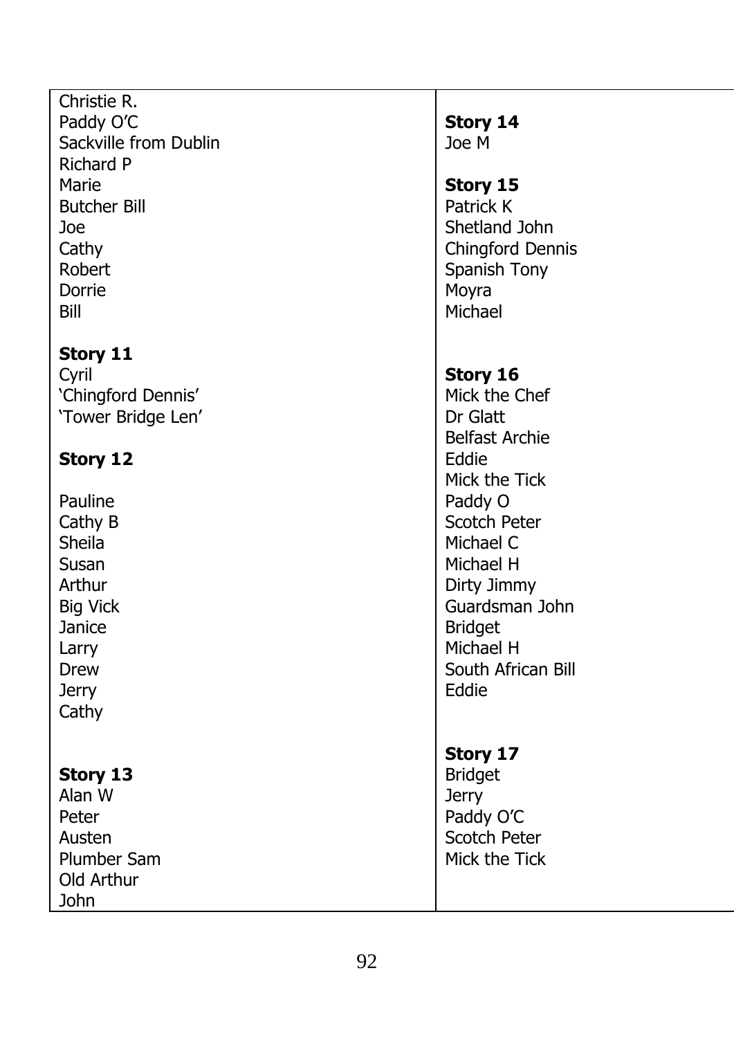Christie R.
Paddy O'C
Sackville from Dublin
Richard P
Marie
Butcher Bill
Joe
Cathy
Robert
Dorrie
Bill

**Story 11**
Cyril
'Chingford Dennis'
'Tower Bridge Len'

**Story 12**

Pauline
Cathy B
Sheila
Susan
Arthur
Big Vick
Janice
Larry
Drew
Jerry
Cathy

**Story 13**
Alan W
Peter
Austen
Plumber Sam
Old Arthur
John

**Story 14**
Joe M

**Story 15**
Patrick K
Shetland John
Chingford Dennis
Spanish Tony
Moyra
Michael

**Story 16**
Mick the Chef
Dr Glatt
Belfast Archie
Eddie
Mick the Tick
Paddy O
Scotch Peter
Michael C
Michael H
Dirty Jimmy
Guardsman John
Bridget
Michael H
South African Bill
Eddie

**Story 17**
Bridget
Jerry
Paddy O'C
Scotch Peter
Mick the Tick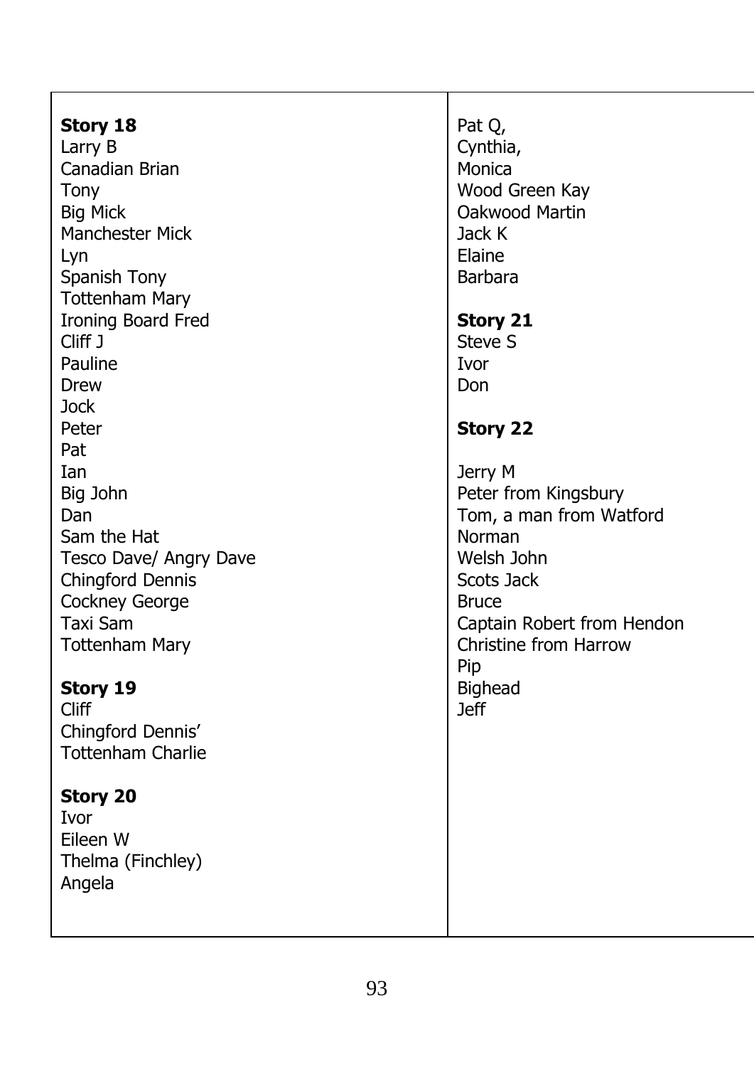**Story 18**
Larry B
Canadian Brian
Tony
Big Mick
Manchester Mick
Lyn
Spanish Tony
Tottenham Mary
Ironing Board Fred
Cliff J
Pauline
Drew
Jock
Peter
Pat
Ian
Big John
Dan
Sam the Hat
Tesco Dave/ Angry Dave
Chingford Dennis
Cockney George
Taxi Sam
Tottenham Mary

**Story 19**
Cliff
Chingford Dennis'
Tottenham Charlie

**Story 20**
Ivor
Eileen W
Thelma (Finchley)
Angela
Pat Q,
Cynthia,
Monica
Wood Green Kay
Oakwood Martin
Jack K
Elaine
Barbara

**Story 21**
Steve S
Ivor
Don

**Story 22**

Jerry M
Peter from Kingsbury
Tom, a man from Watford
Norman
Welsh John
Scots Jack
Bruce
Captain Robert from Hendon
Christine from Harrow
Pip
Bighead
Jeff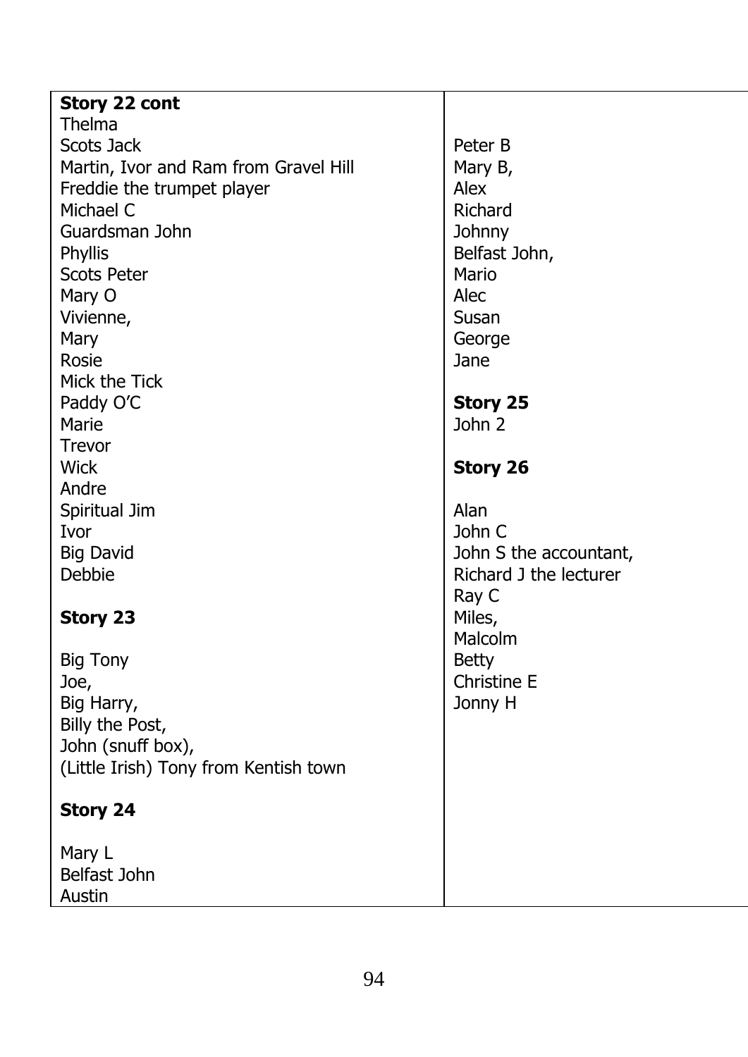**Story 22 cont**

Thelma
Scots Jack
Martin, Ivor and Ram from Gravel Hill
Freddie the trumpet player
Michael C
Guardsman John
Phyllis
Scots Peter
Mary O
Vivienne,
Mary
Rosie
Mick the Tick
Paddy O'C
Marie
Trevor
Wick
Andre
Spiritual Jim
Ivor
Big David
Debbie

**Story 23**

Big Tony
Joe,
Big Harry,
Billy the Post,
John (snuff box),
(Little Irish) Tony from Kentish town

**Story 24**

Mary L
Belfast John
Austin
Peter B
Mary B,
Alex
Richard
Johnny
Belfast John,
Mario
Alec
Susan
George
Jane

**Story 25**

John 2

**Story 26**

Alan
John C
John S the accountant,
Richard J the lecturer
Ray C
Miles,
Malcolm
Betty
Christine E
Jonny H